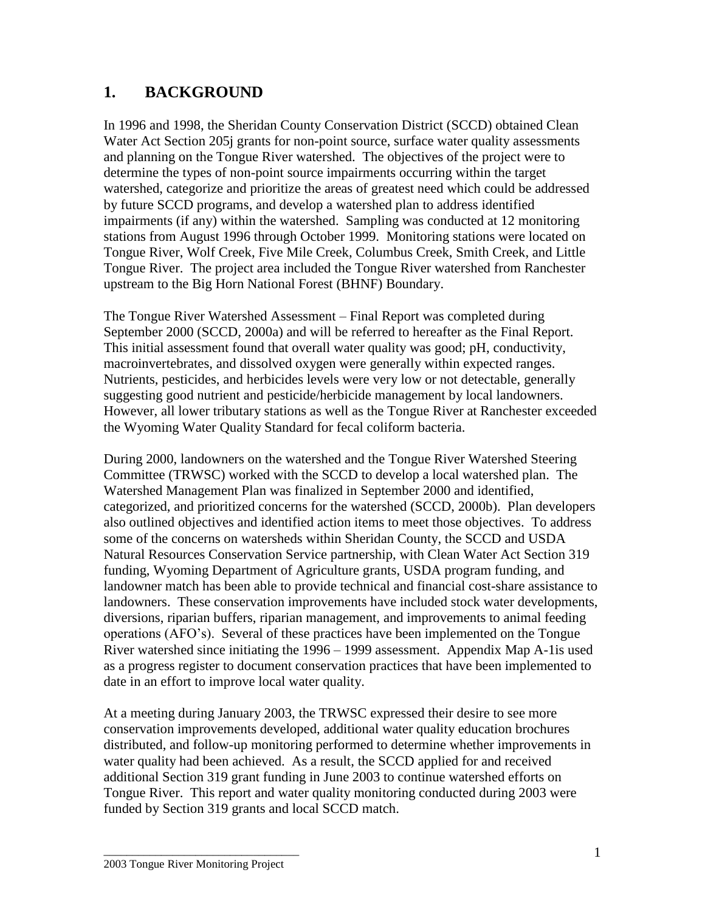# 1. BACKGROUND

In 1996 and 1998, the Sheridan County Conservation District (SCCD) obtained Clean Water Act Section 205j grants for non-point source, surface water quality assessments and planning on the Tongue River watershed. The objectives of the project were to determine the types of non-point source impairments occurring within the target watershed, categorize and prioritize the areas of greatest need which could be addressed by future SCCD programs, and develop a watershed plan to address identified impairments (if any) within the watershed. Sampling was conducted at 12 monitoring stations from August 1996 through October 1999. Monitoring stations were located on Tongue River, Wolf Creek, Five Mile Creek, Columbus Creek, Smith Creek, and Little Tongue River. The project area included the Tongue River watershed from Ranchester upstream to the Big Horn National Forest (BHNF) Boundary.

The Tongue River Watershed Assessment – Final Report was completed during September 2000 (SCCD, 2000a) and will be referred to hereafter as the Final Report. This initial assessment found that overall water quality was good; pH, conductivity, macroinvertebrates, and dissolved oxygen were generally within expected ranges. Nutrients, pesticides, and herbicides levels were very low or not detectable, generally suggesting good nutrient and pesticide/herbicide management by local landowners. However, all lower tributary stations as well as the Tongue River at Ranchester exceeded the Wyoming Water Quality Standard for fecal coliform bacteria.

During 2000, landowners on the watershed and the Tongue River Watershed Steering Committee (TRWSC) worked with the SCCD to develop a local watershed plan. The Watershed Management Plan was finalized in September 2000 and identified, categorized, and prioritized concerns for the watershed (SCCD, 2000b). Plan developers also outlined objectives and identified action items to meet those objectives. To address some of the concerns on watersheds within Sheridan County, the SCCD and USDA Natural Resources Conservation Service partnership, with Clean Water Act Section 319 funding, Wyoming Department of Agriculture grants, USDA program funding, and landowner match has been able to provide technical and financial cost-share assistance to landowners. These conservation improvements have included stock water developments, diversions, riparian buffers, riparian management, and improvements to animal feeding operations (AFO's). Several of these practices have been implemented on the Tongue River watershed since initiating the 1996 – 1999 assessment. Appendix Map A-1is used as a progress register to document conservation practices that have been implemented to date in an effort to improve local water quality.

At a meeting during January 2003, the TRWSC expressed their desire to see more conservation improvements developed, additional water quality education brochures distributed, and follow-up monitoring performed to determine whether improvements in water quality had been achieved. As a result, the SCCD applied for and received additional Section 319 grant funding in June 2003 to continue watershed efforts on Tongue River. This report and water quality monitoring conducted during 2003 were funded by Section 319 grants and local SCCD match.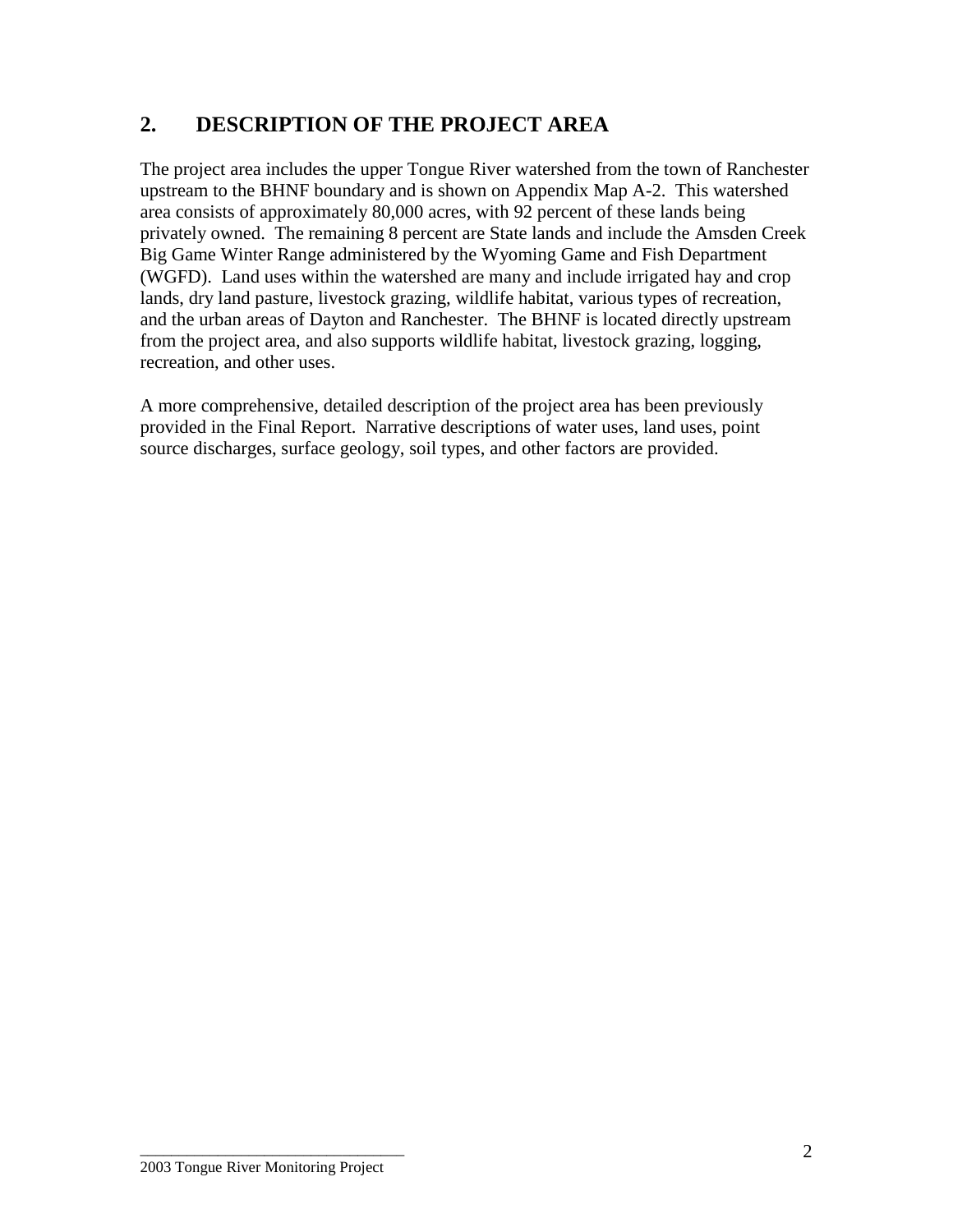## 2. DESCRIPTION OF THE PROJECT AREA

The project area includes the upper Tongue River watershed from the town of Ranchester upstream to the BHNF boundary and is shown on Appendix Map A-2. This watershed area consists of approximately 80,000 acres, with 92 percent of these lands being privately owned. The remaining 8 percent are State lands and include the Amsden Creek Big Game Winter Range administered by the Wyoming Game and Fish Department (WGFD). Land uses within the watershed are many and include irrigated hay and crop lands, dry land pasture, livestock grazing, wildlife habitat, various types of recreation, and the urban areas of Dayton and Ranchester. The BHNF is located directly upstream from the project area, and also supports wildlife habitat, livestock grazing, logging, recreation, and other uses.

A more comprehensive, detailed description of the project area has been previously provided in the Final Report. Narrative descriptions of water uses, land uses, point source discharges, surface geology, soil types, and other factors are provided.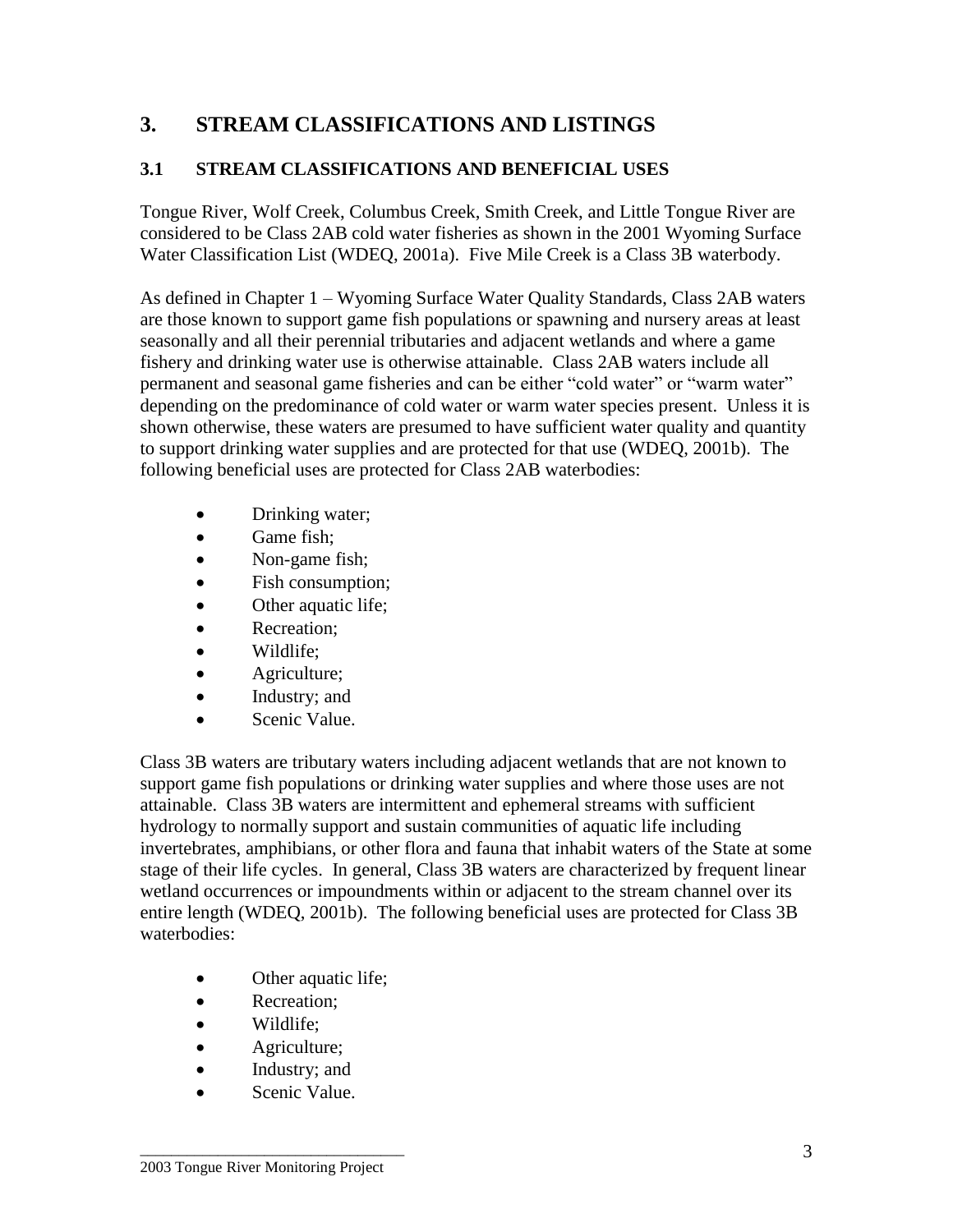# 3. STREAM CLASSIFICATIONS AND LISTINGS

## 3.1 STREAM CLASSIFICATIONS AND BENEFICIAL USES

Tongue River, Wolf Creek, Columbus Creek, Smith Creek, and Little Tongue River are considered to be Class 2AB cold water fisheries as shown in the 2001 Wyoming Surface Water Classification List (WDEQ, 2001a). Five Mile Creek is a Class 3B waterbody.

As defined in Chapter 1 – Wyoming Surface Water Quality Standards, Class 2AB waters are those known to support game fish populations or spawning and nursery areas at least seasonally and all their perennial tributaries and adjacent wetlands and where a game fishery and drinking water use is otherwise attainable. Class 2AB waters include all permanent and seasonal game fisheries and can be either "cold water" or "warm water" depending on the predominance of cold water or warm water species present. Unless it is shown otherwise, these waters are presumed to have sufficient water quality and quantity to support drinking water supplies and are protected for that use (WDEQ, 2001b). The following beneficial uses are protected for Class 2AB waterbodies:

- Drinking water;
- Game fish;
- Non-game fish;
- Fish consumption;
- Other aquatic life;
- Recreation;
- Wildlife;
- Agriculture;
- Industry; and
- Scenic Value.

Class 3B waters are tributary waters including adjacent wetlands that are not known to support game fish populations or drinking water supplies and where those uses are not attainable. Class 3B waters are intermittent and ephemeral streams with sufficient hydrology to normally support and sustain communities of aquatic life including invertebrates, amphibians, or other flora and fauna that inhabit waters of the State at some stage of their life cycles. In general, Class 3B waters are characterized by frequent linear wetland occurrences or impoundments within or adjacent to the stream channel over its entire length (WDEQ, 2001b). The following beneficial uses are protected for Class 3B waterbodies:

- Other aquatic life;
- Recreation;
- Wildlife;
- Agriculture;
- Industry; and
- Scenic Value.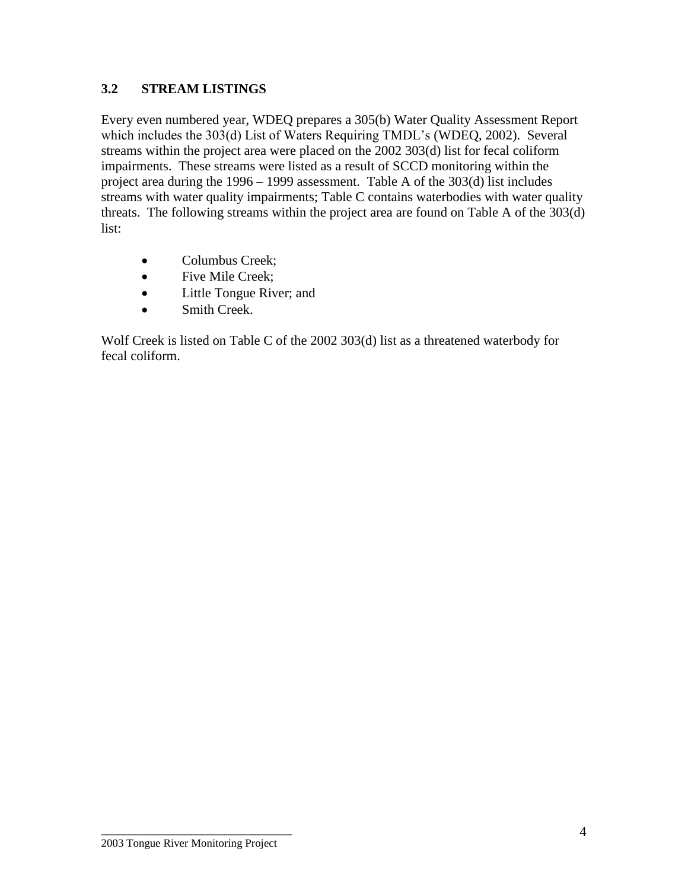### 3.2 STREAM LISTINGS

Every even numbered year, WDEQ prepares a 305(b) Water Quality Assessment Report which includes the 303(d) List of Waters Requiring TMDL's (WDEQ, 2002). Several streams within the project area were placed on the 2002 303(d) list for fecal coliform impairments. These streams were listed as a result of SCCD monitoring within the project area during the 1996 – 1999 assessment. Table A of the 303(d) list includes streams with water quality impairments; Table C contains waterbodies with water quality threats. The following streams within the project area are found on Table A of the 303(d) list:

- Columbus Creek;
- Five Mile Creek;
- Little Tongue River; and
- Smith Creek.

Wolf Creek is listed on Table C of the 2002 303(d) list as a threatened waterbody for fecal coliform.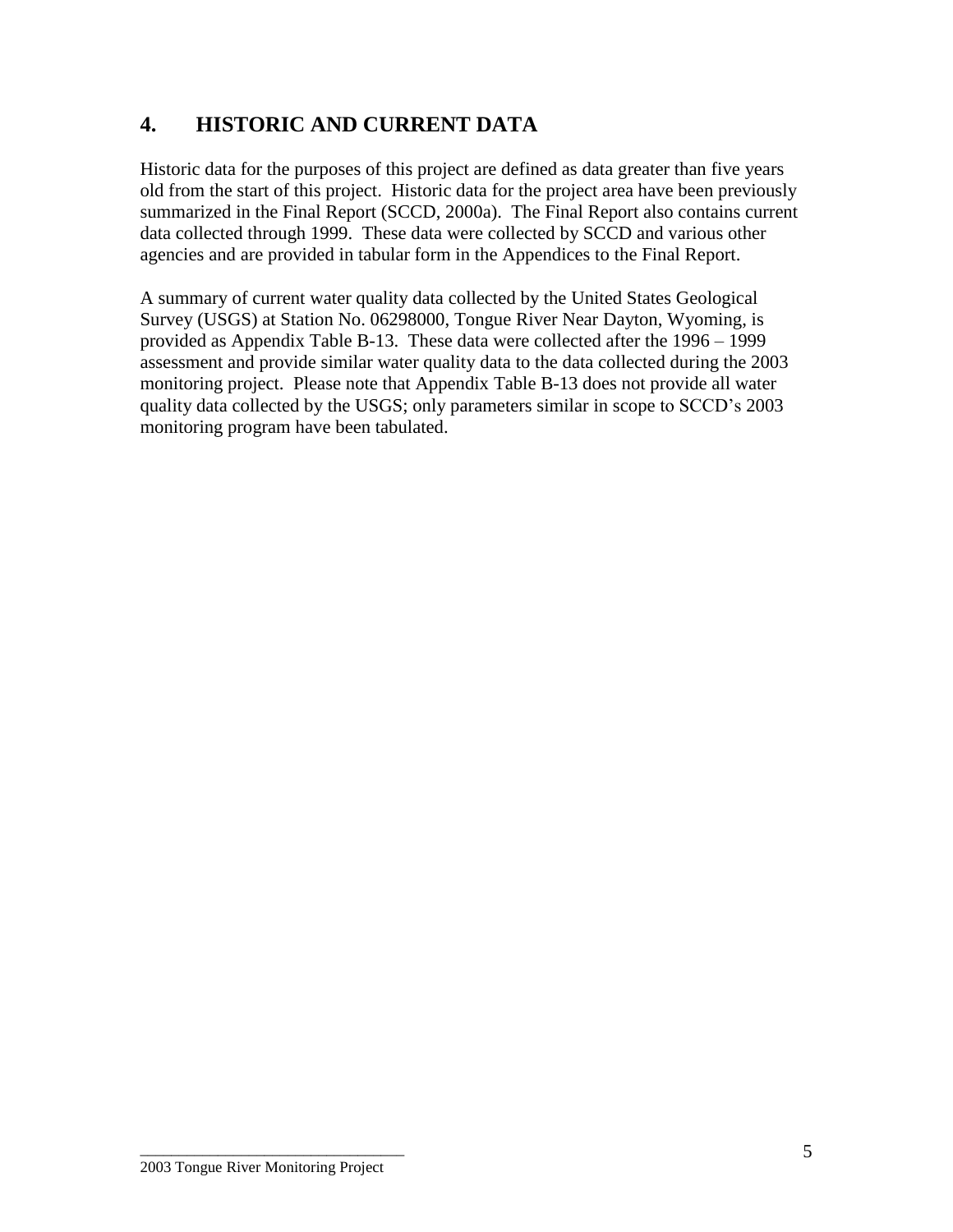# 4. HISTORIC AND CURRENT DATA

Historic data for the purposes of this project are defined as data greater than five years old from the start of this project. Historic data for the project area have been previously summarized in the Final Report (SCCD, 2000a). The Final Report also contains current data collected through 1999. These data were collected by SCCD and various other agencies and are provided in tabular form in the Appendices to the Final Report.

A summary of current water quality data collected by the United States Geological Survey (USGS) at Station No. 06298000, Tongue River Near Dayton, Wyoming, is provided as Appendix Table B-13. These data were collected after the 1996 – 1999 assessment and provide similar water quality data to the data collected during the 2003 monitoring project. Please note that Appendix Table B-13 does not provide all water quality data collected by the USGS; only parameters similar in scope to SCCD's 2003 monitoring program have been tabulated.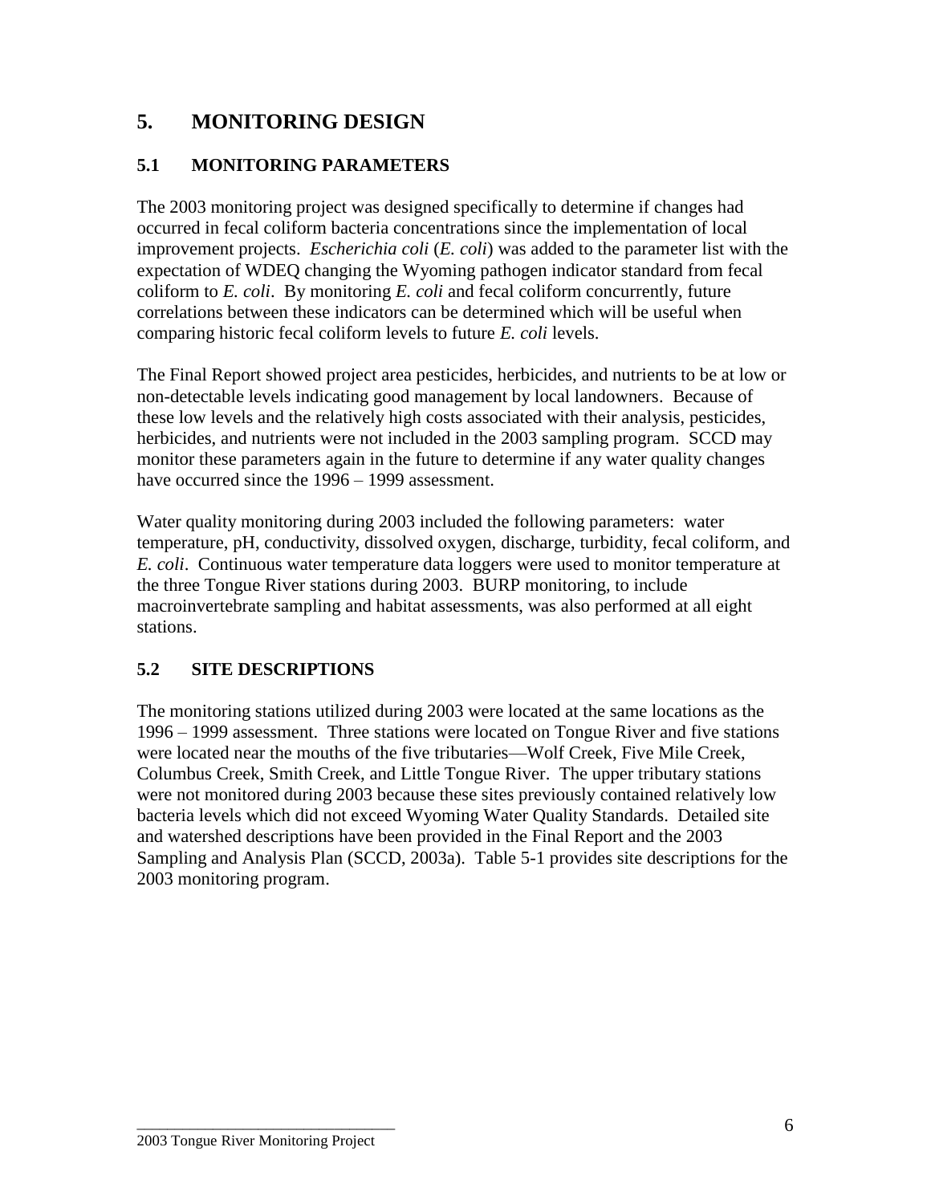# 5. MONITORING DESIGN

## 5.1 MONITORING PARAMETERS

The 2003 monitoring project was designed specifically to determine if changes had occurred in fecal coliform bacteria concentrations since the implementation of local improvement projects. *Escherichia coli* (*E. coli*) was added to the parameter list with the expectation of WDEQ changing the Wyoming pathogen indicator standard from fecal coliform to *E. coli*. By monitoring *E. coli* and fecal coliform concurrently, future correlations between these indicators can be determined which will be useful when comparing historic fecal coliform levels to future *E. coli* levels.

The Final Report showed project area pesticides, herbicides, and nutrients to be at low or non-detectable levels indicating good management by local landowners. Because of these low levels and the relatively high costs associated with their analysis, pesticides, herbicides, and nutrients were not included in the 2003 sampling program. SCCD may monitor these parameters again in the future to determine if any water quality changes have occurred since the 1996 – 1999 assessment.

Water quality monitoring during 2003 included the following parameters: water temperature, pH, conductivity, dissolved oxygen, discharge, turbidity, fecal coliform, and *E. coli*. Continuous water temperature data loggers were used to monitor temperature at the three Tongue River stations during 2003. BURP monitoring, to include macroinvertebrate sampling and habitat assessments, was also performed at all eight stations.

## 5.2 SITE DESCRIPTIONS

The monitoring stations utilized during 2003 were located at the same locations as the 1996 – 1999 assessment. Three stations were located on Tongue River and five stations were located near the mouths of the five tributaries—Wolf Creek, Five Mile Creek, Columbus Creek, Smith Creek, and Little Tongue River. The upper tributary stations were not monitored during 2003 because these sites previously contained relatively low bacteria levels which did not exceed Wyoming Water Quality Standards. Detailed site and watershed descriptions have been provided in the Final Report and the 2003 Sampling and Analysis Plan (SCCD, 2003a). Table 5-1 provides site descriptions for the 2003 monitoring program.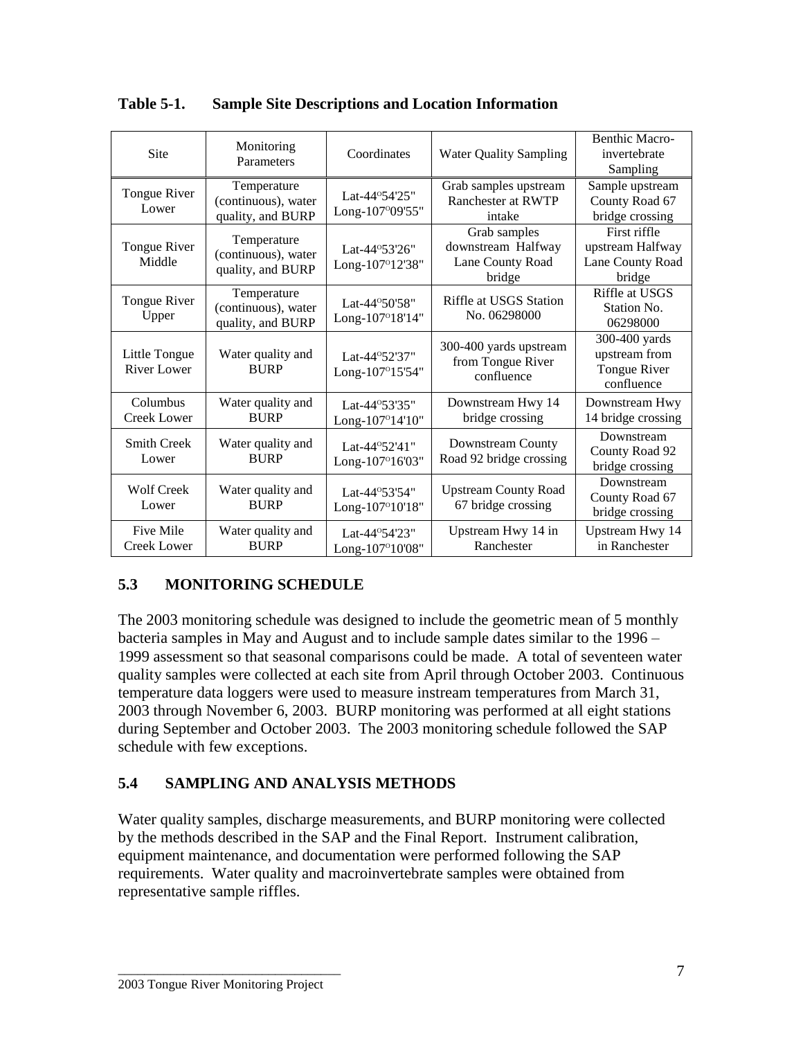**Table 5-1. Sample Site Descriptions and Location Information**

| Site | Monitoring Parameters | Coordinates | Water Quality Sampling | Benthic Macro-invertebrate Sampling |
|---|---|---|---|---|
| Tongue River Lower | Temperature (continuous), water quality, and BURP | Lat-44°54'25" Long-107°09'55" | Grab samples upstream Ranchester at RWTP intake | Sample upstream County Road 67 bridge crossing |
| Tongue River Middle | Temperature (continuous), water quality, and BURP | Lat-44°53'26" Long-107°12'38" | Grab samples downstream Halfway Lane County Road bridge | First riffle upstream Halfway Lane County Road bridge |
| Tongue River Upper | Temperature (continuous), water quality, and BURP | Lat-44°50'58" Long-107°18'14" | Riffle at USGS Station No. 06298000 | Riffle at USGS Station No. 06298000 |
| Little Tongue River Lower | Water quality and BURP | Lat-44°52'37" Long-107°15'54" | 300-400 yards upstream from Tongue River confluence | 300-400 yards upstream from Tongue River confluence |
| Columbus Creek Lower | Water quality and BURP | Lat-44°53'35" Long-107°14'10" | Downstream Hwy 14 bridge crossing | Downstream Hwy 14 bridge crossing |
| Smith Creek Lower | Water quality and BURP | Lat-44°52'41" Long-107°16'03" | Downstream County Road 92 bridge crossing | Downstream County Road 92 bridge crossing |
| Wolf Creek Lower | Water quality and BURP | Lat-44°53'54" Long-107°10'18" | Upstream County Road 67 bridge crossing | Downstream County Road 67 bridge crossing |
| Five Mile Creek Lower | Water quality and BURP | Lat-44°54'23" Long-107°10'08" | Upstream Hwy 14 in Ranchester | Upstream Hwy 14 in Ranchester |

## 5.3 MONITORING SCHEDULE

The 2003 monitoring schedule was designed to include the geometric mean of 5 monthly bacteria samples in May and August and to include sample dates similar to the 1996 – 1999 assessment so that seasonal comparisons could be made. A total of seventeen water quality samples were collected at each site from April through October 2003. Continuous temperature data loggers were used to measure instream temperatures from March 31, 2003 through November 6, 2003. BURP monitoring was performed at all eight stations during September and October 2003. The 2003 monitoring schedule followed the SAP schedule with few exceptions.

## 5.4 SAMPLING AND ANALYSIS METHODS

Water quality samples, discharge measurements, and BURP monitoring were collected by the methods described in the SAP and the Final Report. Instrument calibration, equipment maintenance, and documentation were performed following the SAP requirements. Water quality and macroinvertebrate samples were obtained from representative sample riffles.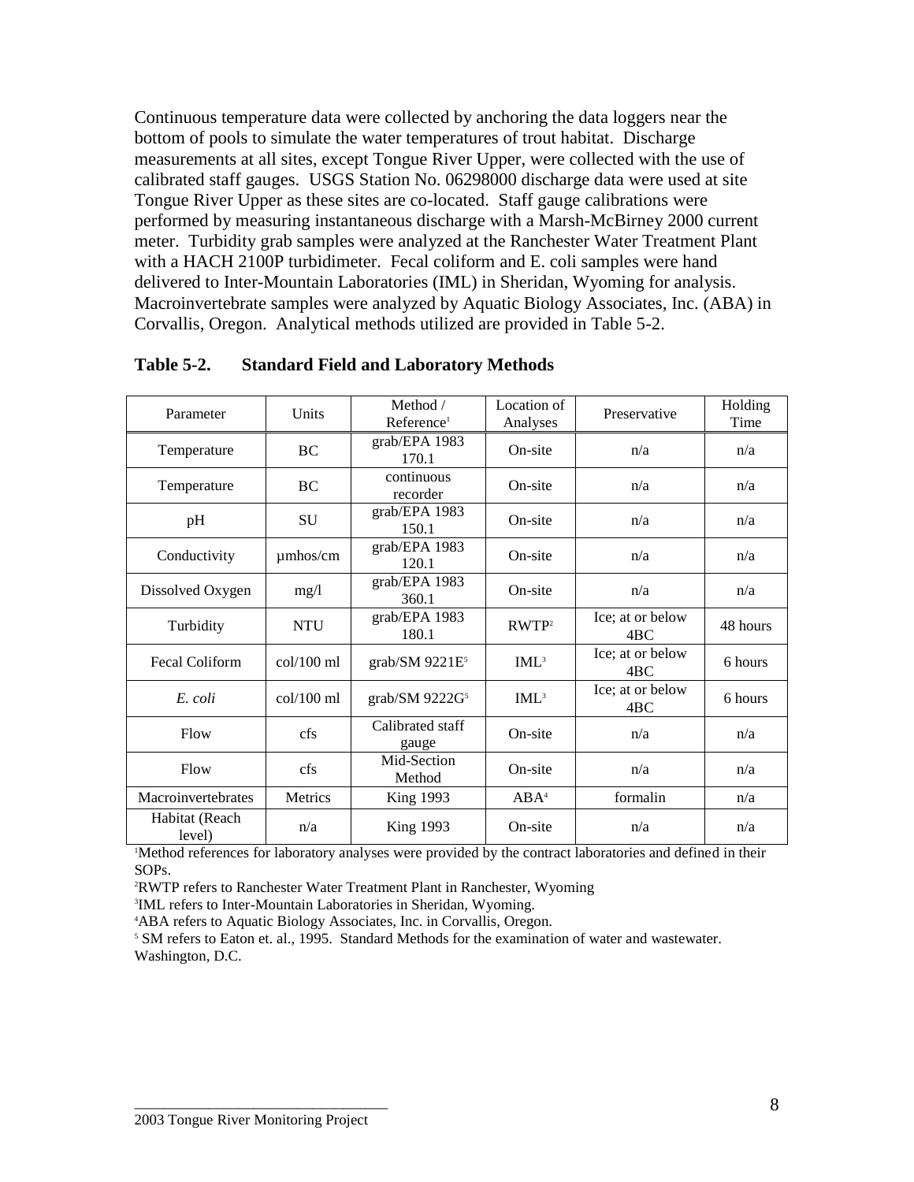Continuous temperature data were collected by anchoring the data loggers near the bottom of pools to simulate the water temperatures of trout habitat. Discharge measurements at all sites, except Tongue River Upper, were collected with the use of calibrated staff gauges. USGS Station No. 06298000 discharge data were used at site Tongue River Upper as these sites are co-located. Staff gauge calibrations were performed by measuring instantaneous discharge with a Marsh-McBirney 2000 current meter. Turbidity grab samples were analyzed at the Ranchester Water Treatment Plant with a HACH 2100P turbidimeter. Fecal coliform and E. coli samples were hand delivered to Inter-Mountain Laboratories (IML) in Sheridan, Wyoming for analysis. Macroinvertebrate samples were analyzed by Aquatic Biology Associates, Inc. (ABA) in Corvallis, Oregon. Analytical methods utilized are provided in Table 5-2.

**Table 5-2. Standard Field and Laboratory Methods**

| Parameter | Units | Method / Reference[1] | Location of Analyses | Preservative | Holding Time |
|---|---|---|---|---|---|
| Temperature | BC | grab/EPA 1983 170.1 | On-site | n/a | n/a |
| Temperature | BC | continuous recorder | On-site | n/a | n/a |
| pH | SU | grab/EPA 1983 150.1 | On-site | n/a | n/a |
| Conductivity | µmhos/cm | grab/EPA 1983 120.1 | On-site | n/a | n/a |
| Dissolved Oxygen | mg/l | grab/EPA 1983 360.1 | On-site | n/a | n/a |
| Turbidity | NTU | grab/EPA 1983 180.1 | RWTP[2] | Ice; at or below 4BC | 48 hours |
| Fecal Coliform | col/100 ml | grab/SM 9221E[5] | IML[3] | Ice; at or below 4BC | 6 hours |
| *E. coli* | col/100 ml | grab/SM 9222G[5] | IML[3] | Ice; at or below 4BC | 6 hours |
| Flow | cfs | Calibrated staff gauge | On-site | n/a | n/a |
| Flow | cfs | Mid-Section Method | On-site | n/a | n/a |
| Macroinvertebrates | Metrics | King 1993 | ABA[4] | formalin | n/a |
| Habitat (Reach level) | n/a | King 1993 | On-site | n/a | n/a |

[1]Method references for laboratory analyses were provided by the contract laboratories and defined in their SOPs.

[2]RWTP refers to Ranchester Water Treatment Plant in Ranchester, Wyoming

[3]IML refers to Inter-Mountain Laboratories in Sheridan, Wyoming.

[4]ABA refers to Aquatic Biology Associates, Inc. in Corvallis, Oregon.

[5] SM refers to Eaton et. al., 1995. Standard Methods for the examination of water and wastewater. Washington, D.C.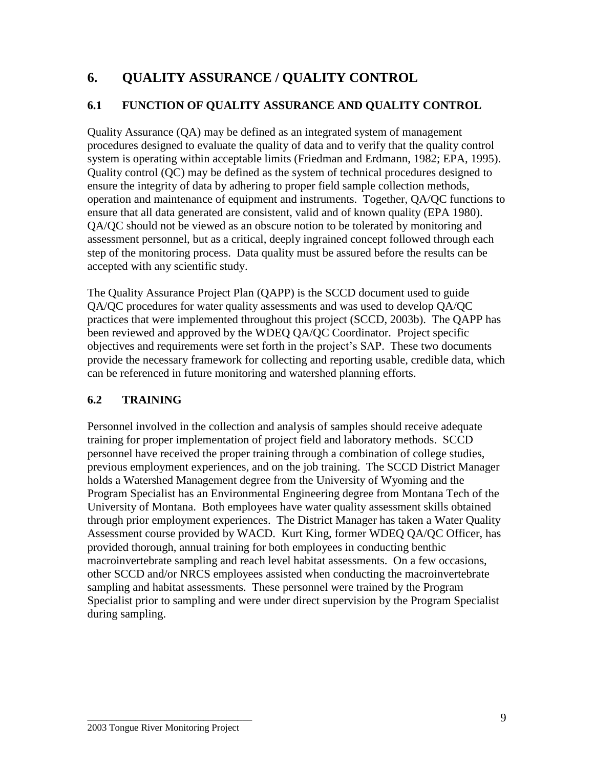# 6. QUALITY ASSURANCE / QUALITY CONTROL

## 6.1 FUNCTION OF QUALITY ASSURANCE AND QUALITY CONTROL

Quality Assurance (QA) may be defined as an integrated system of management procedures designed to evaluate the quality of data and to verify that the quality control system is operating within acceptable limits (Friedman and Erdmann, 1982; EPA, 1995). Quality control (QC) may be defined as the system of technical procedures designed to ensure the integrity of data by adhering to proper field sample collection methods, operation and maintenance of equipment and instruments. Together, QA/QC functions to ensure that all data generated are consistent, valid and of known quality (EPA 1980). QA/QC should not be viewed as an obscure notion to be tolerated by monitoring and assessment personnel, but as a critical, deeply ingrained concept followed through each step of the monitoring process. Data quality must be assured before the results can be accepted with any scientific study.

The Quality Assurance Project Plan (QAPP) is the SCCD document used to guide QA/QC procedures for water quality assessments and was used to develop QA/QC practices that were implemented throughout this project (SCCD, 2003b). The QAPP has been reviewed and approved by the WDEQ QA/QC Coordinator. Project specific objectives and requirements were set forth in the project's SAP. These two documents provide the necessary framework for collecting and reporting usable, credible data, which can be referenced in future monitoring and watershed planning efforts.

## 6.2 TRAINING

Personnel involved in the collection and analysis of samples should receive adequate training for proper implementation of project field and laboratory methods. SCCD personnel have received the proper training through a combination of college studies, previous employment experiences, and on the job training. The SCCD District Manager holds a Watershed Management degree from the University of Wyoming and the Program Specialist has an Environmental Engineering degree from Montana Tech of the University of Montana. Both employees have water quality assessment skills obtained through prior employment experiences. The District Manager has taken a Water Quality Assessment course provided by WACD. Kurt King, former WDEQ QA/QC Officer, has provided thorough, annual training for both employees in conducting benthic macroinvertebrate sampling and reach level habitat assessments. On a few occasions, other SCCD and/or NRCS employees assisted when conducting the macroinvertebrate sampling and habitat assessments. These personnel were trained by the Program Specialist prior to sampling and were under direct supervision by the Program Specialist during sampling.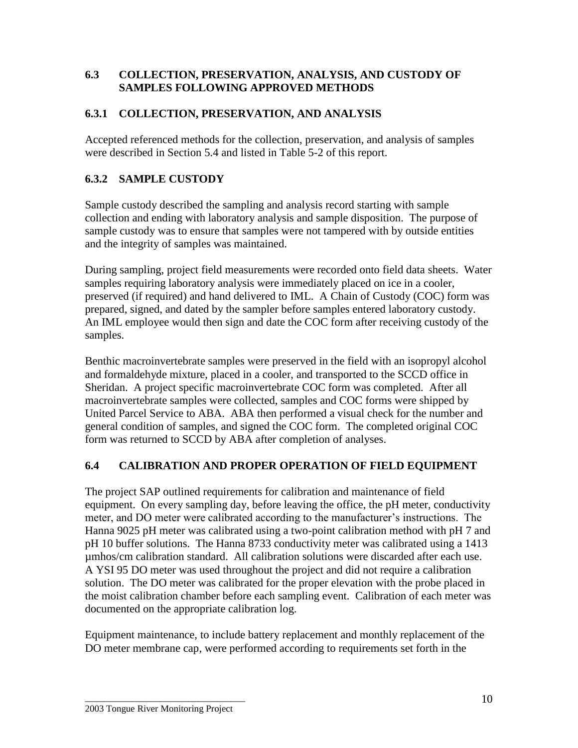## 6.3 COLLECTION, PRESERVATION, ANALYSIS, AND CUSTODY OF SAMPLES FOLLOWING APPROVED METHODS

### 6.3.1 COLLECTION, PRESERVATION, AND ANALYSIS

Accepted referenced methods for the collection, preservation, and analysis of samples were described in Section 5.4 and listed in Table 5-2 of this report.

### 6.3.2 SAMPLE CUSTODY

Sample custody described the sampling and analysis record starting with sample collection and ending with laboratory analysis and sample disposition. The purpose of sample custody was to ensure that samples were not tampered with by outside entities and the integrity of samples was maintained.

During sampling, project field measurements were recorded onto field data sheets. Water samples requiring laboratory analysis were immediately placed on ice in a cooler, preserved (if required) and hand delivered to IML. A Chain of Custody (COC) form was prepared, signed, and dated by the sampler before samples entered laboratory custody. An IML employee would then sign and date the COC form after receiving custody of the samples.

Benthic macroinvertebrate samples were preserved in the field with an isopropyl alcohol and formaldehyde mixture, placed in a cooler, and transported to the SCCD office in Sheridan. A project specific macroinvertebrate COC form was completed. After all macroinvertebrate samples were collected, samples and COC forms were shipped by United Parcel Service to ABA. ABA then performed a visual check for the number and general condition of samples, and signed the COC form. The completed original COC form was returned to SCCD by ABA after completion of analyses.

## 6.4 CALIBRATION AND PROPER OPERATION OF FIELD EQUIPMENT

The project SAP outlined requirements for calibration and maintenance of field equipment. On every sampling day, before leaving the office, the pH meter, conductivity meter, and DO meter were calibrated according to the manufacturer's instructions. The Hanna 9025 pH meter was calibrated using a two-point calibration method with pH 7 and pH 10 buffer solutions. The Hanna 8733 conductivity meter was calibrated using a 1413 µmhos/cm calibration standard. All calibration solutions were discarded after each use. A YSI 95 DO meter was used throughout the project and did not require a calibration solution. The DO meter was calibrated for the proper elevation with the probe placed in the moist calibration chamber before each sampling event. Calibration of each meter was documented on the appropriate calibration log.

Equipment maintenance, to include battery replacement and monthly replacement of the DO meter membrane cap, were performed according to requirements set forth in the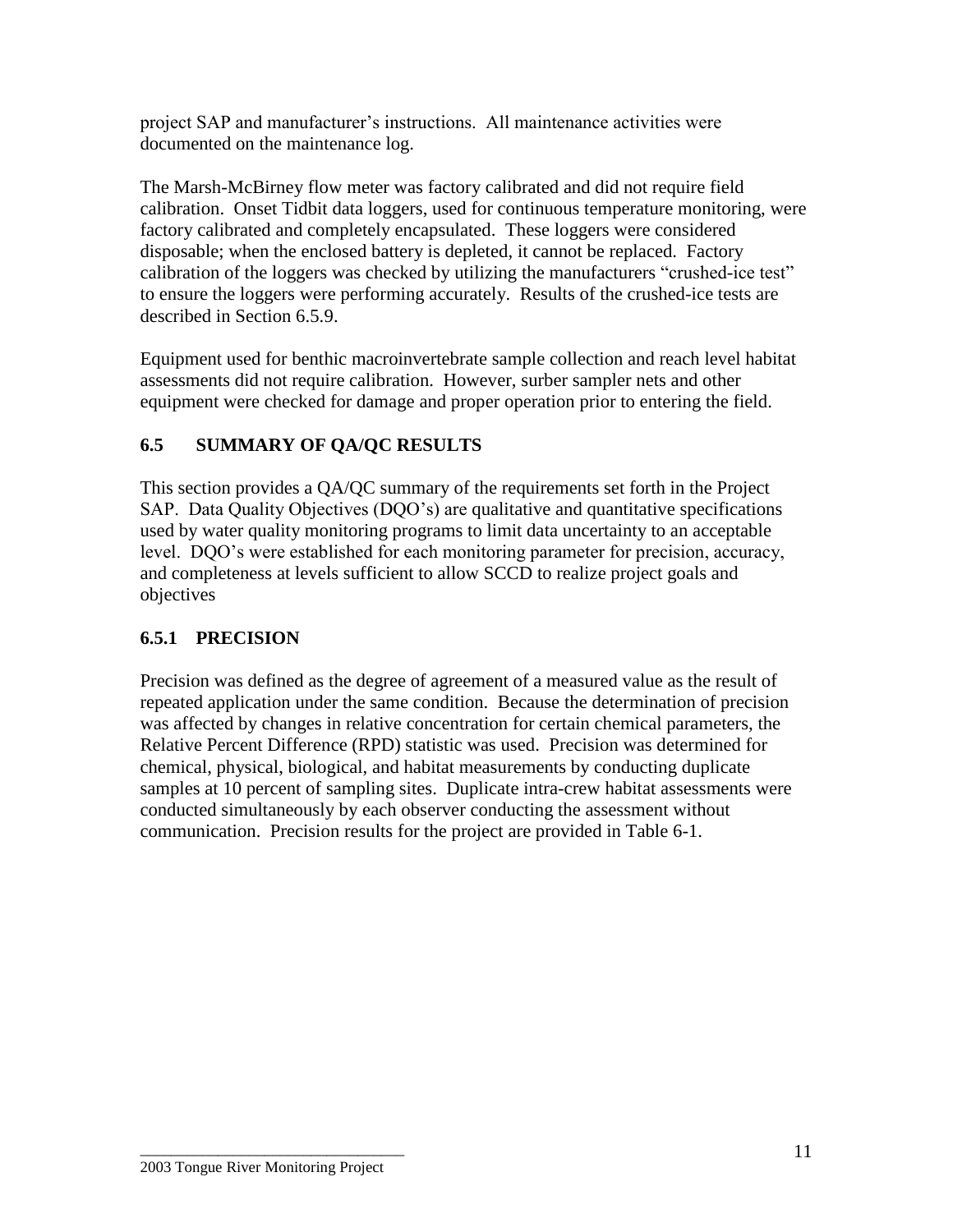project SAP and manufacturer's instructions. All maintenance activities were documented on the maintenance log.

The Marsh-McBirney flow meter was factory calibrated and did not require field calibration. Onset Tidbit data loggers, used for continuous temperature monitoring, were factory calibrated and completely encapsulated. These loggers were considered disposable; when the enclosed battery is depleted, it cannot be replaced. Factory calibration of the loggers was checked by utilizing the manufacturers "crushed-ice test" to ensure the loggers were performing accurately. Results of the crushed-ice tests are described in Section 6.5.9.

Equipment used for benthic macroinvertebrate sample collection and reach level habitat assessments did not require calibration. However, surber sampler nets and other equipment were checked for damage and proper operation prior to entering the field.

## 6.5 SUMMARY OF QA/QC RESULTS

This section provides a QA/QC summary of the requirements set forth in the Project SAP. Data Quality Objectives (DQO's) are qualitative and quantitative specifications used by water quality monitoring programs to limit data uncertainty to an acceptable level. DQO's were established for each monitoring parameter for precision, accuracy, and completeness at levels sufficient to allow SCCD to realize project goals and objectives

### 6.5.1 PRECISION

Precision was defined as the degree of agreement of a measured value as the result of repeated application under the same condition. Because the determination of precision was affected by changes in relative concentration for certain chemical parameters, the Relative Percent Difference (RPD) statistic was used. Precision was determined for chemical, physical, biological, and habitat measurements by conducting duplicate samples at 10 percent of sampling sites. Duplicate intra-crew habitat assessments were conducted simultaneously by each observer conducting the assessment without communication. Precision results for the project are provided in Table 6-1.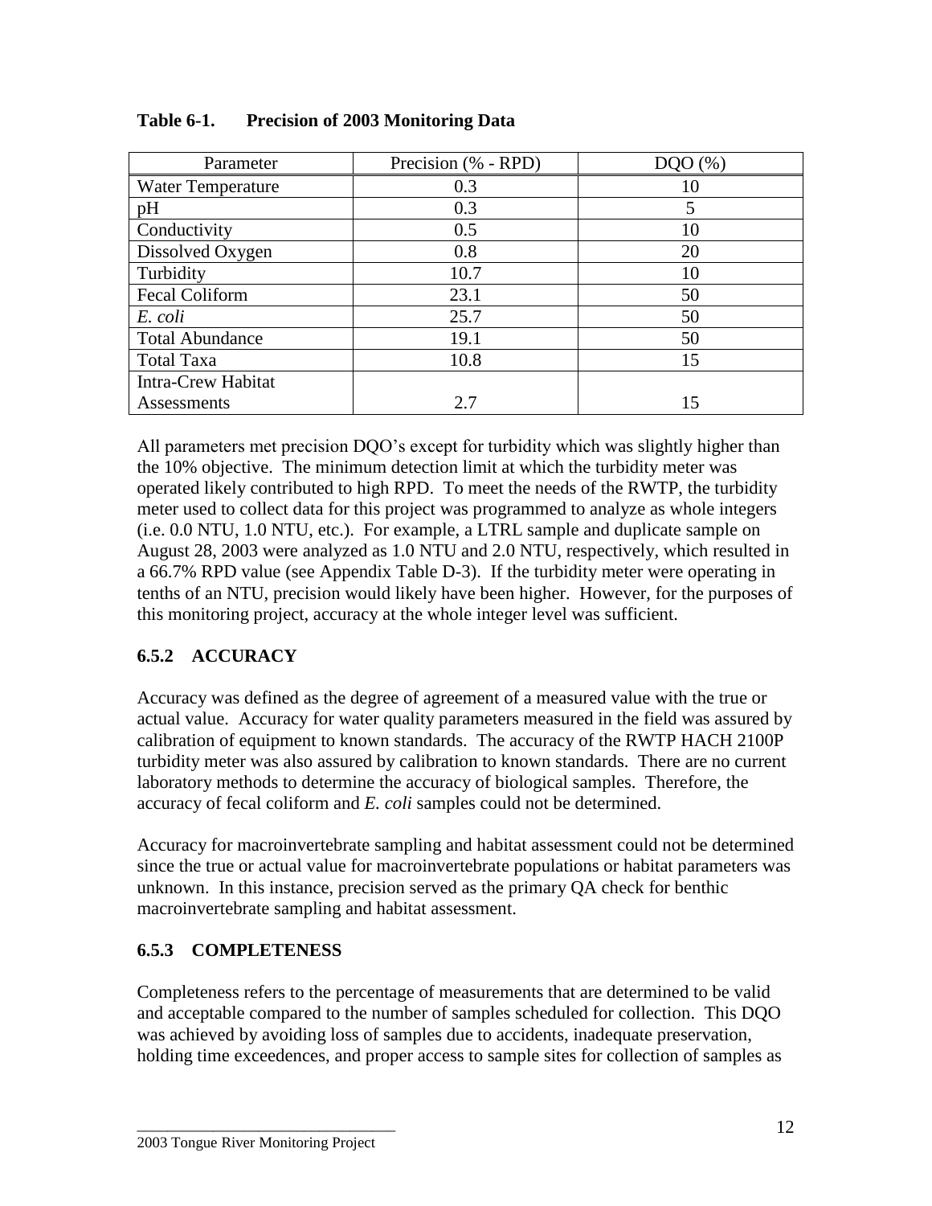**Table 6-1. Precision of 2003 Monitoring Data**

| Parameter | Precision (% - RPD) | DQO (%) |
| --- | --- | --- |
| Water Temperature | 0.3 | 10 |
| pH | 0.3 | 5 |
| Conductivity | 0.5 | 10 |
| Dissolved Oxygen | 0.8 | 20 |
| Turbidity | 10.7 | 10 |
| Fecal Coliform | 23.1 | 50 |
| *E. coli* | 25.7 | 50 |
| Total Abundance | 19.1 | 50 |
| Total Taxa | 10.8 | 15 |
| Intra-Crew Habitat Assessments | 2.7 | 15 |

All parameters met precision DQO's except for turbidity which was slightly higher than the 10% objective. The minimum detection limit at which the turbidity meter was operated likely contributed to high RPD. To meet the needs of the RWTP, the turbidity meter used to collect data for this project was programmed to analyze as whole integers (i.e. 0.0 NTU, 1.0 NTU, etc.). For example, a LTRL sample and duplicate sample on August 28, 2003 were analyzed as 1.0 NTU and 2.0 NTU, respectively, which resulted in a 66.7% RPD value (see Appendix Table D-3). If the turbidity meter were operating in tenths of an NTU, precision would likely have been higher. However, for the purposes of this monitoring project, accuracy at the whole integer level was sufficient.

### 6.5.2 ACCURACY

Accuracy was defined as the degree of agreement of a measured value with the true or actual value. Accuracy for water quality parameters measured in the field was assured by calibration of equipment to known standards. The accuracy of the RWTP HACH 2100P turbidity meter was also assured by calibration to known standards. There are no current laboratory methods to determine the accuracy of biological samples. Therefore, the accuracy of fecal coliform and *E. coli* samples could not be determined.

Accuracy for macroinvertebrate sampling and habitat assessment could not be determined since the true or actual value for macroinvertebrate populations or habitat parameters was unknown. In this instance, precision served as the primary QA check for benthic macroinvertebrate sampling and habitat assessment.

### 6.5.3 COMPLETENESS

Completeness refers to the percentage of measurements that are determined to be valid and acceptable compared to the number of samples scheduled for collection. This DQO was achieved by avoiding loss of samples due to accidents, inadequate preservation, holding time exceedences, and proper access to sample sites for collection of samples as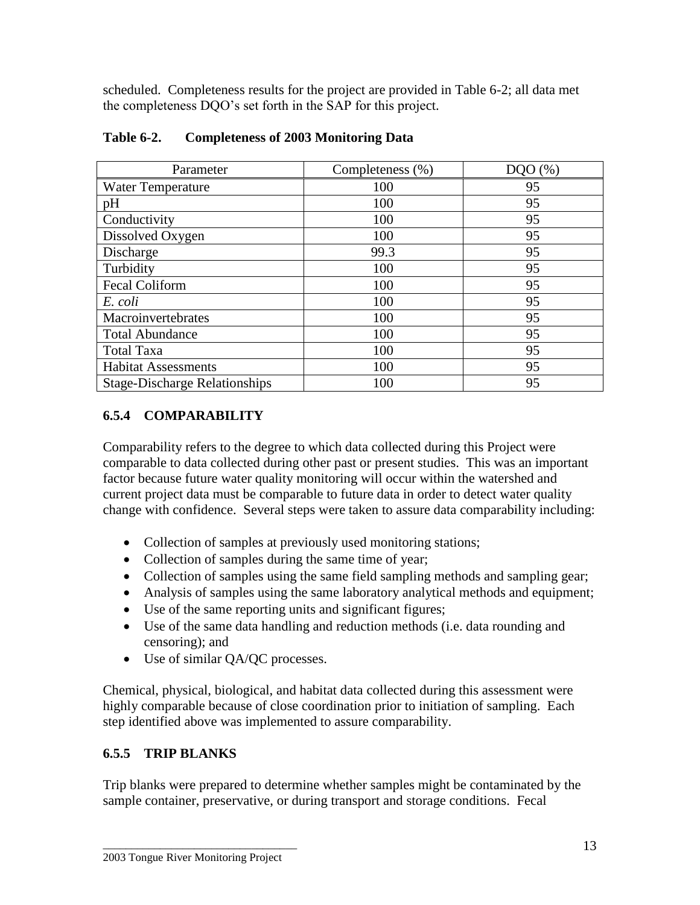scheduled. Completeness results for the project are provided in Table 6-2; all data met the completeness DQO's set forth in the SAP for this project.

**Table 6-2. Completeness of 2003 Monitoring Data**

| Parameter | Completeness (%) | DQO (%) |
|---|---|---|
| Water Temperature | 100 | 95 |
| pH | 100 | 95 |
| Conductivity | 100 | 95 |
| Dissolved Oxygen | 100 | 95 |
| Discharge | 99.3 | 95 |
| Turbidity | 100 | 95 |
| Fecal Coliform | 100 | 95 |
| *E. coli* | 100 | 95 |
| Macroinvertebrates | 100 | 95 |
| Total Abundance | 100 | 95 |
| Total Taxa | 100 | 95 |
| Habitat Assessments | 100 | 95 |
| Stage-Discharge Relationships | 100 | 95 |

### 6.5.4 COMPARABILITY

Comparability refers to the degree to which data collected during this Project were comparable to data collected during other past or present studies. This was an important factor because future water quality monitoring will occur within the watershed and current project data must be comparable to future data in order to detect water quality change with confidence. Several steps were taken to assure data comparability including:

- Collection of samples at previously used monitoring stations;
- Collection of samples during the same time of year;
- Collection of samples using the same field sampling methods and sampling gear;
- Analysis of samples using the same laboratory analytical methods and equipment;
- Use of the same reporting units and significant figures;
- Use of the same data handling and reduction methods (i.e. data rounding and censoring); and
- Use of similar QA/QC processes.

Chemical, physical, biological, and habitat data collected during this assessment were highly comparable because of close coordination prior to initiation of sampling. Each step identified above was implemented to assure comparability.

### 6.5.5 TRIP BLANKS

Trip blanks were prepared to determine whether samples might be contaminated by the sample container, preservative, or during transport and storage conditions. Fecal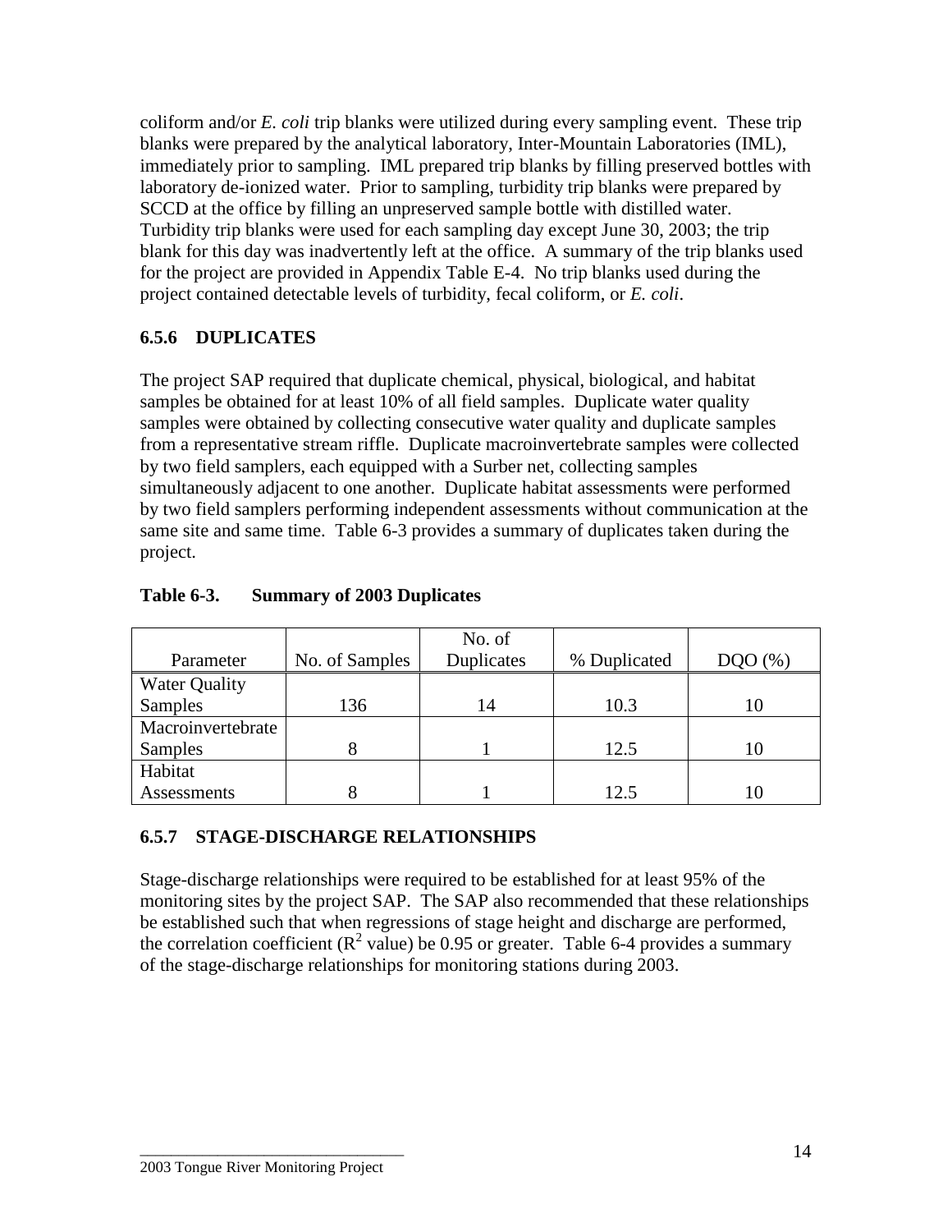coliform and/or *E. coli* trip blanks were utilized during every sampling event. These trip blanks were prepared by the analytical laboratory, Inter-Mountain Laboratories (IML), immediately prior to sampling. IML prepared trip blanks by filling preserved bottles with laboratory de-ionized water. Prior to sampling, turbidity trip blanks were prepared by SCCD at the office by filling an unpreserved sample bottle with distilled water. Turbidity trip blanks were used for each sampling day except June 30, 2003; the trip blank for this day was inadvertently left at the office. A summary of the trip blanks used for the project are provided in Appendix Table E-4. No trip blanks used during the project contained detectable levels of turbidity, fecal coliform, or *E. coli*.

### 6.5.6 DUPLICATES

The project SAP required that duplicate chemical, physical, biological, and habitat samples be obtained for at least 10% of all field samples. Duplicate water quality samples were obtained by collecting consecutive water quality and duplicate samples from a representative stream riffle. Duplicate macroinvertebrate samples were collected by two field samplers, each equipped with a Surber net, collecting samples simultaneously adjacent to one another. Duplicate habitat assessments were performed by two field samplers performing independent assessments without communication at the same site and same time. Table 6-3 provides a summary of duplicates taken during the project.

**Table 6-3. Summary of 2003 Duplicates**

| Parameter | No. of Samples | No. of Duplicates | % Duplicated | DQO (%) |
|---|---|---|---|---|
| Water Quality Samples | 136 | 14 | 10.3 | 10 |
| Macroinvertebrate Samples | 8 | 1 | 12.5 | 10 |
| Habitat Assessments | 8 | 1 | 12.5 | 10 |

### 6.5.7 STAGE-DISCHARGE RELATIONSHIPS

Stage-discharge relationships were required to be established for at least 95% of the monitoring sites by the project SAP. The SAP also recommended that these relationships be established such that when regressions of stage height and discharge are performed, the correlation coefficient ($R^2$ value) be 0.95 or greater. Table 6-4 provides a summary of the stage-discharge relationships for monitoring stations during 2003.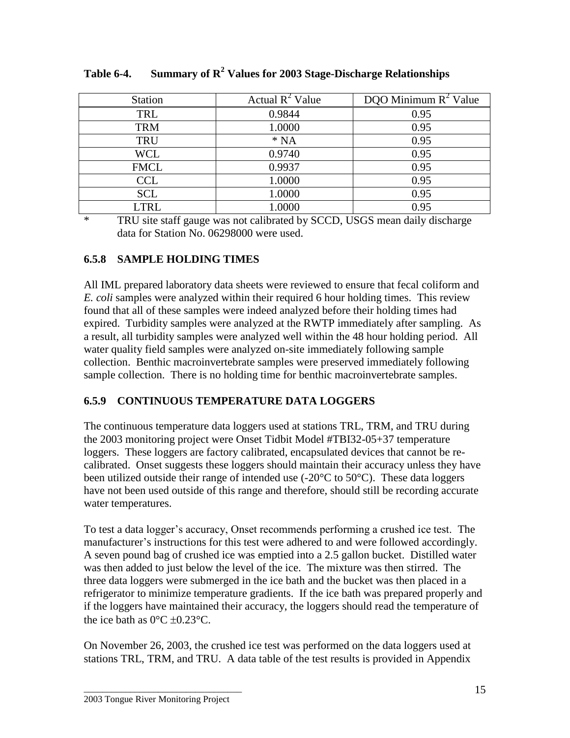**Table 6-4. Summary of $R^2$ Values for 2003 Stage-Discharge Relationships**

| Station | Actual $R^2$ Value | DQO Minimum $R^2$ Value |
|---|---|---|
| TRL | 0.9844 | 0.95 |
| TRM | 1.0000 | 0.95 |
| TRU | * NA | 0.95 |
| WCL | 0.9740 | 0.95 |
| FMCL | 0.9937 | 0.95 |
| CCL | 1.0000 | 0.95 |
| SCL | 1.0000 | 0.95 |
| LTRL | 1.0000 | 0.95 |

\* TRU site staff gauge was not calibrated by SCCD, USGS mean daily discharge data for Station No. 06298000 were used.

### 6.5.8 SAMPLE HOLDING TIMES

All IML prepared laboratory data sheets were reviewed to ensure that fecal coliform and *E. coli* samples were analyzed within their required 6 hour holding times. This review found that all of these samples were indeed analyzed before their holding times had expired. Turbidity samples were analyzed at the RWTP immediately after sampling. As a result, all turbidity samples were analyzed well within the 48 hour holding period. All water quality field samples were analyzed on-site immediately following sample collection. Benthic macroinvertebrate samples were preserved immediately following sample collection. There is no holding time for benthic macroinvertebrate samples.

### 6.5.9 CONTINUOUS TEMPERATURE DATA LOGGERS

The continuous temperature data loggers used at stations TRL, TRM, and TRU during the 2003 monitoring project were Onset Tidbit Model #TBI32-05+37 temperature loggers. These loggers are factory calibrated, encapsulated devices that cannot be re-calibrated. Onset suggests these loggers should maintain their accuracy unless they have been utilized outside their range of intended use (-20°C to 50°C). These data loggers have not been used outside of this range and therefore, should still be recording accurate water temperatures.

To test a data logger's accuracy, Onset recommends performing a crushed ice test. The manufacturer's instructions for this test were adhered to and were followed accordingly. A seven pound bag of crushed ice was emptied into a 2.5 gallon bucket. Distilled water was then added to just below the level of the ice. The mixture was then stirred. The three data loggers were submerged in the ice bath and the bucket was then placed in a refrigerator to minimize temperature gradients. If the ice bath was prepared properly and if the loggers have maintained their accuracy, the loggers should read the temperature of the ice bath as 0°C ±0.23°C.

On November 26, 2003, the crushed ice test was performed on the data loggers used at stations TRL, TRM, and TRU. A data table of the test results is provided in Appendix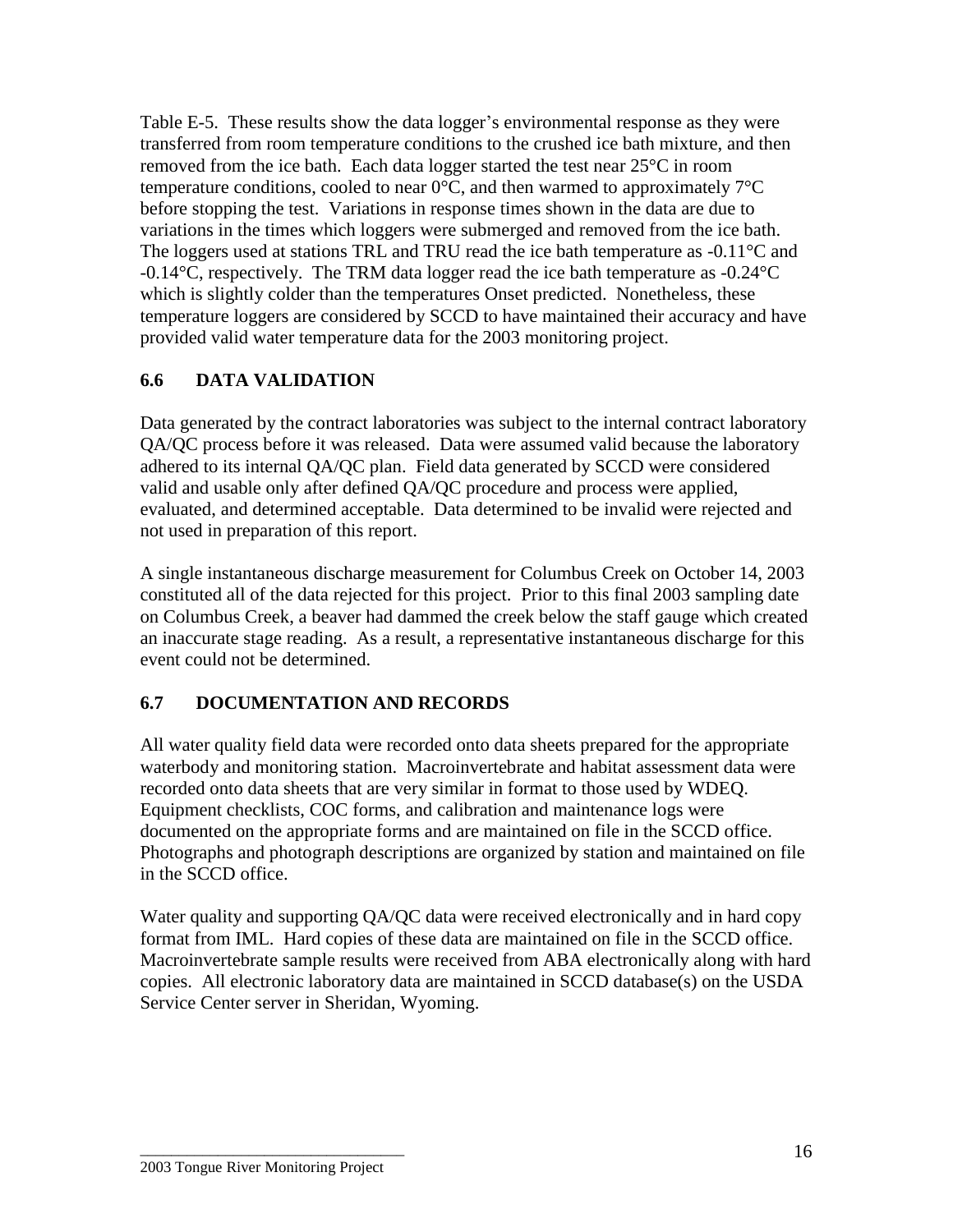Table E-5. These results show the data logger's environmental response as they were transferred from room temperature conditions to the crushed ice bath mixture, and then removed from the ice bath. Each data logger started the test near 25°C in room temperature conditions, cooled to near 0°C, and then warmed to approximately 7°C before stopping the test. Variations in response times shown in the data are due to variations in the times which loggers were submerged and removed from the ice bath. The loggers used at stations TRL and TRU read the ice bath temperature as -0.11°C and -0.14°C, respectively. The TRM data logger read the ice bath temperature as -0.24°C which is slightly colder than the temperatures Onset predicted. Nonetheless, these temperature loggers are considered by SCCD to have maintained their accuracy and have provided valid water temperature data for the 2003 monitoring project.

## 6.6 DATA VALIDATION

Data generated by the contract laboratories was subject to the internal contract laboratory QA/QC process before it was released. Data were assumed valid because the laboratory adhered to its internal QA/QC plan. Field data generated by SCCD were considered valid and usable only after defined QA/QC procedure and process were applied, evaluated, and determined acceptable. Data determined to be invalid were rejected and not used in preparation of this report.

A single instantaneous discharge measurement for Columbus Creek on October 14, 2003 constituted all of the data rejected for this project. Prior to this final 2003 sampling date on Columbus Creek, a beaver had dammed the creek below the staff gauge which created an inaccurate stage reading. As a result, a representative instantaneous discharge for this event could not be determined.

## 6.7 DOCUMENTATION AND RECORDS

All water quality field data were recorded onto data sheets prepared for the appropriate waterbody and monitoring station. Macroinvertebrate and habitat assessment data were recorded onto data sheets that are very similar in format to those used by WDEQ. Equipment checklists, COC forms, and calibration and maintenance logs were documented on the appropriate forms and are maintained on file in the SCCD office. Photographs and photograph descriptions are organized by station and maintained on file in the SCCD office.

Water quality and supporting QA/QC data were received electronically and in hard copy format from IML. Hard copies of these data are maintained on file in the SCCD office. Macroinvertebrate sample results were received from ABA electronically along with hard copies. All electronic laboratory data are maintained in SCCD database(s) on the USDA Service Center server in Sheridan, Wyoming.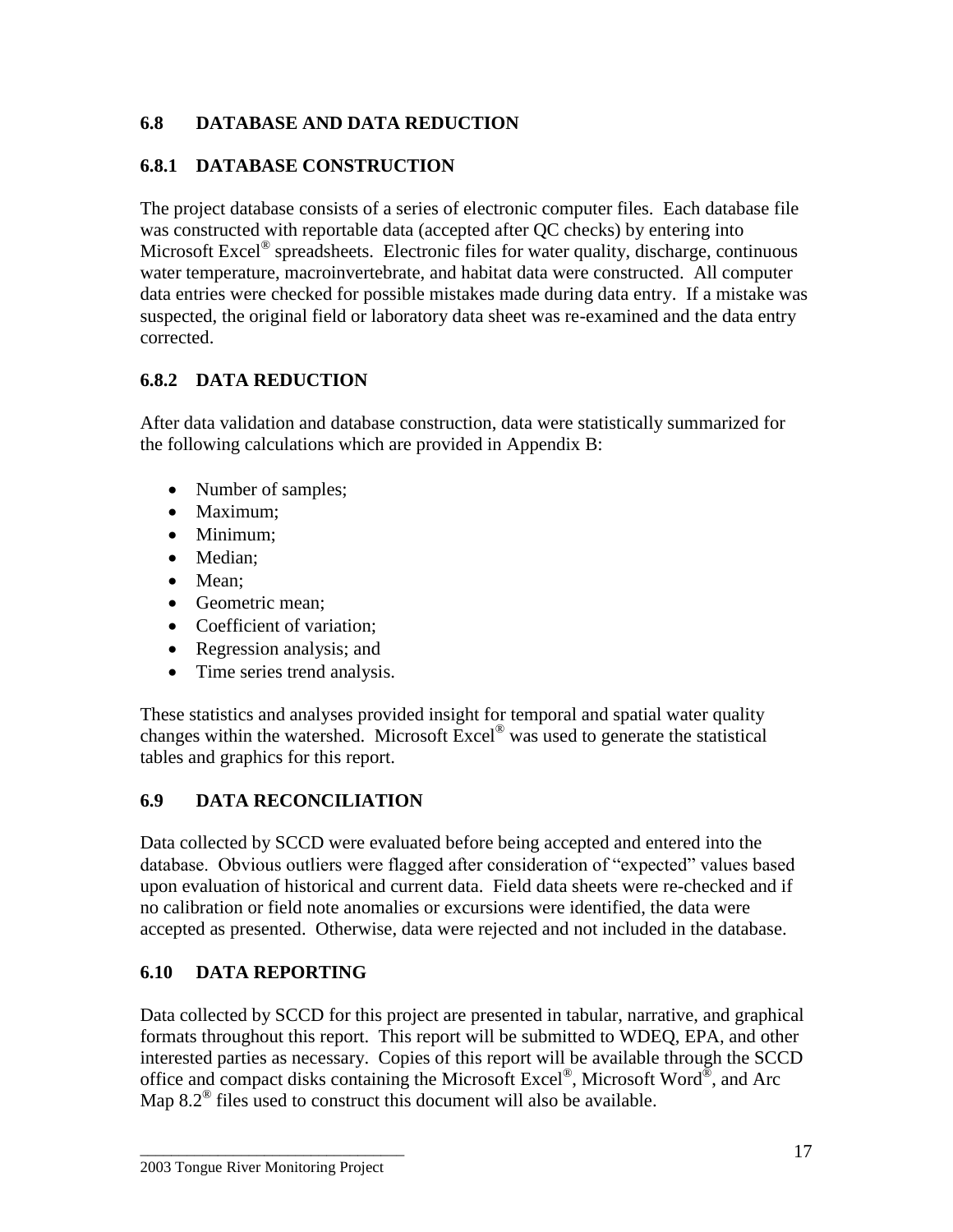## 6.8 DATABASE AND DATA REDUCTION

### 6.8.1 DATABASE CONSTRUCTION

The project database consists of a series of electronic computer files. Each database file was constructed with reportable data (accepted after QC checks) by entering into Microsoft Excel® spreadsheets. Electronic files for water quality, discharge, continuous water temperature, macroinvertebrate, and habitat data were constructed. All computer data entries were checked for possible mistakes made during data entry. If a mistake was suspected, the original field or laboratory data sheet was re-examined and the data entry corrected.

### 6.8.2 DATA REDUCTION

After data validation and database construction, data were statistically summarized for the following calculations which are provided in Appendix B:

- Number of samples;
- Maximum;
- Minimum;
- Median;
- Mean;
- Geometric mean;
- Coefficient of variation;
- Regression analysis; and
- Time series trend analysis.

These statistics and analyses provided insight for temporal and spatial water quality changes within the watershed. Microsoft Excel® was used to generate the statistical tables and graphics for this report.

## 6.9 DATA RECONCILIATION

Data collected by SCCD were evaluated before being accepted and entered into the database. Obvious outliers were flagged after consideration of "expected" values based upon evaluation of historical and current data. Field data sheets were re-checked and if no calibration or field note anomalies or excursions were identified, the data were accepted as presented. Otherwise, data were rejected and not included in the database.

## 6.10 DATA REPORTING

Data collected by SCCD for this project are presented in tabular, narrative, and graphical formats throughout this report. This report will be submitted to WDEQ, EPA, and other interested parties as necessary. Copies of this report will be available through the SCCD office and compact disks containing the Microsoft Excel®, Microsoft Word®, and Arc Map 8.2® files used to construct this document will also be available.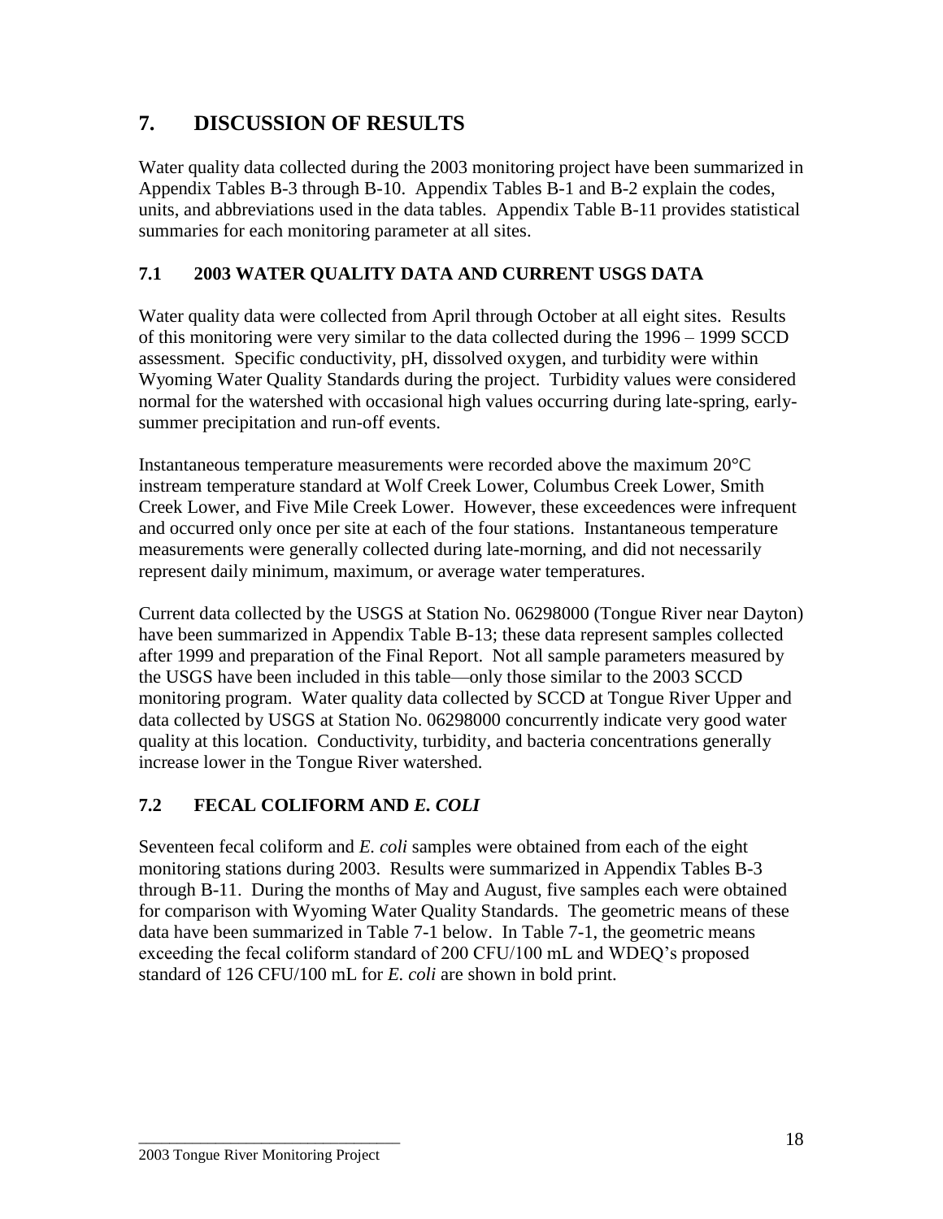# 7. DISCUSSION OF RESULTS

Water quality data collected during the 2003 monitoring project have been summarized in Appendix Tables B-3 through B-10. Appendix Tables B-1 and B-2 explain the codes, units, and abbreviations used in the data tables. Appendix Table B-11 provides statistical summaries for each monitoring parameter at all sites.

## 7.1 2003 WATER QUALITY DATA AND CURRENT USGS DATA

Water quality data were collected from April through October at all eight sites. Results of this monitoring were very similar to the data collected during the 1996 – 1999 SCCD assessment. Specific conductivity, pH, dissolved oxygen, and turbidity were within Wyoming Water Quality Standards during the project. Turbidity values were considered normal for the watershed with occasional high values occurring during late-spring, early-summer precipitation and run-off events.

Instantaneous temperature measurements were recorded above the maximum 20°C instream temperature standard at Wolf Creek Lower, Columbus Creek Lower, Smith Creek Lower, and Five Mile Creek Lower. However, these exceedences were infrequent and occurred only once per site at each of the four stations. Instantaneous temperature measurements were generally collected during late-morning, and did not necessarily represent daily minimum, maximum, or average water temperatures.

Current data collected by the USGS at Station No. 06298000 (Tongue River near Dayton) have been summarized in Appendix Table B-13; these data represent samples collected after 1999 and preparation of the Final Report. Not all sample parameters measured by the USGS have been included in this table—only those similar to the 2003 SCCD monitoring program. Water quality data collected by SCCD at Tongue River Upper and data collected by USGS at Station No. 06298000 concurrently indicate very good water quality at this location. Conductivity, turbidity, and bacteria concentrations generally increase lower in the Tongue River watershed.

## 7.2 FECAL COLIFORM AND *E. COLI*

Seventeen fecal coliform and *E. coli* samples were obtained from each of the eight monitoring stations during 2003. Results were summarized in Appendix Tables B-3 through B-11. During the months of May and August, five samples each were obtained for comparison with Wyoming Water Quality Standards. The geometric means of these data have been summarized in Table 7-1 below. In Table 7-1, the geometric means exceeding the fecal coliform standard of 200 CFU/100 mL and WDEQ's proposed standard of 126 CFU/100 mL for *E. coli* are shown in bold print.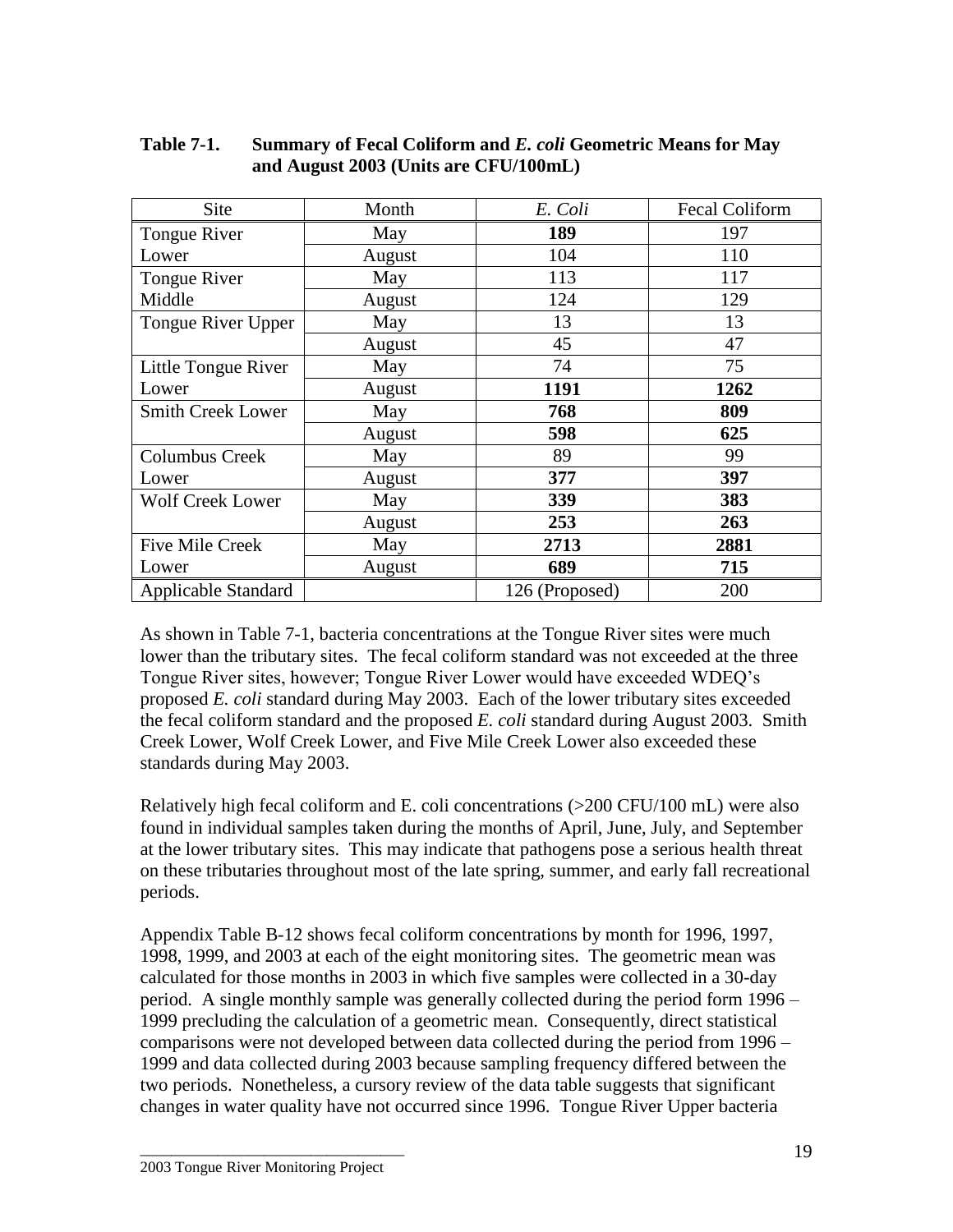**Table 7-1. Summary of Fecal Coliform and *E. coli* Geometric Means for May and August 2003 (Units are CFU/100mL)**

| Site | Month | *E. Coli* | Fecal Coliform |
|---|---|---|---|
| Tongue River Lower | May | **189** | 197 |
| | August | 104 | 110 |
| Tongue River Middle | May | 113 | 117 |
| | August | 124 | 129 |
| Tongue River Upper | May | 13 | 13 |
| | August | 45 | 47 |
| Little Tongue River Lower | May | 74 | 75 |
| | August | **1191** | **1262** |
| Smith Creek Lower | May | **768** | **809** |
| | August | **598** | **625** |
| Columbus Creek Lower | May | 89 | 99 |
| | August | **377** | **397** |
| Wolf Creek Lower | May | **339** | **383** |
| | August | **253** | **263** |
| Five Mile Creek Lower | May | **2713** | **2881** |
| | August | **689** | **715** |
| Applicable Standard | | 126 (Proposed) | 200 |

As shown in Table 7-1, bacteria concentrations at the Tongue River sites were much lower than the tributary sites. The fecal coliform standard was not exceeded at the three Tongue River sites, however; Tongue River Lower would have exceeded WDEQ's proposed *E. coli* standard during May 2003. Each of the lower tributary sites exceeded the fecal coliform standard and the proposed *E. coli* standard during August 2003. Smith Creek Lower, Wolf Creek Lower, and Five Mile Creek Lower also exceeded these standards during May 2003.

Relatively high fecal coliform and E. coli concentrations (>200 CFU/100 mL) were also found in individual samples taken during the months of April, June, July, and September at the lower tributary sites. This may indicate that pathogens pose a serious health threat on these tributaries throughout most of the late spring, summer, and early fall recreational periods.

Appendix Table B-12 shows fecal coliform concentrations by month for 1996, 1997, 1998, 1999, and 2003 at each of the eight monitoring sites. The geometric mean was calculated for those months in 2003 in which five samples were collected in a 30-day period. A single monthly sample was generally collected during the period form 1996 – 1999 precluding the calculation of a geometric mean. Consequently, direct statistical comparisons were not developed between data collected during the period from 1996 – 1999 and data collected during 2003 because sampling frequency differed between the two periods. Nonetheless, a cursory review of the data table suggests that significant changes in water quality have not occurred since 1996. Tongue River Upper bacteria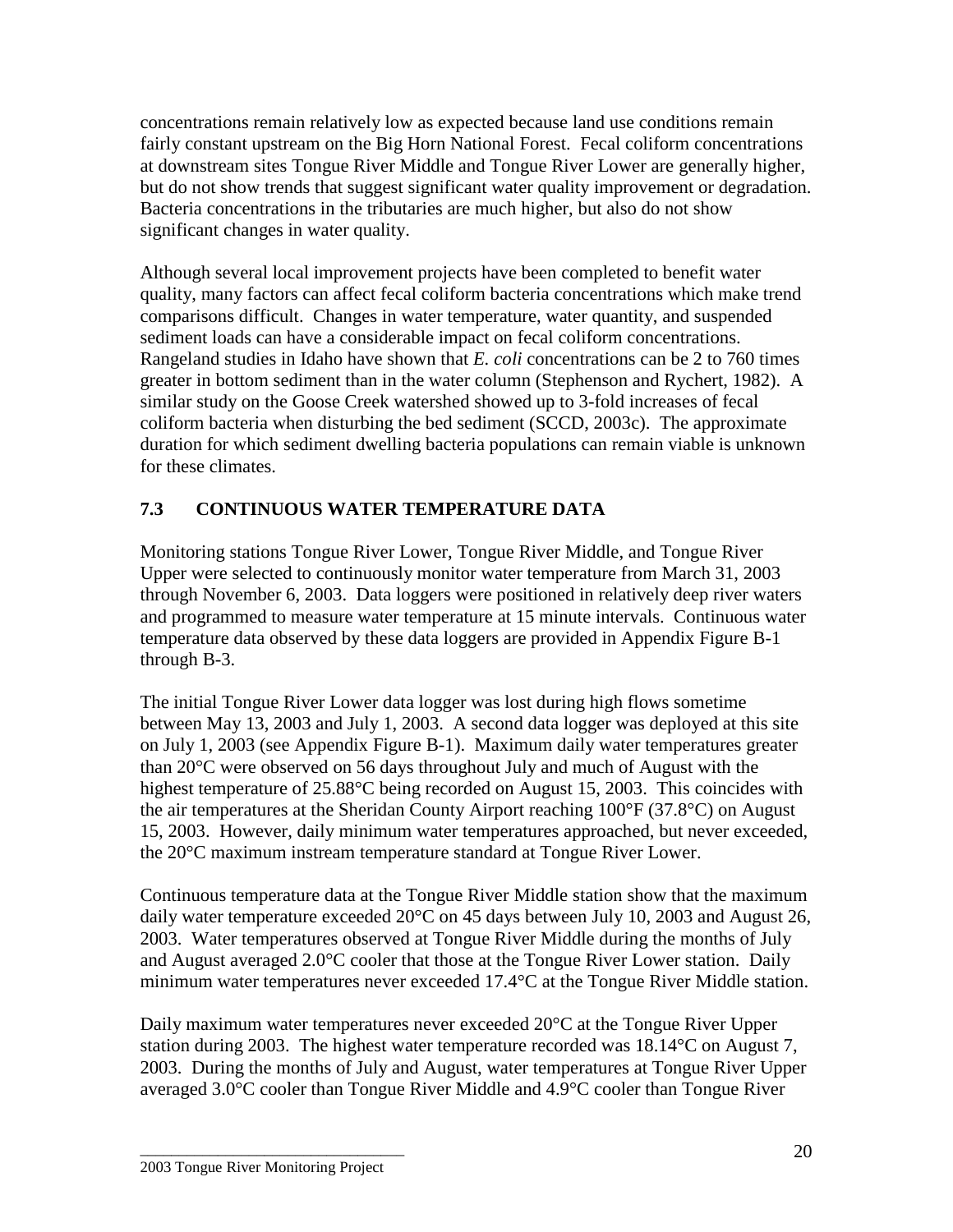concentrations remain relatively low as expected because land use conditions remain fairly constant upstream on the Big Horn National Forest. Fecal coliform concentrations at downstream sites Tongue River Middle and Tongue River Lower are generally higher, but do not show trends that suggest significant water quality improvement or degradation. Bacteria concentrations in the tributaries are much higher, but also do not show significant changes in water quality.

Although several local improvement projects have been completed to benefit water quality, many factors can affect fecal coliform bacteria concentrations which make trend comparisons difficult. Changes in water temperature, water quantity, and suspended sediment loads can have a considerable impact on fecal coliform concentrations. Rangeland studies in Idaho have shown that *E. coli* concentrations can be 2 to 760 times greater in bottom sediment than in the water column (Stephenson and Rychert, 1982). A similar study on the Goose Creek watershed showed up to 3-fold increases of fecal coliform bacteria when disturbing the bed sediment (SCCD, 2003c). The approximate duration for which sediment dwelling bacteria populations can remain viable is unknown for these climates.

## 7.3 CONTINUOUS WATER TEMPERATURE DATA

Monitoring stations Tongue River Lower, Tongue River Middle, and Tongue River Upper were selected to continuously monitor water temperature from March 31, 2003 through November 6, 2003. Data loggers were positioned in relatively deep river waters and programmed to measure water temperature at 15 minute intervals. Continuous water temperature data observed by these data loggers are provided in Appendix Figure B-1 through B-3.

The initial Tongue River Lower data logger was lost during high flows sometime between May 13, 2003 and July 1, 2003. A second data logger was deployed at this site on July 1, 2003 (see Appendix Figure B-1). Maximum daily water temperatures greater than 20°C were observed on 56 days throughout July and much of August with the highest temperature of 25.88°C being recorded on August 15, 2003. This coincides with the air temperatures at the Sheridan County Airport reaching 100°F (37.8°C) on August 15, 2003. However, daily minimum water temperatures approached, but never exceeded, the 20°C maximum instream temperature standard at Tongue River Lower.

Continuous temperature data at the Tongue River Middle station show that the maximum daily water temperature exceeded 20°C on 45 days between July 10, 2003 and August 26, 2003. Water temperatures observed at Tongue River Middle during the months of July and August averaged 2.0°C cooler that those at the Tongue River Lower station. Daily minimum water temperatures never exceeded 17.4°C at the Tongue River Middle station.

Daily maximum water temperatures never exceeded 20°C at the Tongue River Upper station during 2003. The highest water temperature recorded was 18.14°C on August 7, 2003. During the months of July and August, water temperatures at Tongue River Upper averaged 3.0°C cooler than Tongue River Middle and 4.9°C cooler than Tongue River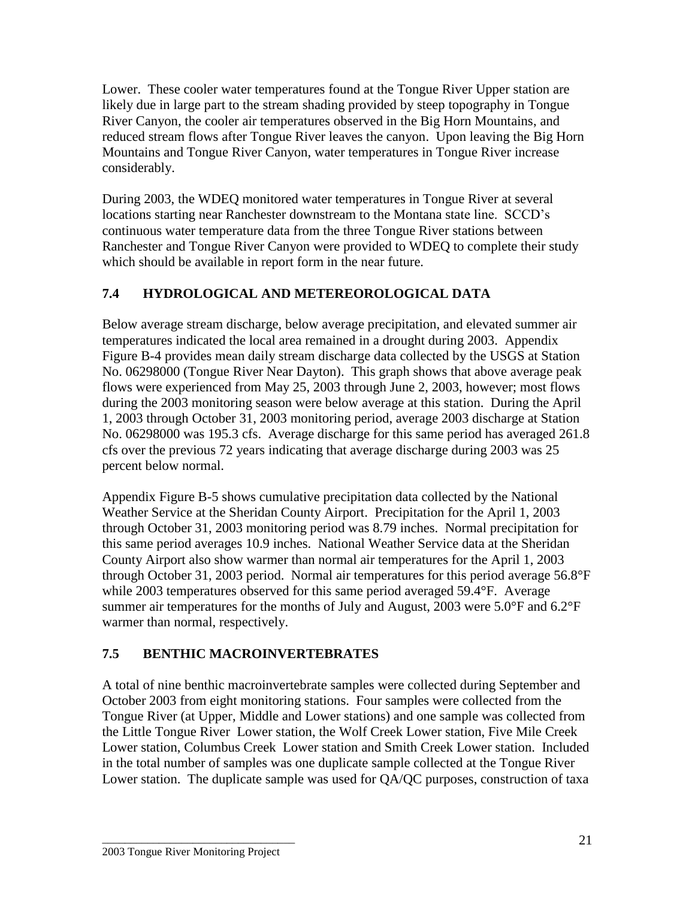Lower. These cooler water temperatures found at the Tongue River Upper station are likely due in large part to the stream shading provided by steep topography in Tongue River Canyon, the cooler air temperatures observed in the Big Horn Mountains, and reduced stream flows after Tongue River leaves the canyon. Upon leaving the Big Horn Mountains and Tongue River Canyon, water temperatures in Tongue River increase considerably.

During 2003, the WDEQ monitored water temperatures in Tongue River at several locations starting near Ranchester downstream to the Montana state line. SCCD's continuous water temperature data from the three Tongue River stations between Ranchester and Tongue River Canyon were provided to WDEQ to complete their study which should be available in report form in the near future.

## 7.4 HYDROLOGICAL AND METEREOROLOGICAL DATA

Below average stream discharge, below average precipitation, and elevated summer air temperatures indicated the local area remained in a drought during 2003. Appendix Figure B-4 provides mean daily stream discharge data collected by the USGS at Station No. 06298000 (Tongue River Near Dayton). This graph shows that above average peak flows were experienced from May 25, 2003 through June 2, 2003, however; most flows during the 2003 monitoring season were below average at this station. During the April 1, 2003 through October 31, 2003 monitoring period, average 2003 discharge at Station No. 06298000 was 195.3 cfs. Average discharge for this same period has averaged 261.8 cfs over the previous 72 years indicating that average discharge during 2003 was 25 percent below normal.

Appendix Figure B-5 shows cumulative precipitation data collected by the National Weather Service at the Sheridan County Airport. Precipitation for the April 1, 2003 through October 31, 2003 monitoring period was 8.79 inches. Normal precipitation for this same period averages 10.9 inches. National Weather Service data at the Sheridan County Airport also show warmer than normal air temperatures for the April 1, 2003 through October 31, 2003 period. Normal air temperatures for this period average 56.8°F while 2003 temperatures observed for this same period averaged 59.4°F. Average summer air temperatures for the months of July and August, 2003 were 5.0°F and 6.2°F warmer than normal, respectively.

## 7.5 BENTHIC MACROINVERTEBRATES

A total of nine benthic macroinvertebrate samples were collected during September and October 2003 from eight monitoring stations. Four samples were collected from the Tongue River (at Upper, Middle and Lower stations) and one sample was collected from the Little Tongue River Lower station, the Wolf Creek Lower station, Five Mile Creek Lower station, Columbus Creek Lower station and Smith Creek Lower station. Included in the total number of samples was one duplicate sample collected at the Tongue River Lower station. The duplicate sample was used for QA/QC purposes, construction of taxa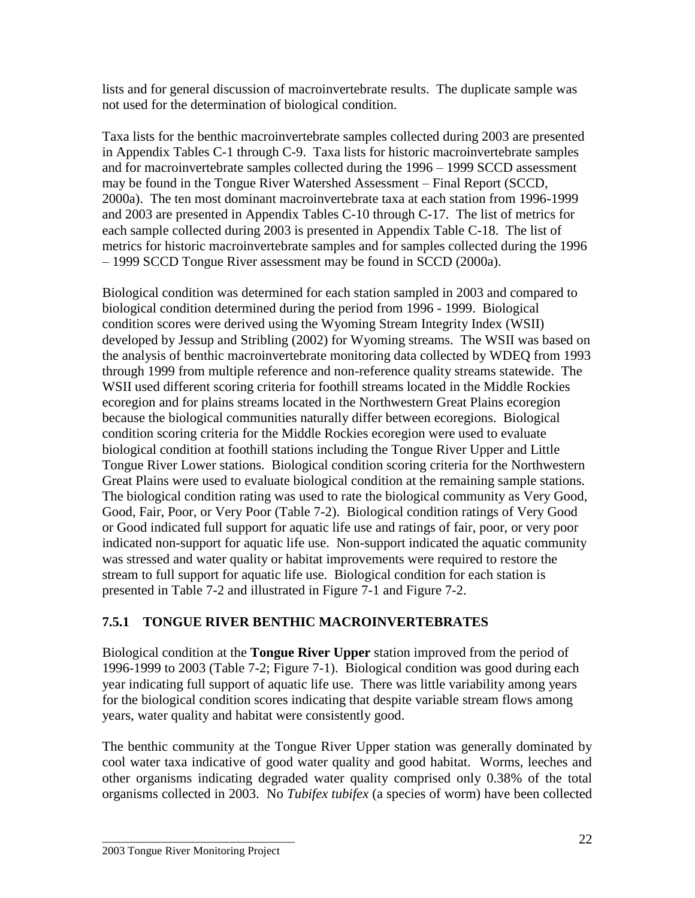lists and for general discussion of macroinvertebrate results. The duplicate sample was not used for the determination of biological condition.

Taxa lists for the benthic macroinvertebrate samples collected during 2003 are presented in Appendix Tables C-1 through C-9. Taxa lists for historic macroinvertebrate samples and for macroinvertebrate samples collected during the 1996 – 1999 SCCD assessment may be found in the Tongue River Watershed Assessment – Final Report (SCCD, 2000a). The ten most dominant macroinvertebrate taxa at each station from 1996-1999 and 2003 are presented in Appendix Tables C-10 through C-17. The list of metrics for each sample collected during 2003 is presented in Appendix Table C-18. The list of metrics for historic macroinvertebrate samples and for samples collected during the 1996 – 1999 SCCD Tongue River assessment may be found in SCCD (2000a).

Biological condition was determined for each station sampled in 2003 and compared to biological condition determined during the period from 1996 - 1999. Biological condition scores were derived using the Wyoming Stream Integrity Index (WSII) developed by Jessup and Stribling (2002) for Wyoming streams. The WSII was based on the analysis of benthic macroinvertebrate monitoring data collected by WDEQ from 1993 through 1999 from multiple reference and non-reference quality streams statewide. The WSII used different scoring criteria for foothill streams located in the Middle Rockies ecoregion and for plains streams located in the Northwestern Great Plains ecoregion because the biological communities naturally differ between ecoregions. Biological condition scoring criteria for the Middle Rockies ecoregion were used to evaluate biological condition at foothill stations including the Tongue River Upper and Little Tongue River Lower stations. Biological condition scoring criteria for the Northwestern Great Plains were used to evaluate biological condition at the remaining sample stations. The biological condition rating was used to rate the biological community as Very Good, Good, Fair, Poor, or Very Poor (Table 7-2). Biological condition ratings of Very Good or Good indicated full support for aquatic life use and ratings of fair, poor, or very poor indicated non-support for aquatic life use. Non-support indicated the aquatic community was stressed and water quality or habitat improvements were required to restore the stream to full support for aquatic life use. Biological condition for each station is presented in Table 7-2 and illustrated in Figure 7-1 and Figure 7-2.

### 7.5.1 TONGUE RIVER BENTHIC MACROINVERTEBRATES

Biological condition at the **Tongue River Upper** station improved from the period of 1996-1999 to 2003 (Table 7-2; Figure 7-1). Biological condition was good during each year indicating full support of aquatic life use. There was little variability among years for the biological condition scores indicating that despite variable stream flows among years, water quality and habitat were consistently good.

The benthic community at the Tongue River Upper station was generally dominated by cool water taxa indicative of good water quality and good habitat. Worms, leeches and other organisms indicating degraded water quality comprised only 0.38% of the total organisms collected in 2003. No *Tubifex tubifex* (a species of worm) have been collected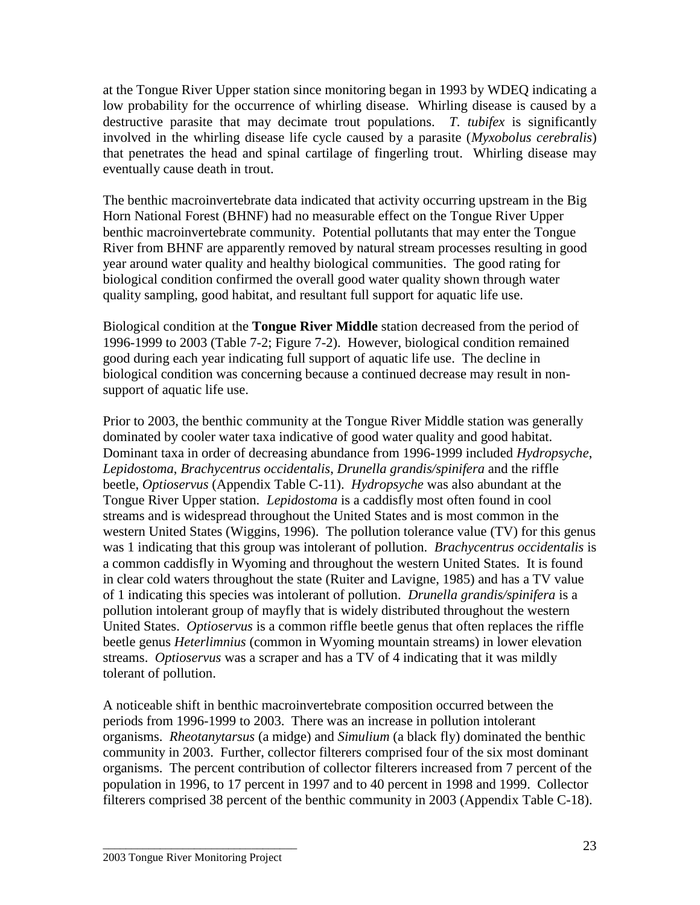at the Tongue River Upper station since monitoring began in 1993 by WDEQ indicating a low probability for the occurrence of whirling disease. Whirling disease is caused by a destructive parasite that may decimate trout populations. *T. tubifex* is significantly involved in the whirling disease life cycle caused by a parasite (*Myxobolus cerebralis*) that penetrates the head and spinal cartilage of fingerling trout. Whirling disease may eventually cause death in trout.

The benthic macroinvertebrate data indicated that activity occurring upstream in the Big Horn National Forest (BHNF) had no measurable effect on the Tongue River Upper benthic macroinvertebrate community. Potential pollutants that may enter the Tongue River from BHNF are apparently removed by natural stream processes resulting in good year around water quality and healthy biological communities. The good rating for biological condition confirmed the overall good water quality shown through water quality sampling, good habitat, and resultant full support for aquatic life use.

Biological condition at the **Tongue River Middle** station decreased from the period of 1996-1999 to 2003 (Table 7-2; Figure 7-2). However, biological condition remained good during each year indicating full support of aquatic life use. The decline in biological condition was concerning because a continued decrease may result in non-support of aquatic life use.

Prior to 2003, the benthic community at the Tongue River Middle station was generally dominated by cooler water taxa indicative of good water quality and good habitat. Dominant taxa in order of decreasing abundance from 1996-1999 included *Hydropsyche*, *Lepidostoma*, *Brachycentrus occidentalis*, *Drunella grandis/spinifera* and the riffle beetle, *Optioservus* (Appendix Table C-11). *Hydropsyche* was also abundant at the Tongue River Upper station. *Lepidostoma* is a caddisfly most often found in cool streams and is widespread throughout the United States and is most common in the western United States (Wiggins, 1996). The pollution tolerance value (TV) for this genus was 1 indicating that this group was intolerant of pollution. *Brachycentrus occidentalis* is a common caddisfly in Wyoming and throughout the western United States. It is found in clear cold waters throughout the state (Ruiter and Lavigne, 1985) and has a TV value of 1 indicating this species was intolerant of pollution. *Drunella grandis/spinifera* is a pollution intolerant group of mayfly that is widely distributed throughout the western United States. *Optioservus* is a common riffle beetle genus that often replaces the riffle beetle genus *Heterlimnius* (common in Wyoming mountain streams) in lower elevation streams. *Optioservus* was a scraper and has a TV of 4 indicating that it was mildly tolerant of pollution.

A noticeable shift in benthic macroinvertebrate composition occurred between the periods from 1996-1999 to 2003. There was an increase in pollution intolerant organisms. *Rheotanytarsus* (a midge) and *Simulium* (a black fly) dominated the benthic community in 2003. Further, collector filterers comprised four of the six most dominant organisms. The percent contribution of collector filterers increased from 7 percent of the population in 1996, to 17 percent in 1997 and to 40 percent in 1998 and 1999. Collector filterers comprised 38 percent of the benthic community in 2003 (Appendix Table C-18).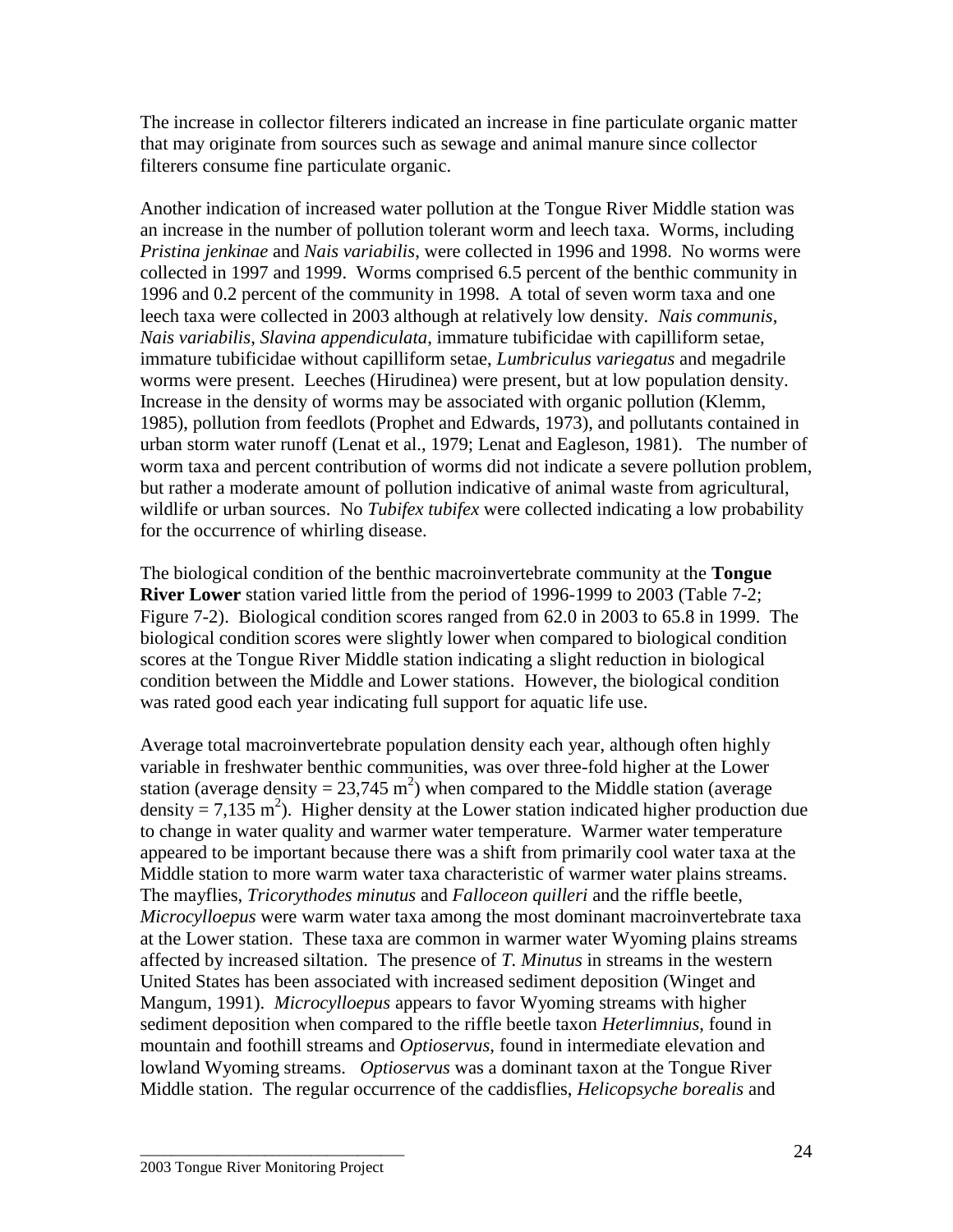The increase in collector filterers indicated an increase in fine particulate organic matter that may originate from sources such as sewage and animal manure since collector filterers consume fine particulate organic.

Another indication of increased water pollution at the Tongue River Middle station was an increase in the number of pollution tolerant worm and leech taxa. Worms, including *Pristina jenkinae* and *Nais variabilis*, were collected in 1996 and 1998. No worms were collected in 1997 and 1999. Worms comprised 6.5 percent of the benthic community in 1996 and 0.2 percent of the community in 1998. A total of seven worm taxa and one leech taxa were collected in 2003 although at relatively low density. *Nais communis*, *Nais variabilis*, *Slavina appendiculata*, immature tubificidae with capilliform setae, immature tubificidae without capilliform setae, *Lumbriculus variegatus* and megadrile worms were present. Leeches (Hirudinea) were present, but at low population density. Increase in the density of worms may be associated with organic pollution (Klemm, 1985), pollution from feedlots (Prophet and Edwards, 1973), and pollutants contained in urban storm water runoff (Lenat et al., 1979; Lenat and Eagleson, 1981). The number of worm taxa and percent contribution of worms did not indicate a severe pollution problem, but rather a moderate amount of pollution indicative of animal waste from agricultural, wildlife or urban sources. No *Tubifex tubifex* were collected indicating a low probability for the occurrence of whirling disease.

The biological condition of the benthic macroinvertebrate community at the **Tongue River Lower** station varied little from the period of 1996-1999 to 2003 (Table 7-2; Figure 7-2). Biological condition scores ranged from 62.0 in 2003 to 65.8 in 1999. The biological condition scores were slightly lower when compared to biological condition scores at the Tongue River Middle station indicating a slight reduction in biological condition between the Middle and Lower stations. However, the biological condition was rated good each year indicating full support for aquatic life use.

Average total macroinvertebrate population density each year, although often highly variable in freshwater benthic communities, was over three-fold higher at the Lower station (average density = 23,745 $m^2$) when compared to the Middle station (average density = 7,135 $m^2$). Higher density at the Lower station indicated higher production due to change in water quality and warmer water temperature. Warmer water temperature appeared to be important because there was a shift from primarily cool water taxa at the Middle station to more warm water taxa characteristic of warmer water plains streams. The mayflies, *Tricorythodes minutus* and *Falloceon quilleri* and the riffle beetle, *Microcylloepus* were warm water taxa among the most dominant macroinvertebrate taxa at the Lower station. These taxa are common in warmer water Wyoming plains streams affected by increased siltation. The presence of *T. Minutus* in streams in the western United States has been associated with increased sediment deposition (Winget and Mangum, 1991). *Microcylloepus* appears to favor Wyoming streams with higher sediment deposition when compared to the riffle beetle taxon *Heterlimnius*, found in mountain and foothill streams and *Optioservus*, found in intermediate elevation and lowland Wyoming streams. *Optioservus* was a dominant taxon at the Tongue River Middle station. The regular occurrence of the caddisflies, *Helicopsyche borealis* and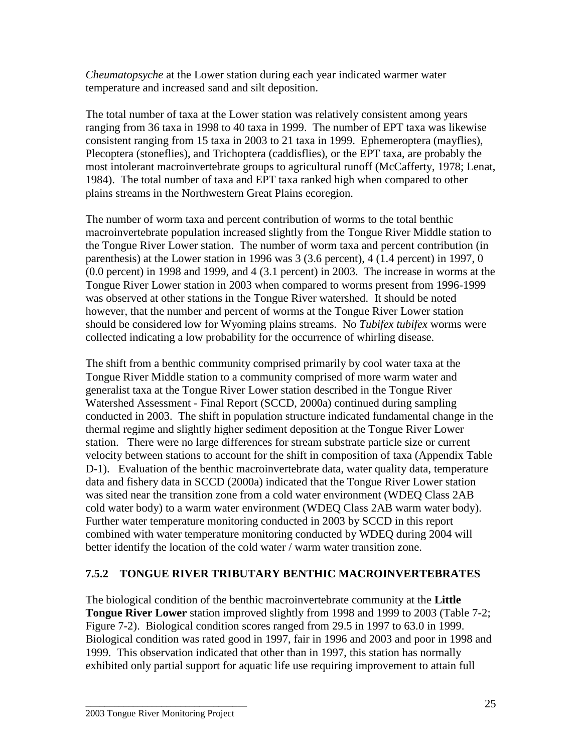*Cheumatopsyche* at the Lower station during each year indicated warmer water temperature and increased sand and silt deposition.

The total number of taxa at the Lower station was relatively consistent among years ranging from 36 taxa in 1998 to 40 taxa in 1999. The number of EPT taxa was likewise consistent ranging from 15 taxa in 2003 to 21 taxa in 1999. Ephemeroptera (mayflies), Plecoptera (stoneflies), and Trichoptera (caddisflies), or the EPT taxa, are probably the most intolerant macroinvertebrate groups to agricultural runoff (McCafferty, 1978; Lenat, 1984). The total number of taxa and EPT taxa ranked high when compared to other plains streams in the Northwestern Great Plains ecoregion.

The number of worm taxa and percent contribution of worms to the total benthic macroinvertebrate population increased slightly from the Tongue River Middle station to the Tongue River Lower station. The number of worm taxa and percent contribution (in parenthesis) at the Lower station in 1996 was 3 (3.6 percent), 4 (1.4 percent) in 1997, 0 (0.0 percent) in 1998 and 1999, and 4 (3.1 percent) in 2003. The increase in worms at the Tongue River Lower station in 2003 when compared to worms present from 1996-1999 was observed at other stations in the Tongue River watershed. It should be noted however, that the number and percent of worms at the Tongue River Lower station should be considered low for Wyoming plains streams. No *Tubifex tubifex* worms were collected indicating a low probability for the occurrence of whirling disease.

The shift from a benthic community comprised primarily by cool water taxa at the Tongue River Middle station to a community comprised of more warm water and generalist taxa at the Tongue River Lower station described in the Tongue River Watershed Assessment - Final Report (SCCD, 2000a) continued during sampling conducted in 2003. The shift in population structure indicated fundamental change in the thermal regime and slightly higher sediment deposition at the Tongue River Lower station. There were no large differences for stream substrate particle size or current velocity between stations to account for the shift in composition of taxa (Appendix Table D-1). Evaluation of the benthic macroinvertebrate data, water quality data, temperature data and fishery data in SCCD (2000a) indicated that the Tongue River Lower station was sited near the transition zone from a cold water environment (WDEQ Class 2AB cold water body) to a warm water environment (WDEQ Class 2AB warm water body). Further water temperature monitoring conducted in 2003 by SCCD in this report combined with water temperature monitoring conducted by WDEQ during 2004 will better identify the location of the cold water / warm water transition zone.

### 7.5.2 TONGUE RIVER TRIBUTARY BENTHIC MACROINVERTEBRATES

The biological condition of the benthic macroinvertebrate community at the **Little Tongue River Lower** station improved slightly from 1998 and 1999 to 2003 (Table 7-2; Figure 7-2). Biological condition scores ranged from 29.5 in 1997 to 63.0 in 1999. Biological condition was rated good in 1997, fair in 1996 and 2003 and poor in 1998 and 1999. This observation indicated that other than in 1997, this station has normally exhibited only partial support for aquatic life use requiring improvement to attain full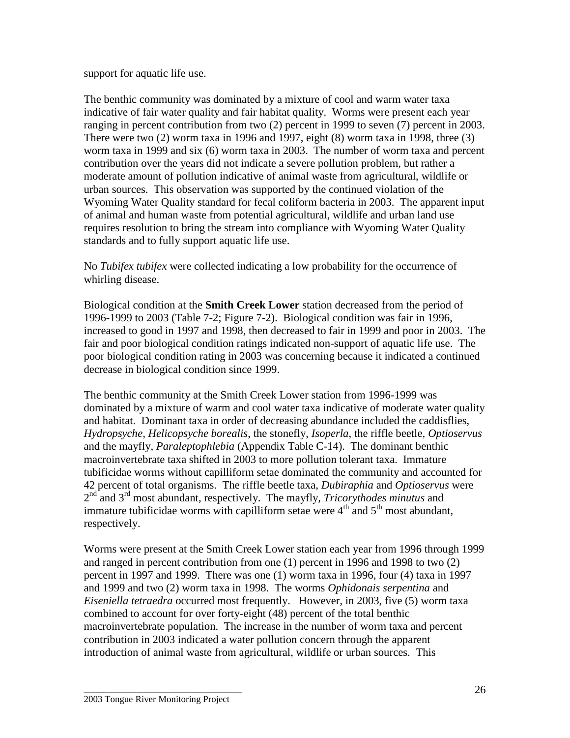support for aquatic life use.

The benthic community was dominated by a mixture of cool and warm water taxa indicative of fair water quality and fair habitat quality. Worms were present each year ranging in percent contribution from two (2) percent in 1999 to seven (7) percent in 2003. There were two (2) worm taxa in 1996 and 1997, eight (8) worm taxa in 1998, three (3) worm taxa in 1999 and six (6) worm taxa in 2003. The number of worm taxa and percent contribution over the years did not indicate a severe pollution problem, but rather a moderate amount of pollution indicative of animal waste from agricultural, wildlife or urban sources. This observation was supported by the continued violation of the Wyoming Water Quality standard for fecal coliform bacteria in 2003. The apparent input of animal and human waste from potential agricultural, wildlife and urban land use requires resolution to bring the stream into compliance with Wyoming Water Quality standards and to fully support aquatic life use.

No *Tubifex tubifex* were collected indicating a low probability for the occurrence of whirling disease.

Biological condition at the **Smith Creek Lower** station decreased from the period of 1996-1999 to 2003 (Table 7-2; Figure 7-2). Biological condition was fair in 1996, increased to good in 1997 and 1998, then decreased to fair in 1999 and poor in 2003. The fair and poor biological condition ratings indicated non-support of aquatic life use. The poor biological condition rating in 2003 was concerning because it indicated a continued decrease in biological condition since 1999.

The benthic community at the Smith Creek Lower station from 1996-1999 was dominated by a mixture of warm and cool water taxa indicative of moderate water quality and habitat. Dominant taxa in order of decreasing abundance included the caddisflies, *Hydropsyche*, *Helicopsyche borealis*, the stonefly, *Isoperla*, the riffle beetle, *Optioservus* and the mayfly, *Paraleptophlebia* (Appendix Table C-14). The dominant benthic macroinvertebrate taxa shifted in 2003 to more pollution tolerant taxa. Immature tubificidae worms without capilliform setae dominated the community and accounted for 42 percent of total organisms. The riffle beetle taxa, *Dubiraphia* and *Optioservus* were 2nd and 3rd most abundant, respectively. The mayfly, *Tricorythodes minutus* and immature tubificidae worms with capilliform setae were 4th and 5th most abundant, respectively.

Worms were present at the Smith Creek Lower station each year from 1996 through 1999 and ranged in percent contribution from one (1) percent in 1996 and 1998 to two (2) percent in 1997 and 1999. There was one (1) worm taxa in 1996, four (4) taxa in 1997 and 1999 and two (2) worm taxa in 1998. The worms *Ophidonais serpentina* and *Eiseniella tetraedra* occurred most frequently. However, in 2003, five (5) worm taxa combined to account for over forty-eight (48) percent of the total benthic macroinvertebrate population. The increase in the number of worm taxa and percent contribution in 2003 indicated a water pollution concern through the apparent introduction of animal waste from agricultural, wildlife or urban sources. This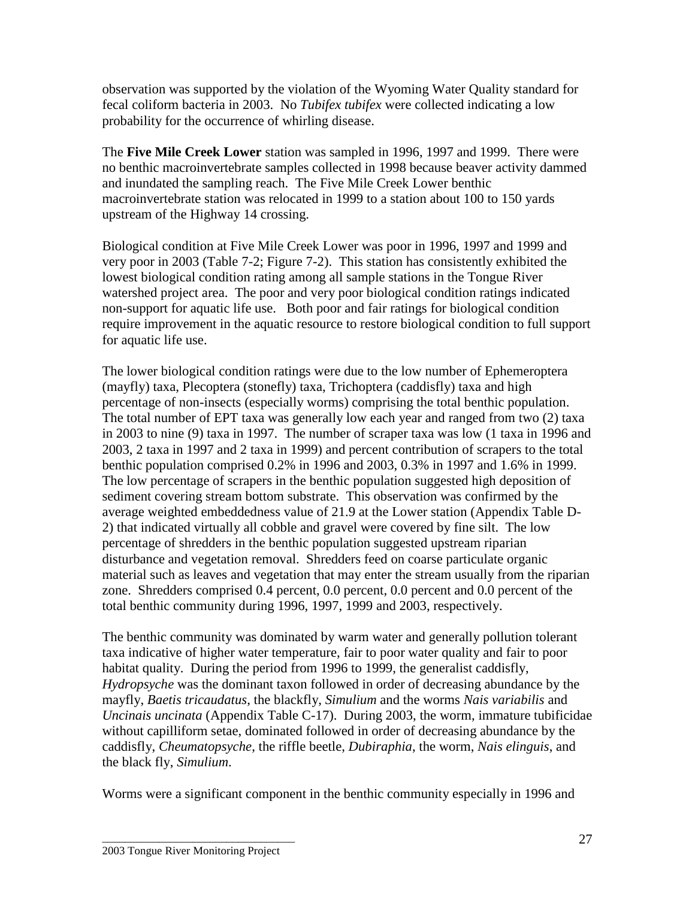observation was supported by the violation of the Wyoming Water Quality standard for fecal coliform bacteria in 2003. No *Tubifex tubifex* were collected indicating a low probability for the occurrence of whirling disease.

The **Five Mile Creek Lower** station was sampled in 1996, 1997 and 1999. There were no benthic macroinvertebrate samples collected in 1998 because beaver activity dammed and inundated the sampling reach. The Five Mile Creek Lower benthic macroinvertebrate station was relocated in 1999 to a station about 100 to 150 yards upstream of the Highway 14 crossing.

Biological condition at Five Mile Creek Lower was poor in 1996, 1997 and 1999 and very poor in 2003 (Table 7-2; Figure 7-2). This station has consistently exhibited the lowest biological condition rating among all sample stations in the Tongue River watershed project area. The poor and very poor biological condition ratings indicated non-support for aquatic life use. Both poor and fair ratings for biological condition require improvement in the aquatic resource to restore biological condition to full support for aquatic life use.

The lower biological condition ratings were due to the low number of Ephemeroptera (mayfly) taxa, Plecoptera (stonefly) taxa, Trichoptera (caddisfly) taxa and high percentage of non-insects (especially worms) comprising the total benthic population. The total number of EPT taxa was generally low each year and ranged from two (2) taxa in 2003 to nine (9) taxa in 1997. The number of scraper taxa was low (1 taxa in 1996 and 2003, 2 taxa in 1997 and 2 taxa in 1999) and percent contribution of scrapers to the total benthic population comprised 0.2% in 1996 and 2003, 0.3% in 1997 and 1.6% in 1999. The low percentage of scrapers in the benthic population suggested high deposition of sediment covering stream bottom substrate. This observation was confirmed by the average weighted embeddedness value of 21.9 at the Lower station (Appendix Table D-2) that indicated virtually all cobble and gravel were covered by fine silt. The low percentage of shredders in the benthic population suggested upstream riparian disturbance and vegetation removal. Shredders feed on coarse particulate organic material such as leaves and vegetation that may enter the stream usually from the riparian zone. Shredders comprised 0.4 percent, 0.0 percent, 0.0 percent and 0.0 percent of the total benthic community during 1996, 1997, 1999 and 2003, respectively.

The benthic community was dominated by warm water and generally pollution tolerant taxa indicative of higher water temperature, fair to poor water quality and fair to poor habitat quality. During the period from 1996 to 1999, the generalist caddisfly, *Hydropsyche* was the dominant taxon followed in order of decreasing abundance by the mayfly, *Baetis tricaudatus*, the blackfly, *Simulium* and the worms *Nais variabilis* and *Uncinais uncinata* (Appendix Table C-17). During 2003, the worm, immature tubificidae without capilliform setae, dominated followed in order of decreasing abundance by the caddisfly, *Cheumatopsyche*, the riffle beetle, *Dubiraphia*, the worm, *Nais elinguis*, and the black fly, *Simulium*.

Worms were a significant component in the benthic community especially in 1996 and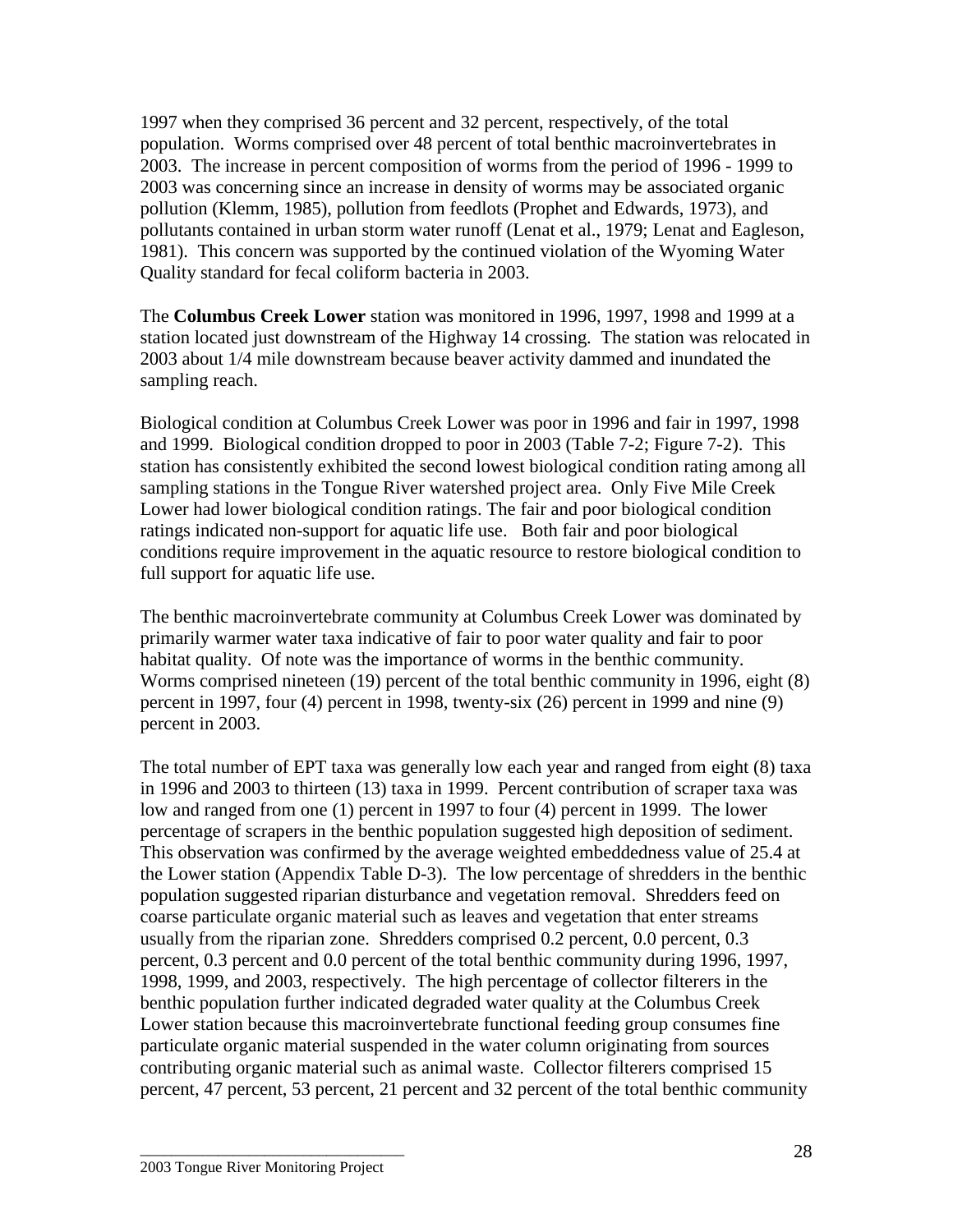1997 when they comprised 36 percent and 32 percent, respectively, of the total population. Worms comprised over 48 percent of total benthic macroinvertebrates in 2003. The increase in percent composition of worms from the period of 1996 - 1999 to 2003 was concerning since an increase in density of worms may be associated organic pollution (Klemm, 1985), pollution from feedlots (Prophet and Edwards, 1973), and pollutants contained in urban storm water runoff (Lenat et al., 1979; Lenat and Eagleson, 1981). This concern was supported by the continued violation of the Wyoming Water Quality standard for fecal coliform bacteria in 2003.

The **Columbus Creek Lower** station was monitored in 1996, 1997, 1998 and 1999 at a station located just downstream of the Highway 14 crossing. The station was relocated in 2003 about 1/4 mile downstream because beaver activity dammed and inundated the sampling reach.

Biological condition at Columbus Creek Lower was poor in 1996 and fair in 1997, 1998 and 1999. Biological condition dropped to poor in 2003 (Table 7-2; Figure 7-2). This station has consistently exhibited the second lowest biological condition rating among all sampling stations in the Tongue River watershed project area. Only Five Mile Creek Lower had lower biological condition ratings. The fair and poor biological condition ratings indicated non-support for aquatic life use. Both fair and poor biological conditions require improvement in the aquatic resource to restore biological condition to full support for aquatic life use.

The benthic macroinvertebrate community at Columbus Creek Lower was dominated by primarily warmer water taxa indicative of fair to poor water quality and fair to poor habitat quality. Of note was the importance of worms in the benthic community. Worms comprised nineteen (19) percent of the total benthic community in 1996, eight (8) percent in 1997, four (4) percent in 1998, twenty-six (26) percent in 1999 and nine (9) percent in 2003.

The total number of EPT taxa was generally low each year and ranged from eight (8) taxa in 1996 and 2003 to thirteen (13) taxa in 1999. Percent contribution of scraper taxa was low and ranged from one (1) percent in 1997 to four (4) percent in 1999. The lower percentage of scrapers in the benthic population suggested high deposition of sediment. This observation was confirmed by the average weighted embeddedness value of 25.4 at the Lower station (Appendix Table D-3). The low percentage of shredders in the benthic population suggested riparian disturbance and vegetation removal. Shredders feed on coarse particulate organic material such as leaves and vegetation that enter streams usually from the riparian zone. Shredders comprised 0.2 percent, 0.0 percent, 0.3 percent, 0.3 percent and 0.0 percent of the total benthic community during 1996, 1997, 1998, 1999, and 2003, respectively. The high percentage of collector filterers in the benthic population further indicated degraded water quality at the Columbus Creek Lower station because this macroinvertebrate functional feeding group consumes fine particulate organic material suspended in the water column originating from sources contributing organic material such as animal waste. Collector filterers comprised 15 percent, 47 percent, 53 percent, 21 percent and 32 percent of the total benthic community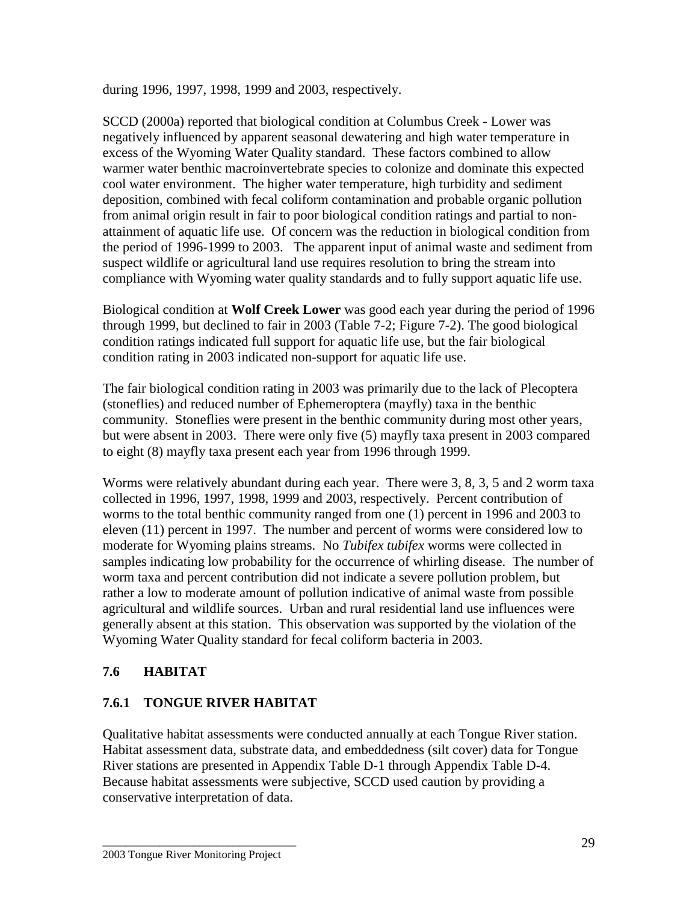during 1996, 1997, 1998, 1999 and 2003, respectively.

SCCD (2000a) reported that biological condition at Columbus Creek - Lower was negatively influenced by apparent seasonal dewatering and high water temperature in excess of the Wyoming Water Quality standard. These factors combined to allow warmer water benthic macroinvertebrate species to colonize and dominate this expected cool water environment. The higher water temperature, high turbidity and sediment deposition, combined with fecal coliform contamination and probable organic pollution from animal origin result in fair to poor biological condition ratings and partial to non-attainment of aquatic life use. Of concern was the reduction in biological condition from the period of 1996-1999 to 2003. The apparent input of animal waste and sediment from suspect wildlife or agricultural land use requires resolution to bring the stream into compliance with Wyoming water quality standards and to fully support aquatic life use.

Biological condition at **Wolf Creek Lower** was good each year during the period of 1996 through 1999, but declined to fair in 2003 (Table 7-2; Figure 7-2). The good biological condition ratings indicated full support for aquatic life use, but the fair biological condition rating in 2003 indicated non-support for aquatic life use.

The fair biological condition rating in 2003 was primarily due to the lack of Plecoptera (stoneflies) and reduced number of Ephemeroptera (mayfly) taxa in the benthic community. Stoneflies were present in the benthic community during most other years, but were absent in 2003. There were only five (5) mayfly taxa present in 2003 compared to eight (8) mayfly taxa present each year from 1996 through 1999.

Worms were relatively abundant during each year. There were 3, 8, 3, 5 and 2 worm taxa collected in 1996, 1997, 1998, 1999 and 2003, respectively. Percent contribution of worms to the total benthic community ranged from one (1) percent in 1996 and 2003 to eleven (11) percent in 1997. The number and percent of worms were considered low to moderate for Wyoming plains streams. No *Tubifex tubifex* worms were collected in samples indicating low probability for the occurrence of whirling disease. The number of worm taxa and percent contribution did not indicate a severe pollution problem, but rather a low to moderate amount of pollution indicative of animal waste from possible agricultural and wildlife sources. Urban and rural residential land use influences were generally absent at this station. This observation was supported by the violation of the Wyoming Water Quality standard for fecal coliform bacteria in 2003.

## 7.6 HABITAT

### 7.6.1 TONGUE RIVER HABITAT

Qualitative habitat assessments were conducted annually at each Tongue River station. Habitat assessment data, substrate data, and embeddedness (silt cover) data for Tongue River stations are presented in Appendix Table D-1 through Appendix Table D-4. Because habitat assessments were subjective, SCCD used caution by providing a conservative interpretation of data.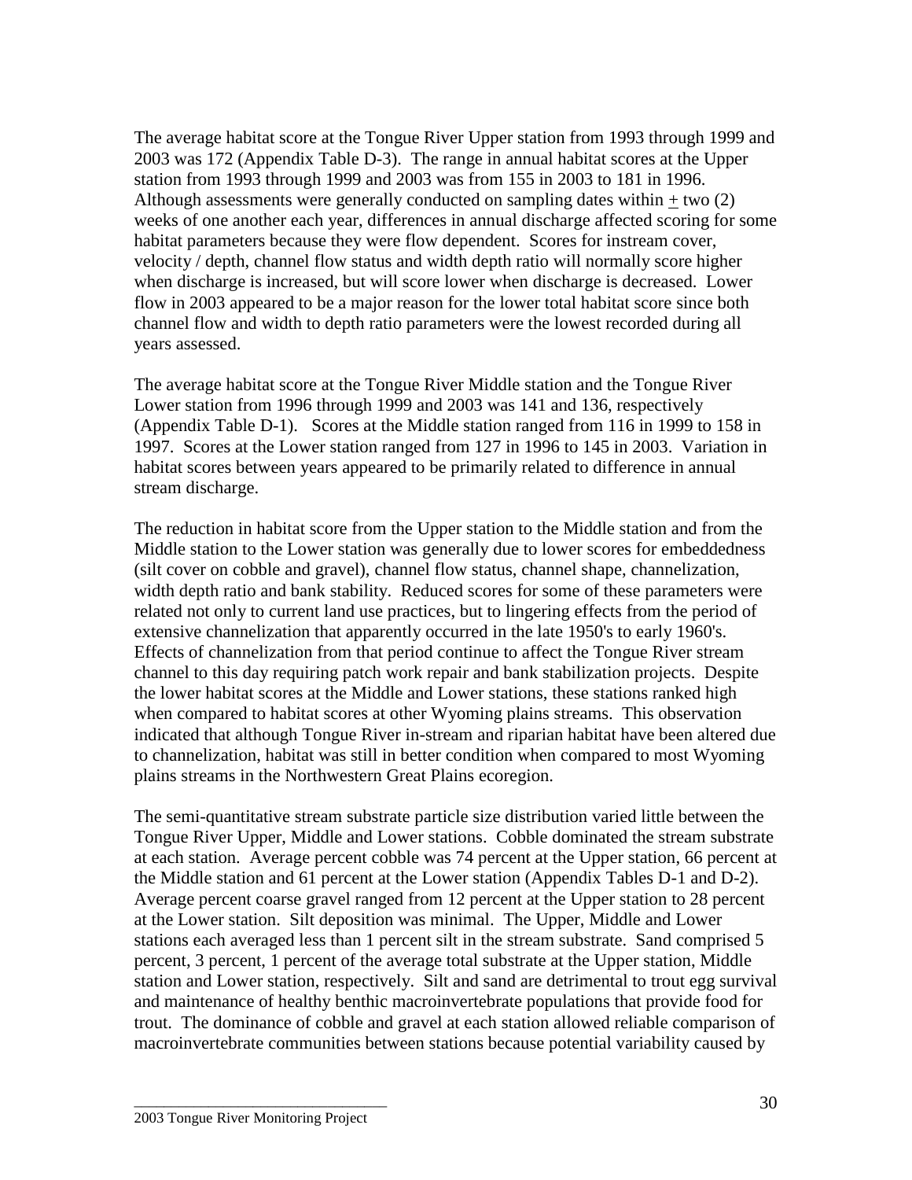The average habitat score at the Tongue River Upper station from 1993 through 1999 and 2003 was 172 (Appendix Table D-3). The range in annual habitat scores at the Upper station from 1993 through 1999 and 2003 was from 155 in 2003 to 181 in 1996. Although assessments were generally conducted on sampling dates within ± two (2) weeks of one another each year, differences in annual discharge affected scoring for some habitat parameters because they were flow dependent. Scores for instream cover, velocity / depth, channel flow status and width depth ratio will normally score higher when discharge is increased, but will score lower when discharge is decreased. Lower flow in 2003 appeared to be a major reason for the lower total habitat score since both channel flow and width to depth ratio parameters were the lowest recorded during all years assessed.

The average habitat score at the Tongue River Middle station and the Tongue River Lower station from 1996 through 1999 and 2003 was 141 and 136, respectively (Appendix Table D-1). Scores at the Middle station ranged from 116 in 1999 to 158 in 1997. Scores at the Lower station ranged from 127 in 1996 to 145 in 2003. Variation in habitat scores between years appeared to be primarily related to difference in annual stream discharge.

The reduction in habitat score from the Upper station to the Middle station and from the Middle station to the Lower station was generally due to lower scores for embeddedness (silt cover on cobble and gravel), channel flow status, channel shape, channelization, width depth ratio and bank stability. Reduced scores for some of these parameters were related not only to current land use practices, but to lingering effects from the period of extensive channelization that apparently occurred in the late 1950's to early 1960's. Effects of channelization from that period continue to affect the Tongue River stream channel to this day requiring patch work repair and bank stabilization projects. Despite the lower habitat scores at the Middle and Lower stations, these stations ranked high when compared to habitat scores at other Wyoming plains streams. This observation indicated that although Tongue River in-stream and riparian habitat have been altered due to channelization, habitat was still in better condition when compared to most Wyoming plains streams in the Northwestern Great Plains ecoregion.

The semi-quantitative stream substrate particle size distribution varied little between the Tongue River Upper, Middle and Lower stations. Cobble dominated the stream substrate at each station. Average percent cobble was 74 percent at the Upper station, 66 percent at the Middle station and 61 percent at the Lower station (Appendix Tables D-1 and D-2). Average percent coarse gravel ranged from 12 percent at the Upper station to 28 percent at the Lower station. Silt deposition was minimal. The Upper, Middle and Lower stations each averaged less than 1 percent silt in the stream substrate. Sand comprised 5 percent, 3 percent, 1 percent of the average total substrate at the Upper station, Middle station and Lower station, respectively. Silt and sand are detrimental to trout egg survival and maintenance of healthy benthic macroinvertebrate populations that provide food for trout. The dominance of cobble and gravel at each station allowed reliable comparison of macroinvertebrate communities between stations because potential variability caused by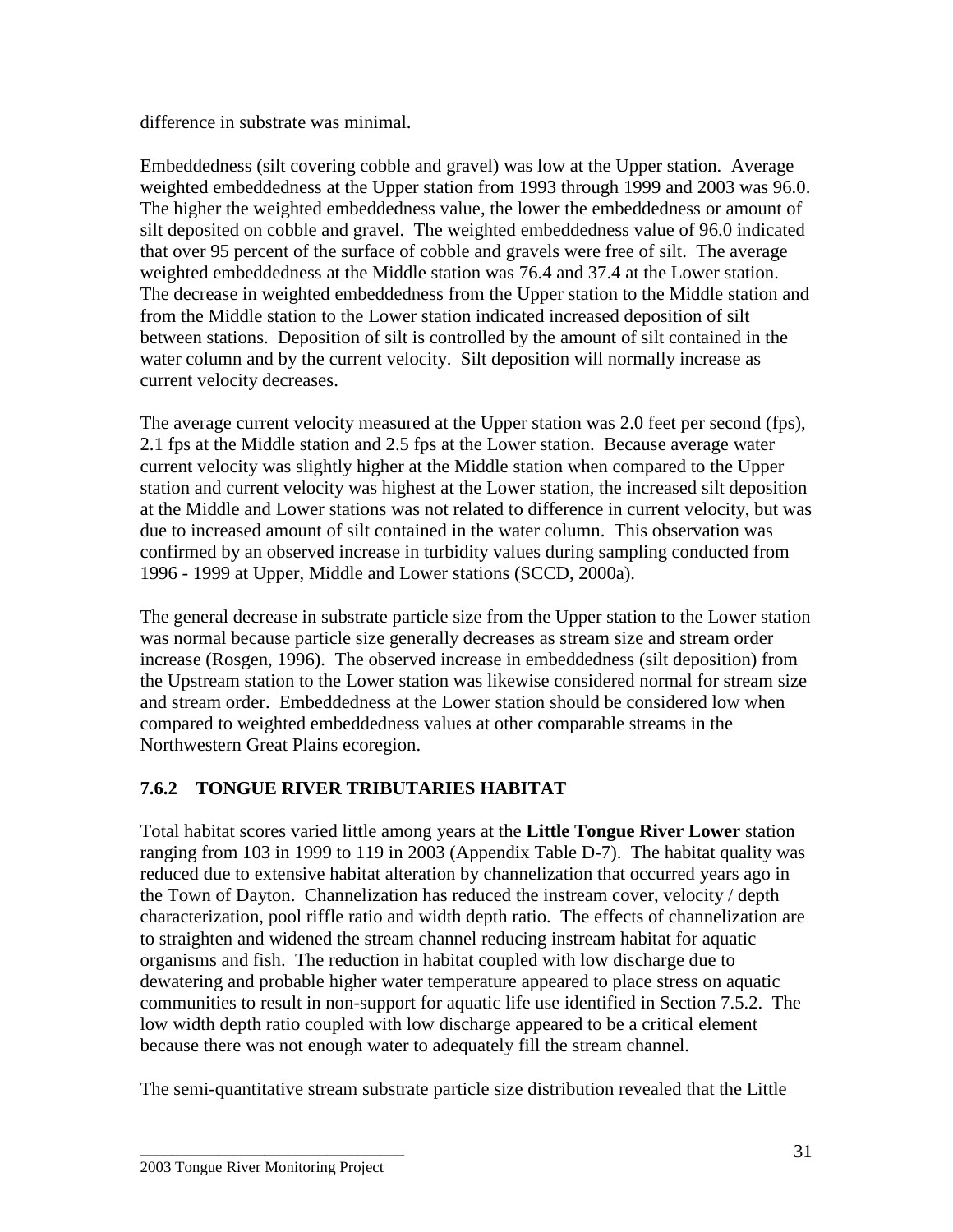difference in substrate was minimal.

Embeddedness (silt covering cobble and gravel) was low at the Upper station. Average weighted embeddedness at the Upper station from 1993 through 1999 and 2003 was 96.0. The higher the weighted embeddedness value, the lower the embeddedness or amount of silt deposited on cobble and gravel. The weighted embeddedness value of 96.0 indicated that over 95 percent of the surface of cobble and gravels were free of silt. The average weighted embeddedness at the Middle station was 76.4 and 37.4 at the Lower station. The decrease in weighted embeddedness from the Upper station to the Middle station and from the Middle station to the Lower station indicated increased deposition of silt between stations. Deposition of silt is controlled by the amount of silt contained in the water column and by the current velocity. Silt deposition will normally increase as current velocity decreases.

The average current velocity measured at the Upper station was 2.0 feet per second (fps), 2.1 fps at the Middle station and 2.5 fps at the Lower station. Because average water current velocity was slightly higher at the Middle station when compared to the Upper station and current velocity was highest at the Lower station, the increased silt deposition at the Middle and Lower stations was not related to difference in current velocity, but was due to increased amount of silt contained in the water column. This observation was confirmed by an observed increase in turbidity values during sampling conducted from 1996 - 1999 at Upper, Middle and Lower stations (SCCD, 2000a).

The general decrease in substrate particle size from the Upper station to the Lower station was normal because particle size generally decreases as stream size and stream order increase (Rosgen, 1996). The observed increase in embeddedness (silt deposition) from the Upstream station to the Lower station was likewise considered normal for stream size and stream order. Embeddedness at the Lower station should be considered low when compared to weighted embeddedness values at other comparable streams in the Northwestern Great Plains ecoregion.

### 7.6.2 TONGUE RIVER TRIBUTARIES HABITAT

Total habitat scores varied little among years at the **Little Tongue River Lower** station ranging from 103 in 1999 to 119 in 2003 (Appendix Table D-7). The habitat quality was reduced due to extensive habitat alteration by channelization that occurred years ago in the Town of Dayton. Channelization has reduced the instream cover, velocity / depth characterization, pool riffle ratio and width depth ratio. The effects of channelization are to straighten and widened the stream channel reducing instream habitat for aquatic organisms and fish. The reduction in habitat coupled with low discharge due to dewatering and probable higher water temperature appeared to place stress on aquatic communities to result in non-support for aquatic life use identified in Section 7.5.2. The low width depth ratio coupled with low discharge appeared to be a critical element because there was not enough water to adequately fill the stream channel.

The semi-quantitative stream substrate particle size distribution revealed that the Little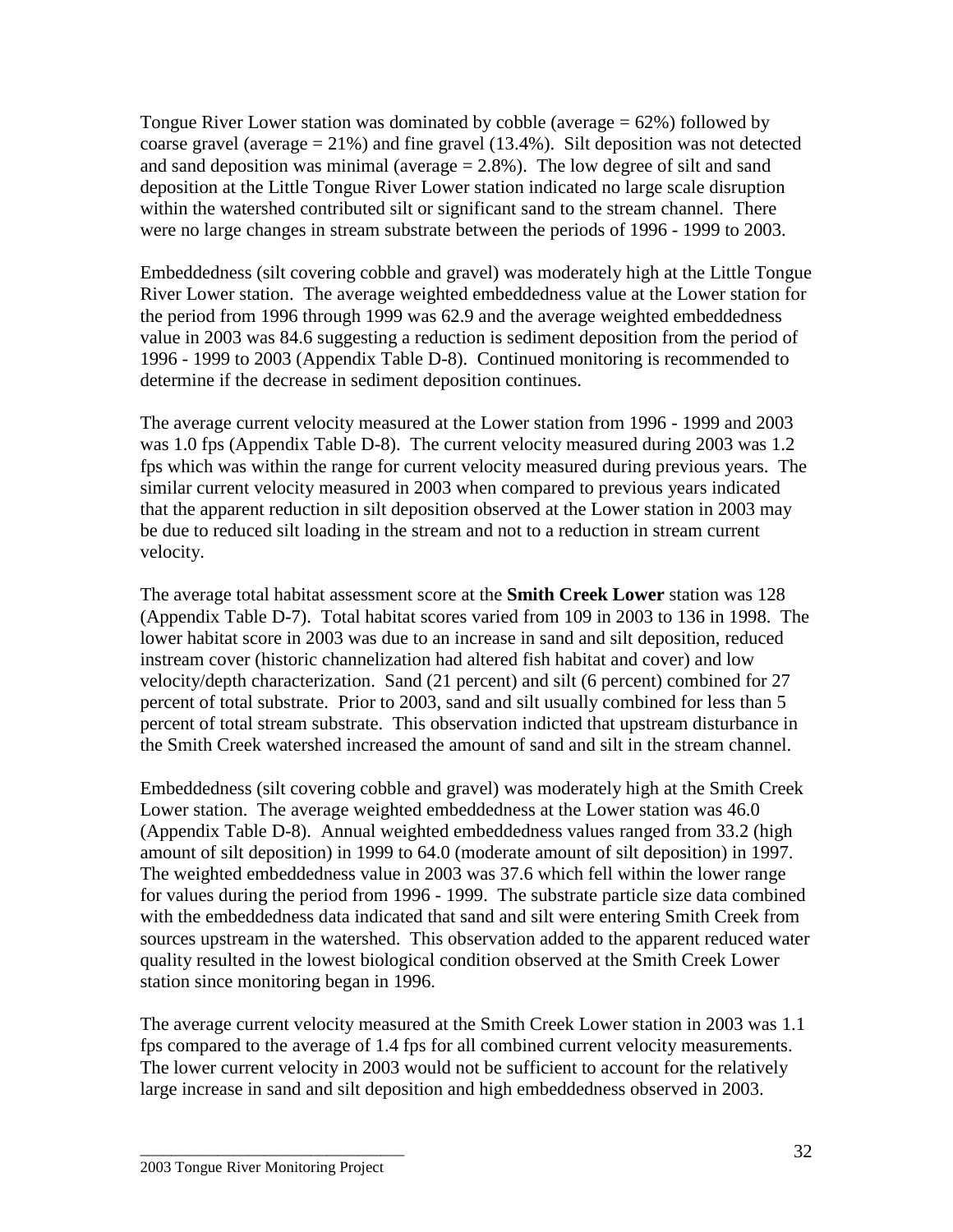Tongue River Lower station was dominated by cobble (average = 62%) followed by coarse gravel (average = 21%) and fine gravel (13.4%). Silt deposition was not detected and sand deposition was minimal (average = 2.8%). The low degree of silt and sand deposition at the Little Tongue River Lower station indicated no large scale disruption within the watershed contributed silt or significant sand to the stream channel. There were no large changes in stream substrate between the periods of 1996 - 1999 to 2003.

Embeddedness (silt covering cobble and gravel) was moderately high at the Little Tongue River Lower station. The average weighted embeddedness value at the Lower station for the period from 1996 through 1999 was 62.9 and the average weighted embeddedness value in 2003 was 84.6 suggesting a reduction is sediment deposition from the period of 1996 - 1999 to 2003 (Appendix Table D-8). Continued monitoring is recommended to determine if the decrease in sediment deposition continues.

The average current velocity measured at the Lower station from 1996 - 1999 and 2003 was 1.0 fps (Appendix Table D-8). The current velocity measured during 2003 was 1.2 fps which was within the range for current velocity measured during previous years. The similar current velocity measured in 2003 when compared to previous years indicated that the apparent reduction in silt deposition observed at the Lower station in 2003 may be due to reduced silt loading in the stream and not to a reduction in stream current velocity.

The average total habitat assessment score at the **Smith Creek Lower** station was 128 (Appendix Table D-7). Total habitat scores varied from 109 in 2003 to 136 in 1998. The lower habitat score in 2003 was due to an increase in sand and silt deposition, reduced instream cover (historic channelization had altered fish habitat and cover) and low velocity/depth characterization. Sand (21 percent) and silt (6 percent) combined for 27 percent of total substrate. Prior to 2003, sand and silt usually combined for less than 5 percent of total stream substrate. This observation indicted that upstream disturbance in the Smith Creek watershed increased the amount of sand and silt in the stream channel.

Embeddedness (silt covering cobble and gravel) was moderately high at the Smith Creek Lower station. The average weighted embeddedness at the Lower station was 46.0 (Appendix Table D-8). Annual weighted embeddedness values ranged from 33.2 (high amount of silt deposition) in 1999 to 64.0 (moderate amount of silt deposition) in 1997. The weighted embeddedness value in 2003 was 37.6 which fell within the lower range for values during the period from 1996 - 1999. The substrate particle size data combined with the embeddedness data indicated that sand and silt were entering Smith Creek from sources upstream in the watershed. This observation added to the apparent reduced water quality resulted in the lowest biological condition observed at the Smith Creek Lower station since monitoring began in 1996.

The average current velocity measured at the Smith Creek Lower station in 2003 was 1.1 fps compared to the average of 1.4 fps for all combined current velocity measurements. The lower current velocity in 2003 would not be sufficient to account for the relatively large increase in sand and silt deposition and high embeddedness observed in 2003.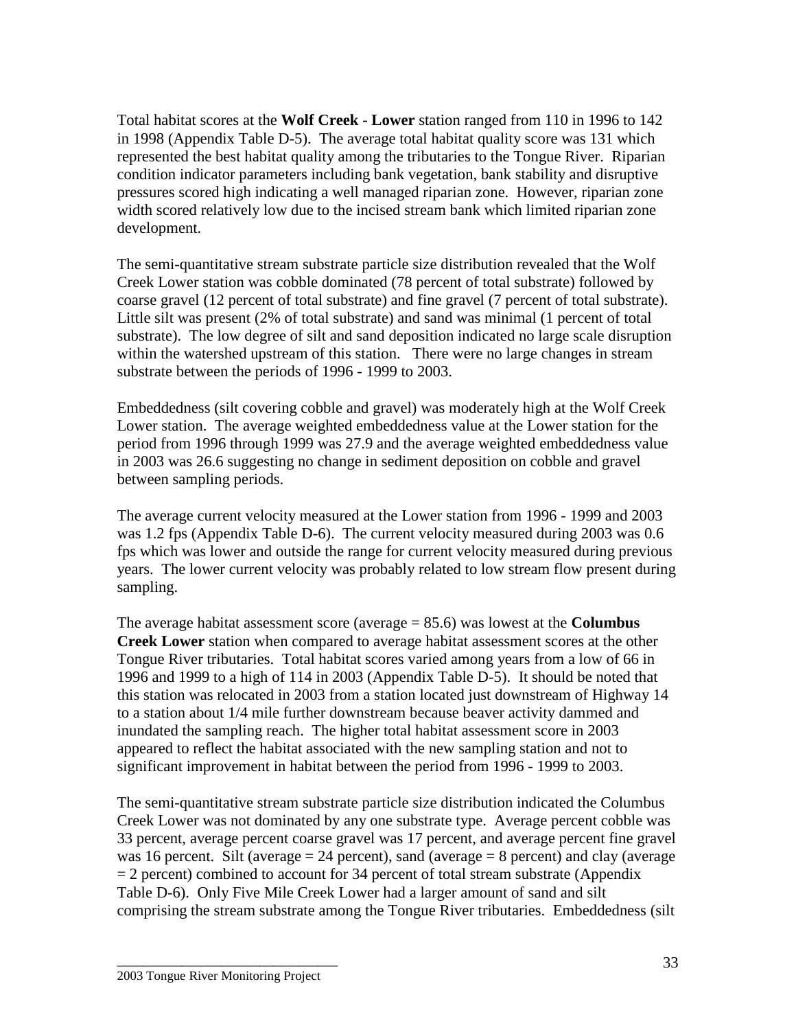Total habitat scores at the **Wolf Creek - Lower** station ranged from 110 in 1996 to 142 in 1998 (Appendix Table D-5). The average total habitat quality score was 131 which represented the best habitat quality among the tributaries to the Tongue River. Riparian condition indicator parameters including bank vegetation, bank stability and disruptive pressures scored high indicating a well managed riparian zone. However, riparian zone width scored relatively low due to the incised stream bank which limited riparian zone development.

The semi-quantitative stream substrate particle size distribution revealed that the Wolf Creek Lower station was cobble dominated (78 percent of total substrate) followed by coarse gravel (12 percent of total substrate) and fine gravel (7 percent of total substrate). Little silt was present (2% of total substrate) and sand was minimal (1 percent of total substrate). The low degree of silt and sand deposition indicated no large scale disruption within the watershed upstream of this station. There were no large changes in stream substrate between the periods of 1996 - 1999 to 2003.

Embeddedness (silt covering cobble and gravel) was moderately high at the Wolf Creek Lower station. The average weighted embeddedness value at the Lower station for the period from 1996 through 1999 was 27.9 and the average weighted embeddedness value in 2003 was 26.6 suggesting no change in sediment deposition on cobble and gravel between sampling periods.

The average current velocity measured at the Lower station from 1996 - 1999 and 2003 was 1.2 fps (Appendix Table D-6). The current velocity measured during 2003 was 0.6 fps which was lower and outside the range for current velocity measured during previous years. The lower current velocity was probably related to low stream flow present during sampling.

The average habitat assessment score (average = 85.6) was lowest at the **Columbus Creek Lower** station when compared to average habitat assessment scores at the other Tongue River tributaries. Total habitat scores varied among years from a low of 66 in 1996 and 1999 to a high of 114 in 2003 (Appendix Table D-5). It should be noted that this station was relocated in 2003 from a station located just downstream of Highway 14 to a station about 1/4 mile further downstream because beaver activity dammed and inundated the sampling reach. The higher total habitat assessment score in 2003 appeared to reflect the habitat associated with the new sampling station and not to significant improvement in habitat between the period from 1996 - 1999 to 2003.

The semi-quantitative stream substrate particle size distribution indicated the Columbus Creek Lower was not dominated by any one substrate type. Average percent cobble was 33 percent, average percent coarse gravel was 17 percent, and average percent fine gravel was 16 percent. Silt (average = 24 percent), sand (average = 8 percent) and clay (average = 2 percent) combined to account for 34 percent of total stream substrate (Appendix Table D-6). Only Five Mile Creek Lower had a larger amount of sand and silt comprising the stream substrate among the Tongue River tributaries. Embeddedness (silt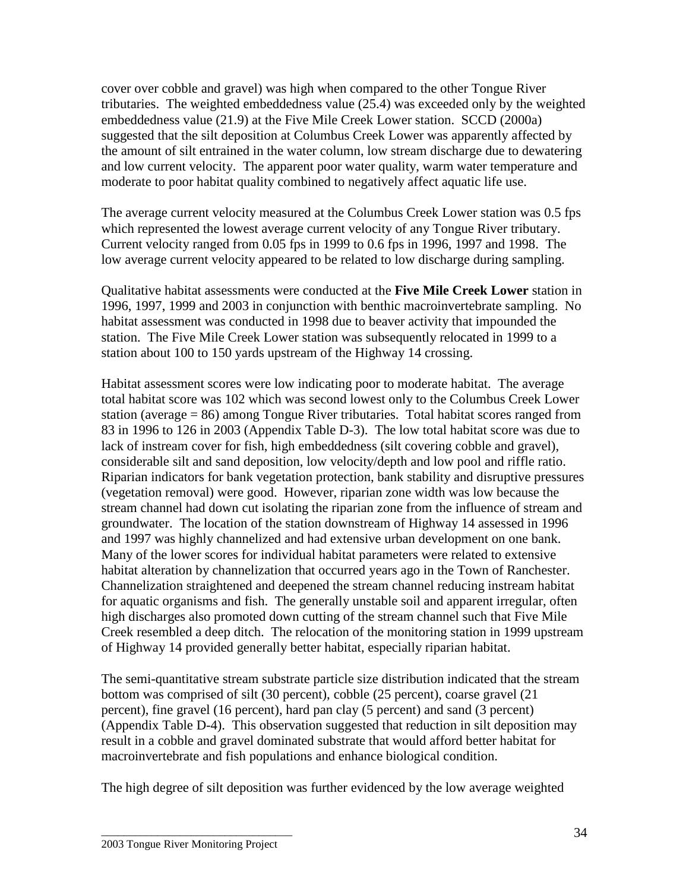cover over cobble and gravel) was high when compared to the other Tongue River tributaries. The weighted embeddedness value (25.4) was exceeded only by the weighted embeddedness value (21.9) at the Five Mile Creek Lower station. SCCD (2000a) suggested that the silt deposition at Columbus Creek Lower was apparently affected by the amount of silt entrained in the water column, low stream discharge due to dewatering and low current velocity. The apparent poor water quality, warm water temperature and moderate to poor habitat quality combined to negatively affect aquatic life use.

The average current velocity measured at the Columbus Creek Lower station was 0.5 fps which represented the lowest average current velocity of any Tongue River tributary. Current velocity ranged from 0.05 fps in 1999 to 0.6 fps in 1996, 1997 and 1998. The low average current velocity appeared to be related to low discharge during sampling.

Qualitative habitat assessments were conducted at the **Five Mile Creek Lower** station in 1996, 1997, 1999 and 2003 in conjunction with benthic macroinvertebrate sampling. No habitat assessment was conducted in 1998 due to beaver activity that impounded the station. The Five Mile Creek Lower station was subsequently relocated in 1999 to a station about 100 to 150 yards upstream of the Highway 14 crossing.

Habitat assessment scores were low indicating poor to moderate habitat. The average total habitat score was 102 which was second lowest only to the Columbus Creek Lower station (average = 86) among Tongue River tributaries. Total habitat scores ranged from 83 in 1996 to 126 in 2003 (Appendix Table D-3). The low total habitat score was due to lack of instream cover for fish, high embeddedness (silt covering cobble and gravel), considerable silt and sand deposition, low velocity/depth and low pool and riffle ratio. Riparian indicators for bank vegetation protection, bank stability and disruptive pressures (vegetation removal) were good. However, riparian zone width was low because the stream channel had down cut isolating the riparian zone from the influence of stream and groundwater. The location of the station downstream of Highway 14 assessed in 1996 and 1997 was highly channelized and had extensive urban development on one bank. Many of the lower scores for individual habitat parameters were related to extensive habitat alteration by channelization that occurred years ago in the Town of Ranchester. Channelization straightened and deepened the stream channel reducing instream habitat for aquatic organisms and fish. The generally unstable soil and apparent irregular, often high discharges also promoted down cutting of the stream channel such that Five Mile Creek resembled a deep ditch. The relocation of the monitoring station in 1999 upstream of Highway 14 provided generally better habitat, especially riparian habitat.

The semi-quantitative stream substrate particle size distribution indicated that the stream bottom was comprised of silt (30 percent), cobble (25 percent), coarse gravel (21 percent), fine gravel (16 percent), hard pan clay (5 percent) and sand (3 percent) (Appendix Table D-4). This observation suggested that reduction in silt deposition may result in a cobble and gravel dominated substrate that would afford better habitat for macroinvertebrate and fish populations and enhance biological condition.

The high degree of silt deposition was further evidenced by the low average weighted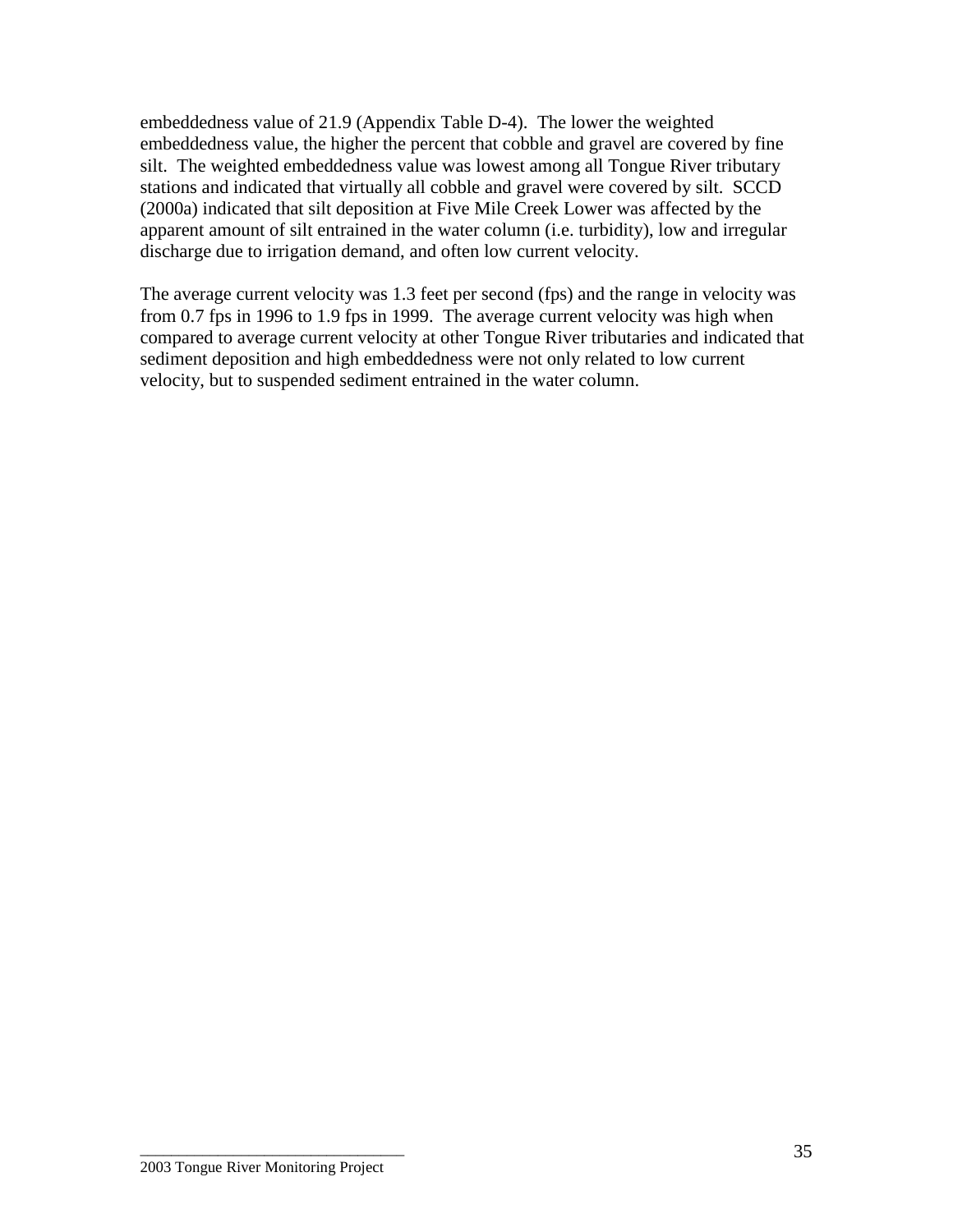embeddedness value of 21.9 (Appendix Table D-4). The lower the weighted embeddedness value, the higher the percent that cobble and gravel are covered by fine silt. The weighted embeddedness value was lowest among all Tongue River tributary stations and indicated that virtually all cobble and gravel were covered by silt. SCCD (2000a) indicated that silt deposition at Five Mile Creek Lower was affected by the apparent amount of silt entrained in the water column (i.e. turbidity), low and irregular discharge due to irrigation demand, and often low current velocity.

The average current velocity was 1.3 feet per second (fps) and the range in velocity was from 0.7 fps in 1996 to 1.9 fps in 1999. The average current velocity was high when compared to average current velocity at other Tongue River tributaries and indicated that sediment deposition and high embeddedness were not only related to low current velocity, but to suspended sediment entrained in the water column.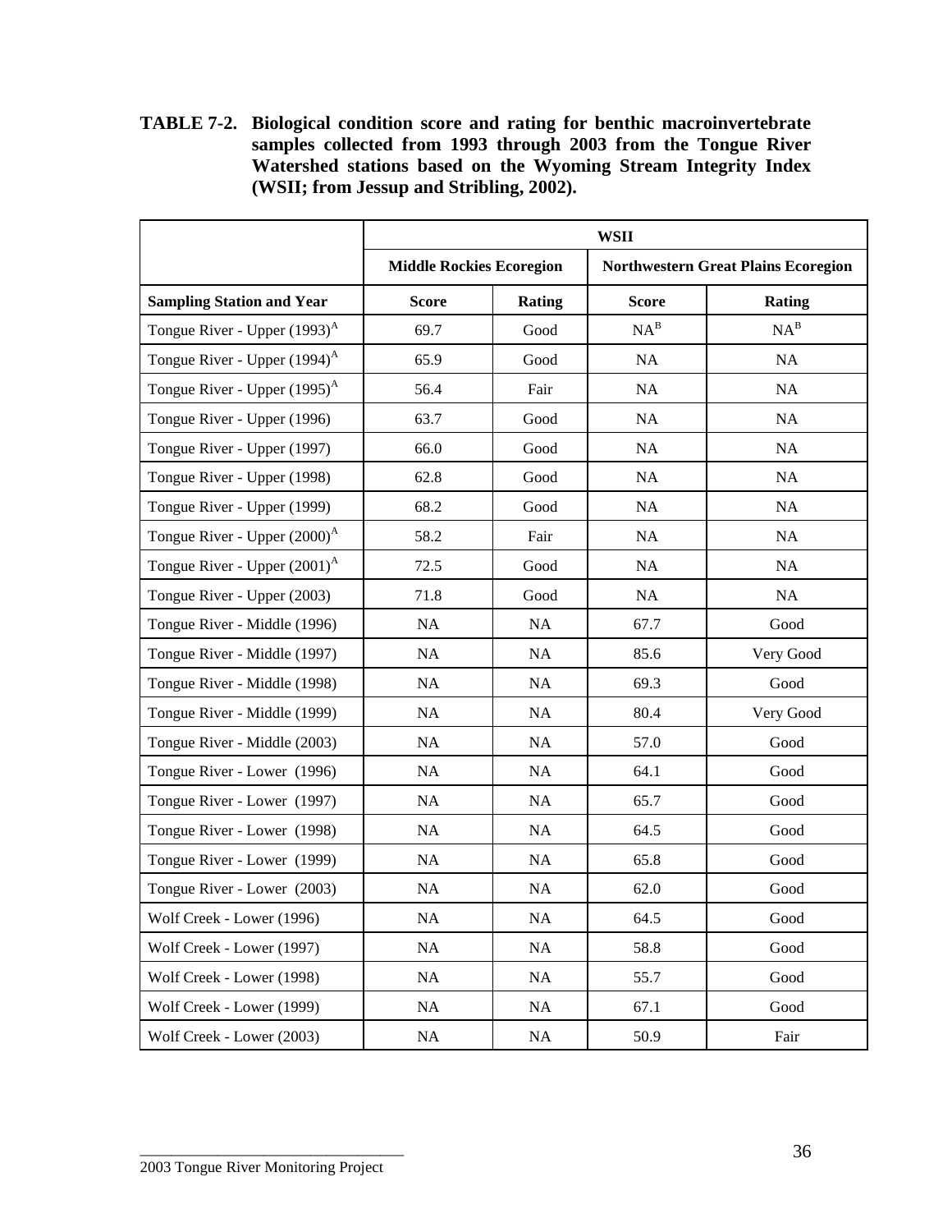**TABLE 7-2. Biological condition score and rating for benthic macroinvertebrate samples collected from 1993 through 2003 from the Tongue River Watershed stations based on the Wyoming Stream Integrity Index (WSII; from Jessup and Stribling, 2002).**

| | WSII | | | |
|---|---|---|---|---|
| | Middle Rockies Ecoregion | | Northwestern Great Plains Ecoregion | |
| **Sampling Station and Year** | **Score** | **Rating** | **Score** | **Rating** |
| Tongue River - Upper (1993)[A] | 69.7 | Good | NA[B] | NA[B] |
| Tongue River - Upper (1994)[A] | 65.9 | Good | NA | NA |
| Tongue River - Upper (1995)[A] | 56.4 | Fair | NA | NA |
| Tongue River - Upper (1996) | 63.7 | Good | NA | NA |
| Tongue River - Upper (1997) | 66.0 | Good | NA | NA |
| Tongue River - Upper (1998) | 62.8 | Good | NA | NA |
| Tongue River - Upper (1999) | 68.2 | Good | NA | NA |
| Tongue River - Upper (2000)[A] | 58.2 | Fair | NA | NA |
| Tongue River - Upper (2001)[A] | 72.5 | Good | NA | NA |
| Tongue River - Upper (2003) | 71.8 | Good | NA | NA |
| Tongue River - Middle (1996) | NA | NA | 67.7 | Good |
| Tongue River - Middle (1997) | NA | NA | 85.6 | Very Good |
| Tongue River - Middle (1998) | NA | NA | 69.3 | Good |
| Tongue River - Middle (1999) | NA | NA | 80.4 | Very Good |
| Tongue River - Middle (2003) | NA | NA | 57.0 | Good |
| Tongue River - Lower (1996) | NA | NA | 64.1 | Good |
| Tongue River - Lower (1997) | NA | NA | 65.7 | Good |
| Tongue River - Lower (1998) | NA | NA | 64.5 | Good |
| Tongue River - Lower (1999) | NA | NA | 65.8 | Good |
| Tongue River - Lower (2003) | NA | NA | 62.0 | Good |
| Wolf Creek - Lower (1996) | NA | NA | 64.5 | Good |
| Wolf Creek - Lower (1997) | NA | NA | 58.8 | Good |
| Wolf Creek - Lower (1998) | NA | NA | 55.7 | Good |
| Wolf Creek - Lower (1999) | NA | NA | 67.1 | Good |
| Wolf Creek - Lower (2003) | NA | NA | 50.9 | Fair |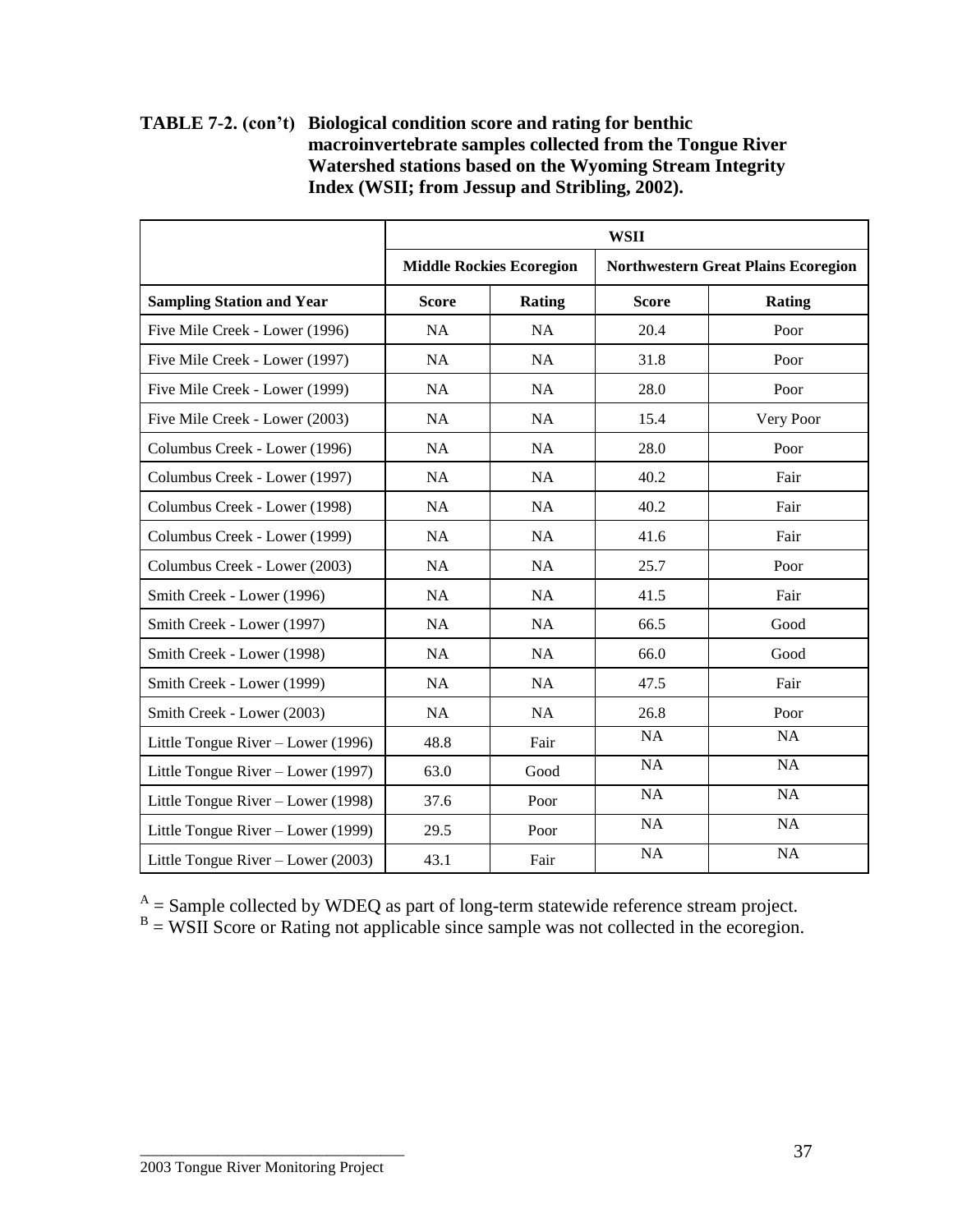**TABLE 7-2. (con't) Biological condition score and rating for benthic macroinvertebrate samples collected from the Tongue River Watershed stations based on the Wyoming Stream Integrity Index (WSII; from Jessup and Stribling, 2002).**

| | WSII | | | |
|---|---|---|---|---|
| | Middle Rockies Ecoregion | | Northwestern Great Plains Ecoregion | |
| **Sampling Station and Year** | **Score** | **Rating** | **Score** | **Rating** |
| Five Mile Creek - Lower (1996) | NA | NA | 20.4 | Poor |
| Five Mile Creek - Lower (1997) | NA | NA | 31.8 | Poor |
| Five Mile Creek - Lower (1999) | NA | NA | 28.0 | Poor |
| Five Mile Creek - Lower (2003) | NA | NA | 15.4 | Very Poor |
| Columbus Creek - Lower (1996) | NA | NA | 28.0 | Poor |
| Columbus Creek - Lower (1997) | NA | NA | 40.2 | Fair |
| Columbus Creek - Lower (1998) | NA | NA | 40.2 | Fair |
| Columbus Creek - Lower (1999) | NA | NA | 41.6 | Fair |
| Columbus Creek - Lower (2003) | NA | NA | 25.7 | Poor |
| Smith Creek - Lower (1996) | NA | NA | 41.5 | Fair |
| Smith Creek - Lower (1997) | NA | NA | 66.5 | Good |
| Smith Creek - Lower (1998) | NA | NA | 66.0 | Good |
| Smith Creek - Lower (1999) | NA | NA | 47.5 | Fair |
| Smith Creek - Lower (2003) | NA | NA | 26.8 | Poor |
| Little Tongue River – Lower (1996) | 48.8 | Fair | NA | NA |
| Little Tongue River – Lower (1997) | 63.0 | Good | NA | NA |
| Little Tongue River – Lower (1998) | 37.6 | Poor | NA | NA |
| Little Tongue River – Lower (1999) | 29.5 | Poor | NA | NA |
| Little Tongue River – Lower (2003) | 43.1 | Fair | NA | NA |

[A] = Sample collected by WDEQ as part of long-term statewide reference stream project.
[B] = WSII Score or Rating not applicable since sample was not collected in the ecoregion.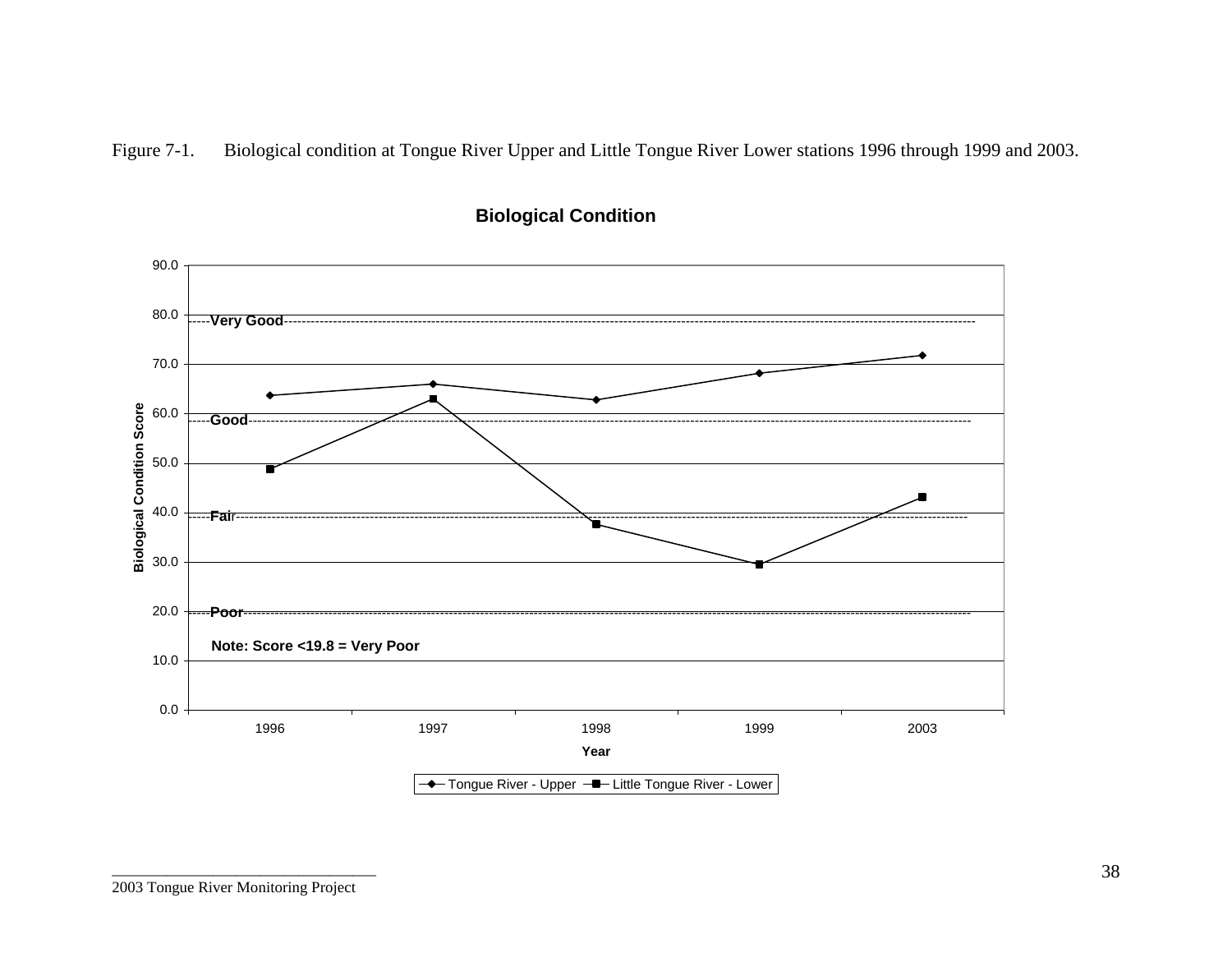Figure 7-1. Biological condition at Tongue River Upper and Little Tongue River Lower stations 1996 through 1999 and 2003.

**Biological Condition**

Biological Condition Score (y-axis, 0.0–90.0); Year (x-axis: 1996, 1997, 1998, 1999, 2003)

Condition thresholds: Very Good, Good, Fair, Poor

**Note: Score <19.8 = Very Poor**

Legend: Tongue River - Upper; Little Tongue River - Lower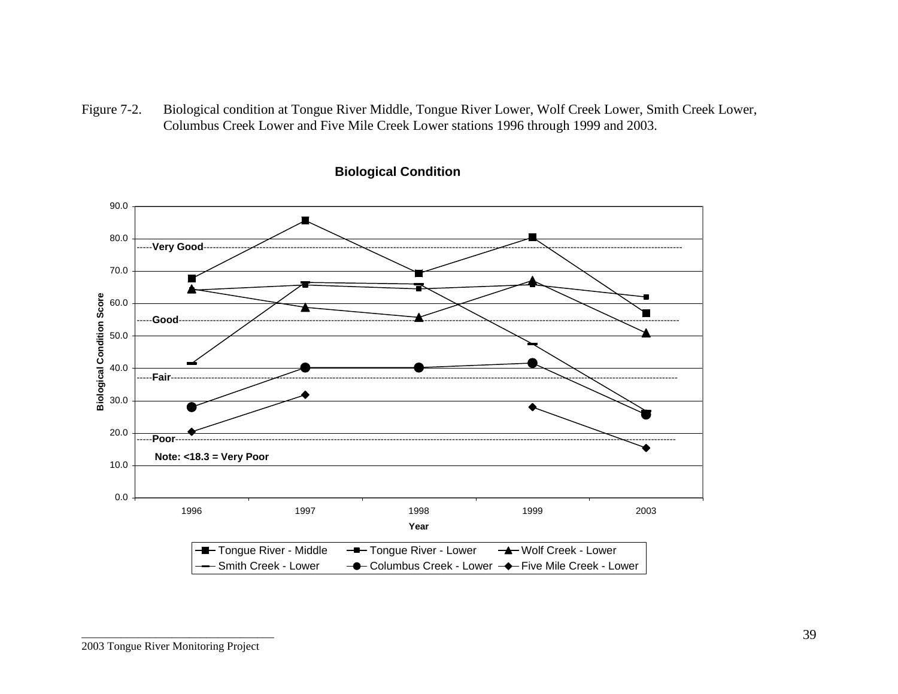Figure 7-2. Biological condition at Tongue River Middle, Tongue River Lower, Wolf Creek Lower, Smith Creek Lower, Columbus Creek Lower and Five Mile Creek Lower stations 1996 through 1999 and 2003.

**Biological Condition**

Biological Condition Score (y-axis, 0.0–90.0); Year (x-axis: 1996, 1997, 1998, 1999, 2003)

Reference lines: Very Good, Good, Fair, Poor

Note: <18.3 = Very Poor

Legend: Tongue River - Middle; Tongue River - Lower; Wolf Creek - Lower; Smith Creek - Lower; Columbus Creek - Lower; Five Mile Creek - Lower

2003 Tongue River Monitoring Project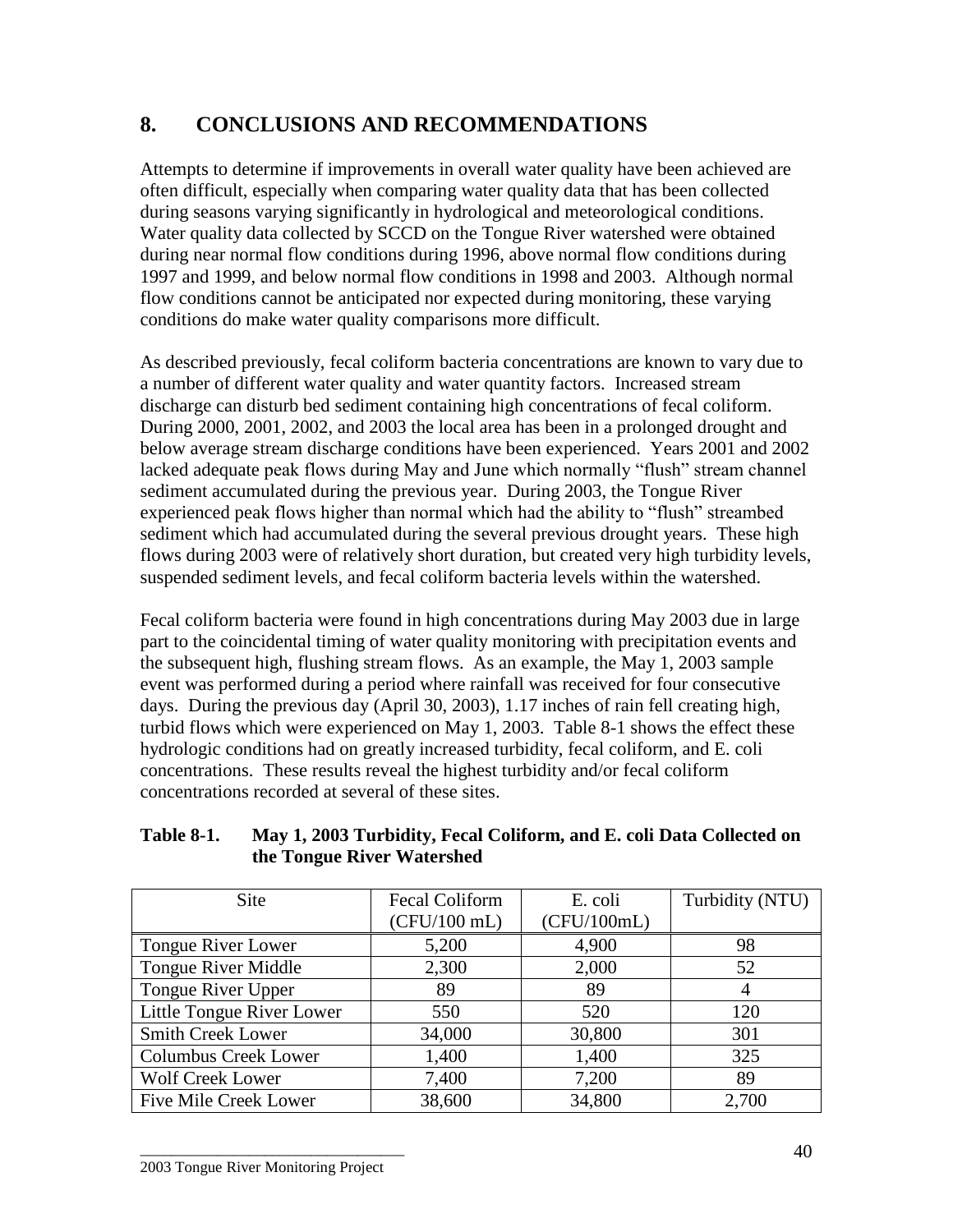# 8. CONCLUSIONS AND RECOMMENDATIONS

Attempts to determine if improvements in overall water quality have been achieved are often difficult, especially when comparing water quality data that has been collected during seasons varying significantly in hydrological and meteorological conditions. Water quality data collected by SCCD on the Tongue River watershed were obtained during near normal flow conditions during 1996, above normal flow conditions during 1997 and 1999, and below normal flow conditions in 1998 and 2003. Although normal flow conditions cannot be anticipated nor expected during monitoring, these varying conditions do make water quality comparisons more difficult.

As described previously, fecal coliform bacteria concentrations are known to vary due to a number of different water quality and water quantity factors. Increased stream discharge can disturb bed sediment containing high concentrations of fecal coliform. During 2000, 2001, 2002, and 2003 the local area has been in a prolonged drought and below average stream discharge conditions have been experienced. Years 2001 and 2002 lacked adequate peak flows during May and June which normally "flush" stream channel sediment accumulated during the previous year. During 2003, the Tongue River experienced peak flows higher than normal which had the ability to "flush" streambed sediment which had accumulated during the several previous drought years. These high flows during 2003 were of relatively short duration, but created very high turbidity levels, suspended sediment levels, and fecal coliform bacteria levels within the watershed.

Fecal coliform bacteria were found in high concentrations during May 2003 due in large part to the coincidental timing of water quality monitoring with precipitation events and the subsequent high, flushing stream flows. As an example, the May 1, 2003 sample event was performed during a period where rainfall was received for four consecutive days. During the previous day (April 30, 2003), 1.17 inches of rain fell creating high, turbid flows which were experienced on May 1, 2003. Table 8-1 shows the effect these hydrologic conditions had on greatly increased turbidity, fecal coliform, and E. coli concentrations. These results reveal the highest turbidity and/or fecal coliform concentrations recorded at several of these sites.

**Table 8-1. May 1, 2003 Turbidity, Fecal Coliform, and E. coli Data Collected on the Tongue River Watershed**

| Site | Fecal Coliform (CFU/100 mL) | E. coli (CFU/100mL) | Turbidity (NTU) |
|---|---|---|---|
| Tongue River Lower | 5,200 | 4,900 | 98 |
| Tongue River Middle | 2,300 | 2,000 | 52 |
| Tongue River Upper | 89 | 89 | 4 |
| Little Tongue River Lower | 550 | 520 | 120 |
| Smith Creek Lower | 34,000 | 30,800 | 301 |
| Columbus Creek Lower | 1,400 | 1,400 | 325 |
| Wolf Creek Lower | 7,400 | 7,200 | 89 |
| Five Mile Creek Lower | 38,600 | 34,800 | 2,700 |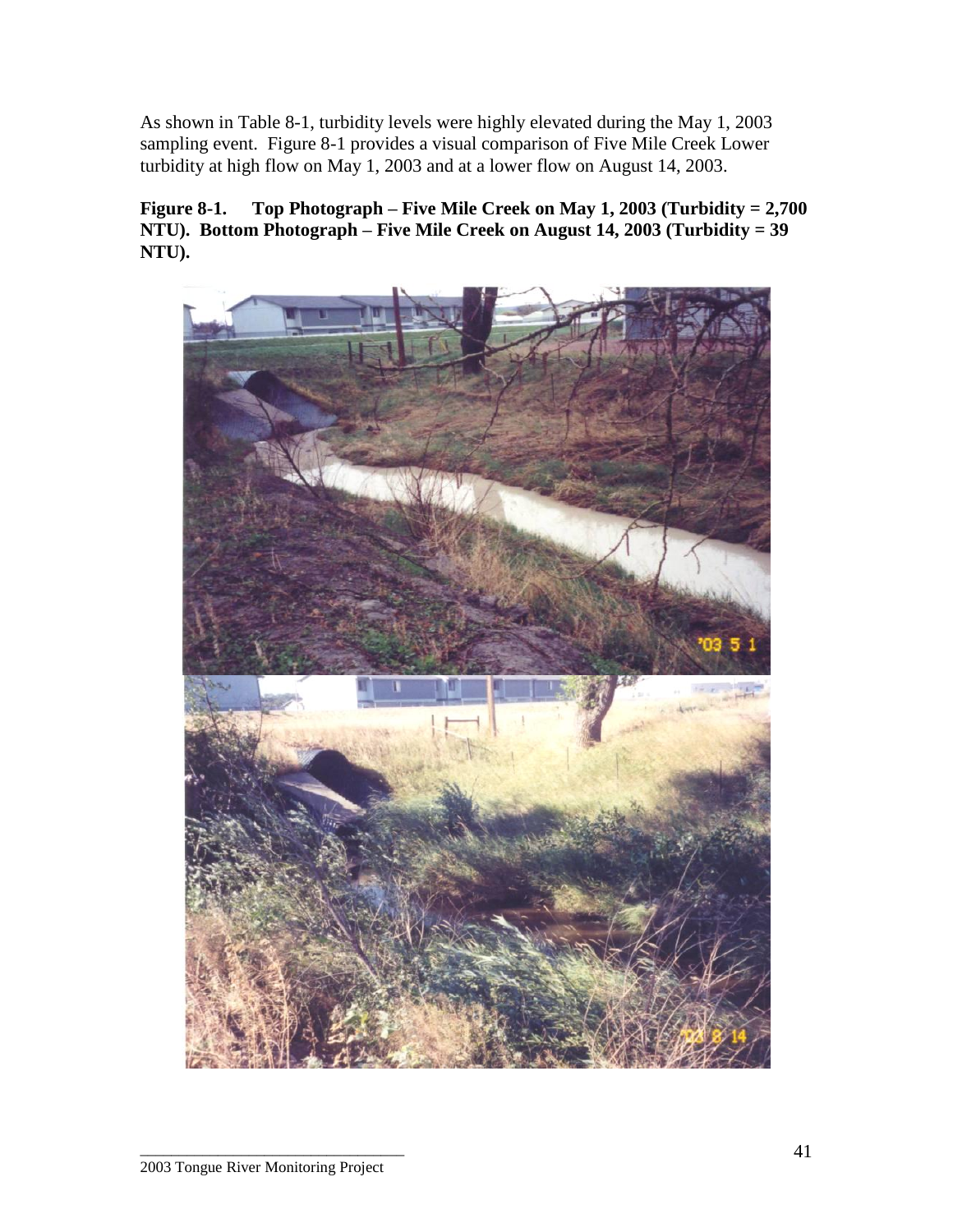As shown in Table 8-1, turbidity levels were highly elevated during the May 1, 2003 sampling event. Figure 8-1 provides a visual comparison of Five Mile Creek Lower turbidity at high flow on May 1, 2003 and at a lower flow on August 14, 2003.

**Figure 8-1. Top Photograph – Five Mile Creek on May 1, 2003 (Turbidity = 2,700 NTU). Bottom Photograph – Five Mile Creek on August 14, 2003 (Turbidity = 39 NTU).**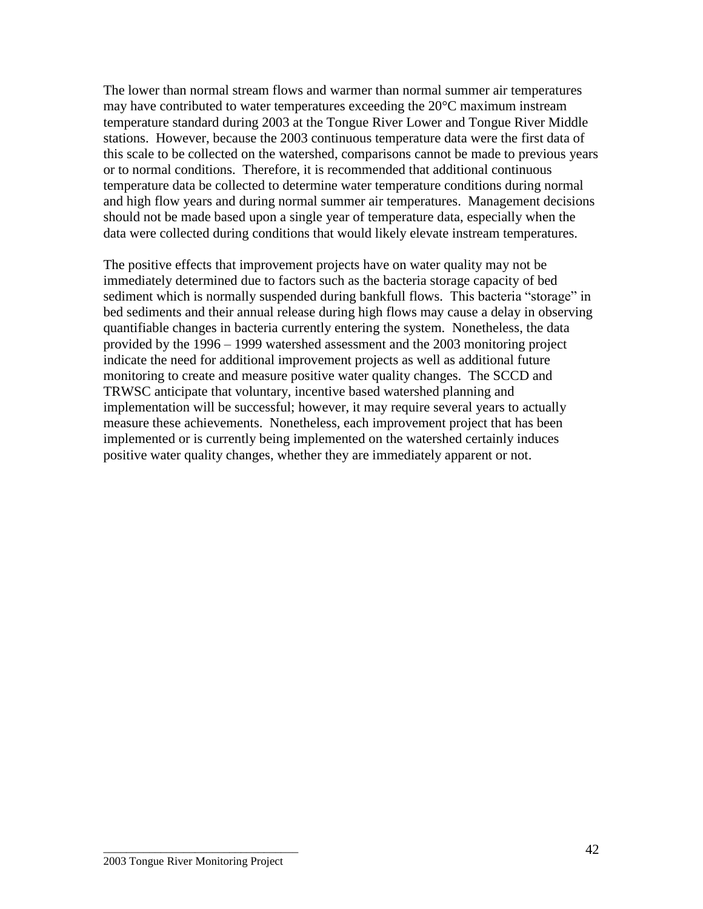The lower than normal stream flows and warmer than normal summer air temperatures may have contributed to water temperatures exceeding the 20°C maximum instream temperature standard during 2003 at the Tongue River Lower and Tongue River Middle stations. However, because the 2003 continuous temperature data were the first data of this scale to be collected on the watershed, comparisons cannot be made to previous years or to normal conditions. Therefore, it is recommended that additional continuous temperature data be collected to determine water temperature conditions during normal and high flow years and during normal summer air temperatures. Management decisions should not be made based upon a single year of temperature data, especially when the data were collected during conditions that would likely elevate instream temperatures.

The positive effects that improvement projects have on water quality may not be immediately determined due to factors such as the bacteria storage capacity of bed sediment which is normally suspended during bankfull flows. This bacteria "storage" in bed sediments and their annual release during high flows may cause a delay in observing quantifiable changes in bacteria currently entering the system. Nonetheless, the data provided by the 1996 – 1999 watershed assessment and the 2003 monitoring project indicate the need for additional improvement projects as well as additional future monitoring to create and measure positive water quality changes. The SCCD and TRWSC anticipate that voluntary, incentive based watershed planning and implementation will be successful; however, it may require several years to actually measure these achievements. Nonetheless, each improvement project that has been implemented or is currently being implemented on the watershed certainly induces positive water quality changes, whether they are immediately apparent or not.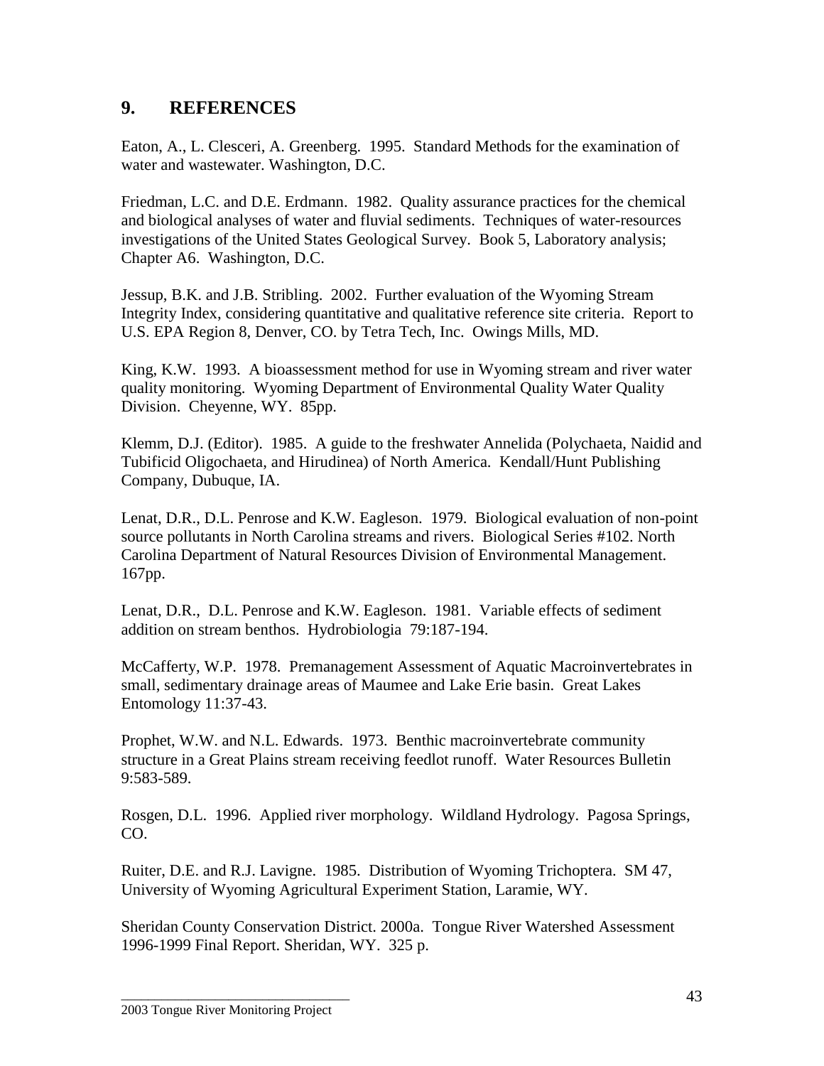## 9. REFERENCES

Eaton, A., L. Clesceri, A. Greenberg. 1995. Standard Methods for the examination of water and wastewater. Washington, D.C.

Friedman, L.C. and D.E. Erdmann. 1982. Quality assurance practices for the chemical and biological analyses of water and fluvial sediments. Techniques of water-resources investigations of the United States Geological Survey. Book 5, Laboratory analysis; Chapter A6. Washington, D.C.

Jessup, B.K. and J.B. Stribling. 2002. Further evaluation of the Wyoming Stream Integrity Index, considering quantitative and qualitative reference site criteria. Report to U.S. EPA Region 8, Denver, CO. by Tetra Tech, Inc. Owings Mills, MD.

King, K.W. 1993. A bioassessment method for use in Wyoming stream and river water quality monitoring. Wyoming Department of Environmental Quality Water Quality Division. Cheyenne, WY. 85pp.

Klemm, D.J. (Editor). 1985. A guide to the freshwater Annelida (Polychaeta, Naidid and Tubificid Oligochaeta, and Hirudinea) of North America. Kendall/Hunt Publishing Company, Dubuque, IA.

Lenat, D.R., D.L. Penrose and K.W. Eagleson. 1979. Biological evaluation of non-point source pollutants in North Carolina streams and rivers. Biological Series #102. North Carolina Department of Natural Resources Division of Environmental Management. 167pp.

Lenat, D.R., D.L. Penrose and K.W. Eagleson. 1981. Variable effects of sediment addition on stream benthos. Hydrobiologia 79:187-194.

McCafferty, W.P. 1978. Premanagement Assessment of Aquatic Macroinvertebrates in small, sedimentary drainage areas of Maumee and Lake Erie basin. Great Lakes Entomology 11:37-43.

Prophet, W.W. and N.L. Edwards. 1973. Benthic macroinvertebrate community structure in a Great Plains stream receiving feedlot runoff. Water Resources Bulletin 9:583-589.

Rosgen, D.L. 1996. Applied river morphology. Wildland Hydrology. Pagosa Springs, CO.

Ruiter, D.E. and R.J. Lavigne. 1985. Distribution of Wyoming Trichoptera. SM 47, University of Wyoming Agricultural Experiment Station, Laramie, WY.

Sheridan County Conservation District. 2000a. Tongue River Watershed Assessment 1996-1999 Final Report. Sheridan, WY. 325 p.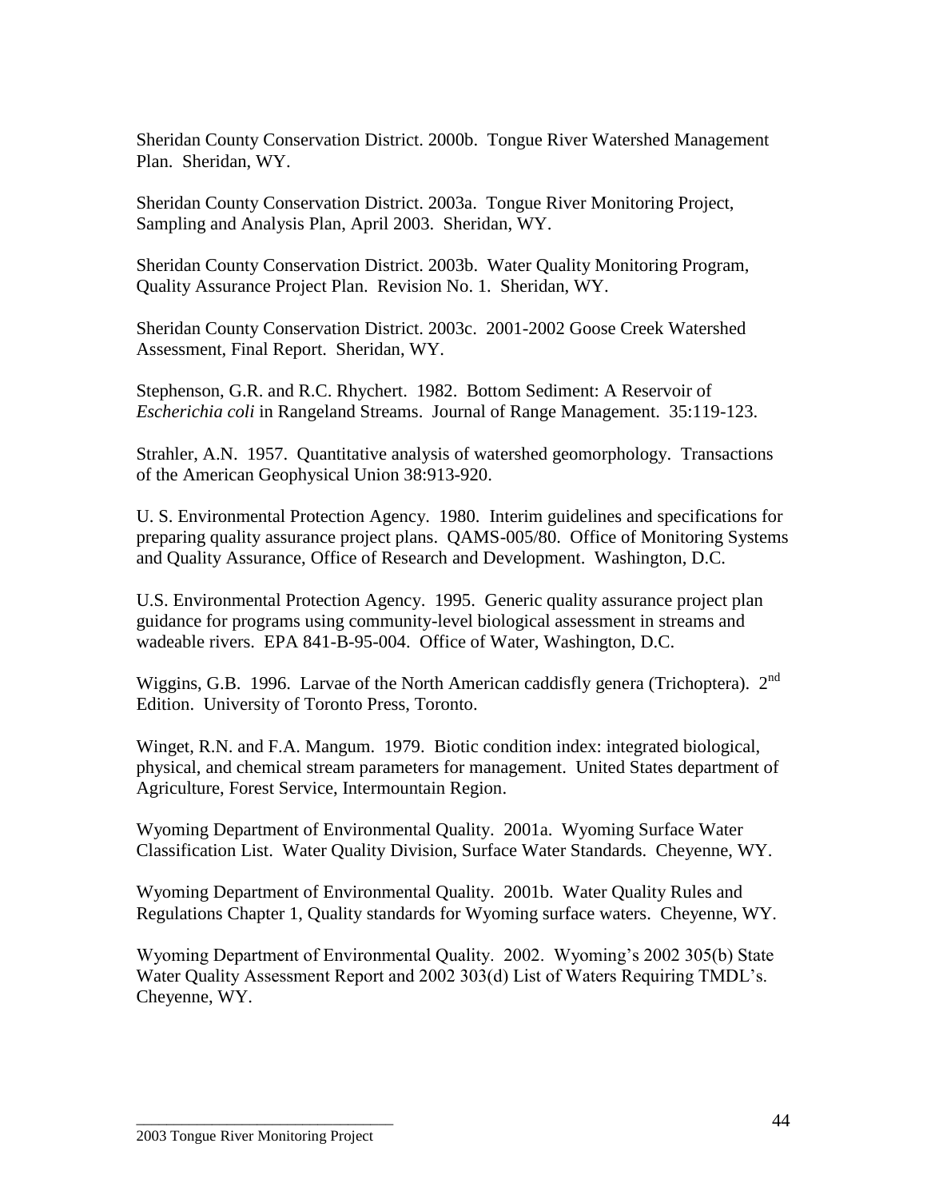Sheridan County Conservation District. 2000b. Tongue River Watershed Management Plan. Sheridan, WY.

Sheridan County Conservation District. 2003a. Tongue River Monitoring Project, Sampling and Analysis Plan, April 2003. Sheridan, WY.

Sheridan County Conservation District. 2003b. Water Quality Monitoring Program, Quality Assurance Project Plan. Revision No. 1. Sheridan, WY.

Sheridan County Conservation District. 2003c. 2001-2002 Goose Creek Watershed Assessment, Final Report. Sheridan, WY.

Stephenson, G.R. and R.C. Rhychert. 1982. Bottom Sediment: A Reservoir of *Escherichia coli* in Rangeland Streams. Journal of Range Management. 35:119-123.

Strahler, A.N. 1957. Quantitative analysis of watershed geomorphology. Transactions of the American Geophysical Union 38:913-920.

U. S. Environmental Protection Agency. 1980. Interim guidelines and specifications for preparing quality assurance project plans. QAMS-005/80. Office of Monitoring Systems and Quality Assurance, Office of Research and Development. Washington, D.C.

U.S. Environmental Protection Agency. 1995. Generic quality assurance project plan guidance for programs using community-level biological assessment in streams and wadeable rivers. EPA 841-B-95-004. Office of Water, Washington, D.C.

Wiggins, G.B. 1996. Larvae of the North American caddisfly genera (Trichoptera). 2nd Edition. University of Toronto Press, Toronto.

Winget, R.N. and F.A. Mangum. 1979. Biotic condition index: integrated biological, physical, and chemical stream parameters for management. United States department of Agriculture, Forest Service, Intermountain Region.

Wyoming Department of Environmental Quality. 2001a. Wyoming Surface Water Classification List. Water Quality Division, Surface Water Standards. Cheyenne, WY.

Wyoming Department of Environmental Quality. 2001b. Water Quality Rules and Regulations Chapter 1, Quality standards for Wyoming surface waters. Cheyenne, WY.

Wyoming Department of Environmental Quality. 2002. Wyoming's 2002 305(b) State Water Quality Assessment Report and 2002 303(d) List of Waters Requiring TMDL's. Cheyenne, WY.